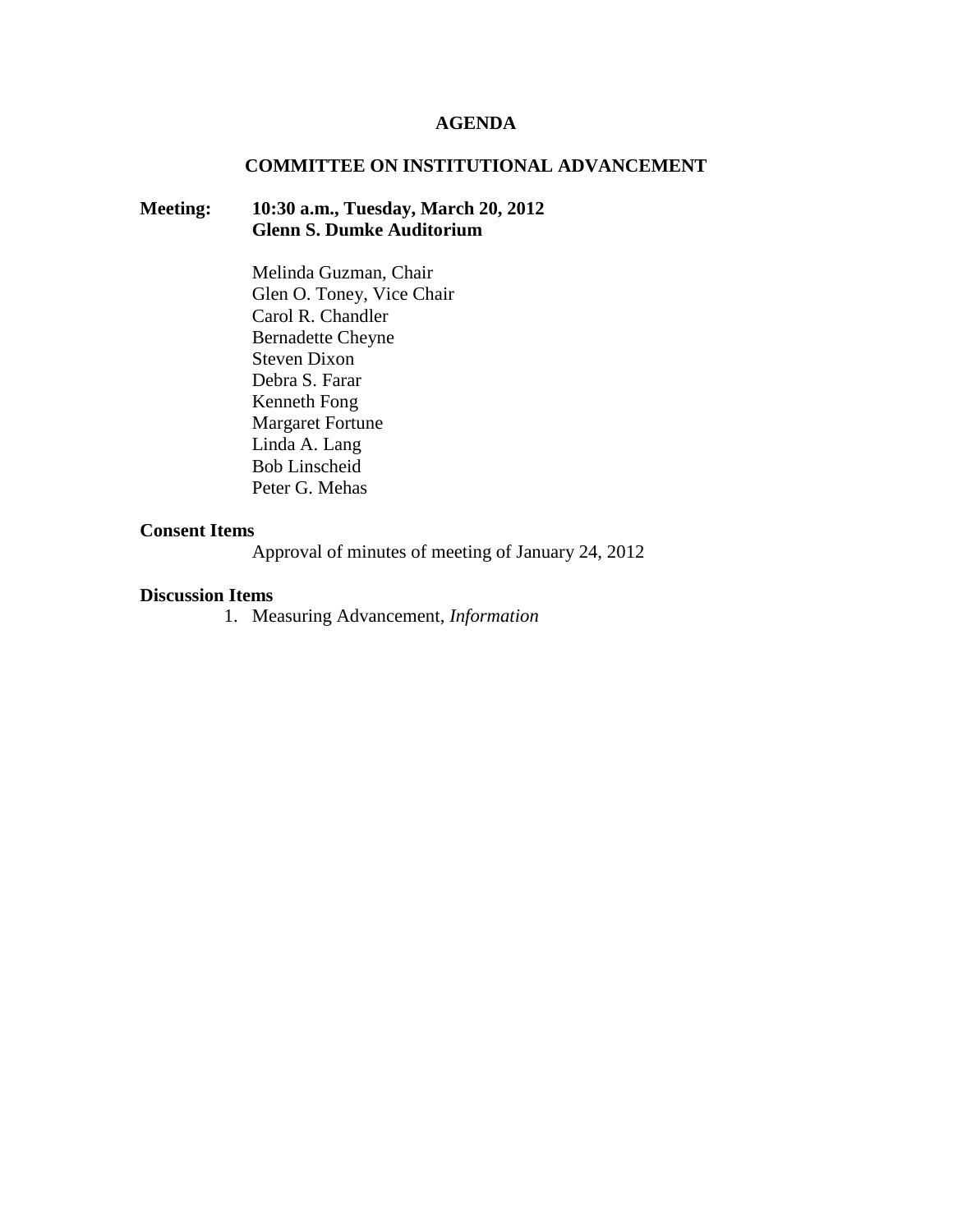# AGENDA

## COMMITTEE ON INSTITUTIONAL ADVANCEMENT

**Meeting:** **10:30 a.m., Tuesday, March 20, 2012**
**Glenn S. Dumke Auditorium**

Melinda Guzman, Chair
Glen O. Toney, Vice Chair
Carol R. Chandler
Bernadette Cheyne
Steven Dixon
Debra S. Farar
Kenneth Fong
Margaret Fortune
Linda A. Lang
Bob Linscheid
Peter G. Mehas

**Consent Items**

Approval of minutes of meeting of January 24, 2012

**Discussion Items**

1. Measuring Advancement, *Information*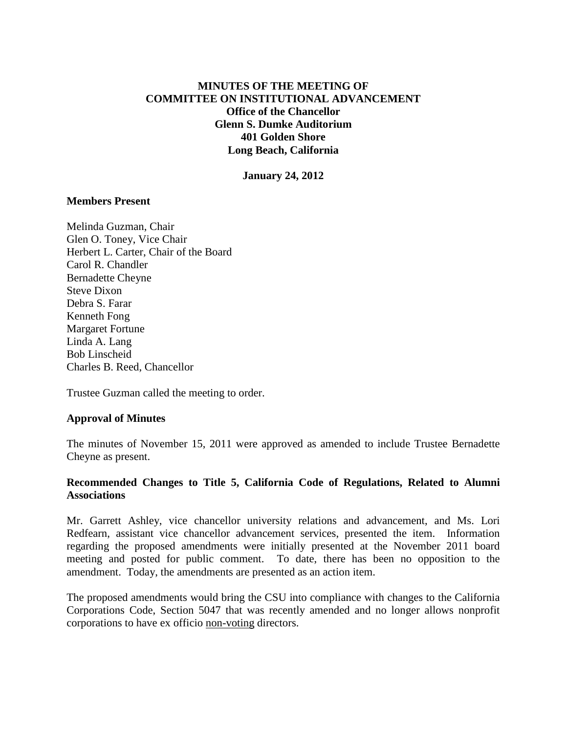**MINUTES OF THE MEETING OF**
**COMMITTEE ON INSTITUTIONAL ADVANCEMENT**
**Office of the Chancellor**
**Glenn S. Dumke Auditorium**
**401 Golden Shore**
**Long Beach, California**

**January 24, 2012**

**Members Present**

Melinda Guzman, Chair
Glen O. Toney, Vice Chair
Herbert L. Carter, Chair of the Board
Carol R. Chandler
Bernadette Cheyne
Steve Dixon
Debra S. Farar
Kenneth Fong
Margaret Fortune
Linda A. Lang
Bob Linscheid
Charles B. Reed, Chancellor

Trustee Guzman called the meeting to order.

**Approval of Minutes**

The minutes of November 15, 2011 were approved as amended to include Trustee Bernadette Cheyne as present.

**Recommended Changes to Title 5, California Code of Regulations, Related to Alumni Associations**

Mr. Garrett Ashley, vice chancellor university relations and advancement, and Ms. Lori Redfearn, assistant vice chancellor advancement services, presented the item. Information regarding the proposed amendments were initially presented at the November 2011 board meeting and posted for public comment. To date, there has been no opposition to the amendment. Today, the amendments are presented as an action item.

The proposed amendments would bring the CSU into compliance with changes to the California Corporations Code, Section 5047 that was recently amended and no longer allows nonprofit corporations to have ex officio non-voting directors.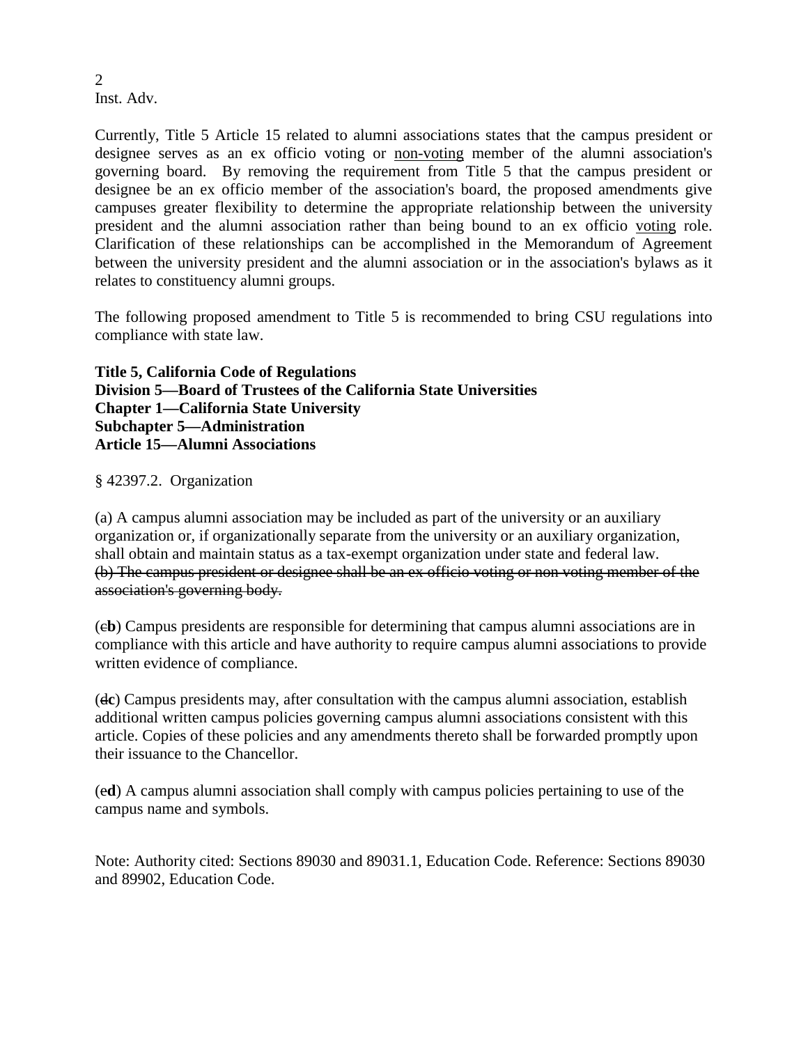Currently, Title 5 Article 15 related to alumni associations states that the campus president or designee serves as an ex officio voting or <u>non-voting</u> member of the alumni association's governing board. By removing the requirement from Title 5 that the campus president or designee be an ex officio member of the association's board, the proposed amendments give campuses greater flexibility to determine the appropriate relationship between the university president and the alumni association rather than being bound to an ex officio <u>voting</u> role. Clarification of these relationships can be accomplished in the Memorandum of Agreement between the university president and the alumni association or in the association's bylaws as it relates to constituency alumni groups.

The following proposed amendment to Title 5 is recommended to bring CSU regulations into compliance with state law.

**Title 5, California Code of Regulations**
**Division 5—Board of Trustees of the California State Universities**
**Chapter 1—California State University**
**Subchapter 5—Administration**
**Article 15—Alumni Associations**

§ 42397.2. Organization

(a) A campus alumni association may be included as part of the university or an auxiliary organization or, if organizationally separate from the university or an auxiliary organization, shall obtain and maintain status as a tax-exempt organization under state and federal law.
~~(b) The campus president or designee shall be an ex officio voting or non voting member of the association's governing body.~~

(~~c~~**b**) Campus presidents are responsible for determining that campus alumni associations are in compliance with this article and have authority to require campus alumni associations to provide written evidence of compliance.

(~~d~~**c**) Campus presidents may, after consultation with the campus alumni association, establish additional written campus policies governing campus alumni associations consistent with this article. Copies of these policies and any amendments thereto shall be forwarded promptly upon their issuance to the Chancellor.

(~~e~~**d**) A campus alumni association shall comply with campus policies pertaining to use of the campus name and symbols.

Note: Authority cited: Sections 89030 and 89031.1, Education Code. Reference: Sections 89030 and 89902, Education Code.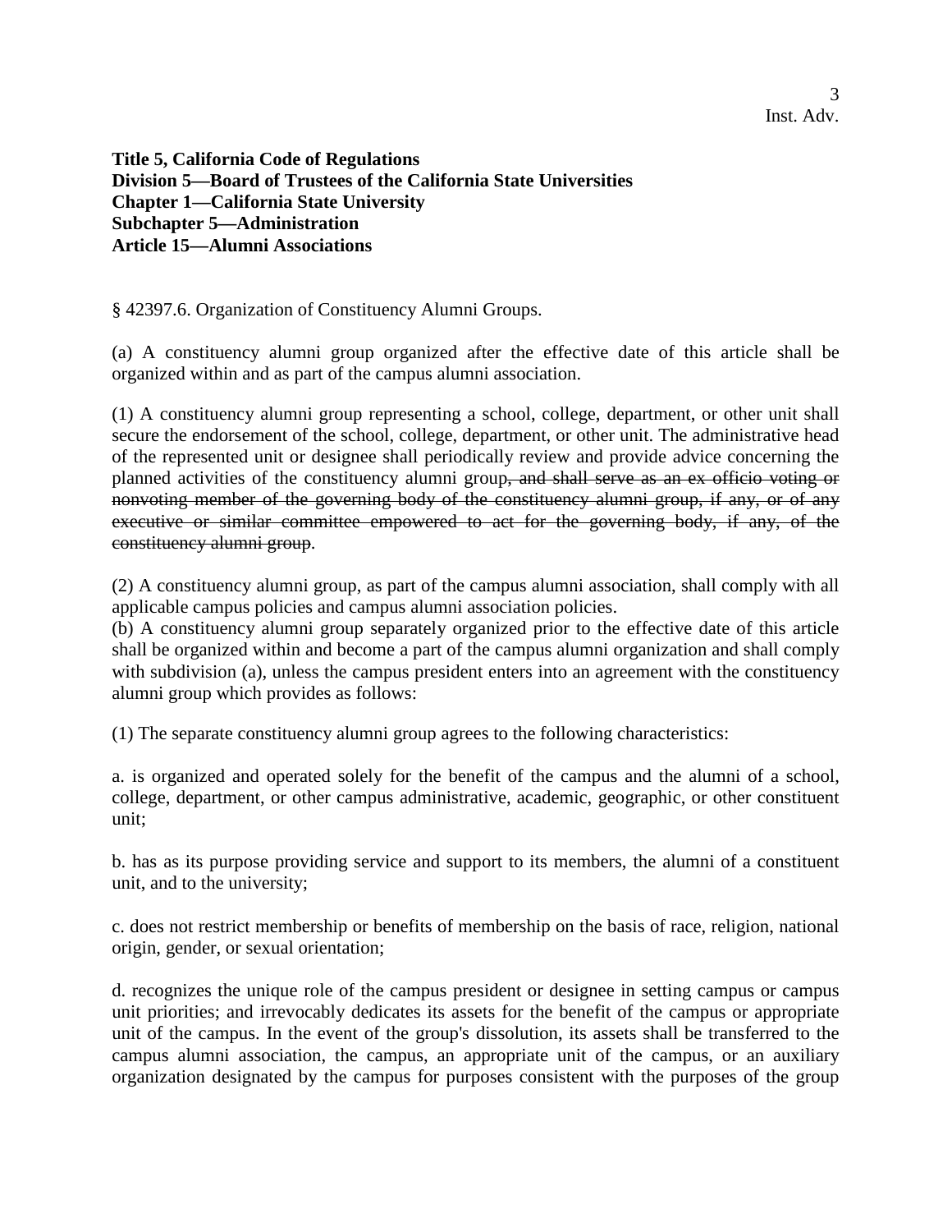**Title 5, California Code of Regulations**
**Division 5—Board of Trustees of the California State Universities**
**Chapter 1—California State University**
**Subchapter 5—Administration**
**Article 15—Alumni Associations**

§ 42397.6. Organization of Constituency Alumni Groups.

(a) A constituency alumni group organized after the effective date of this article shall be organized within and as part of the campus alumni association.

(1) A constituency alumni group representing a school, college, department, or other unit shall secure the endorsement of the school, college, department, or other unit. The administrative head of the represented unit or designee shall periodically review and provide advice concerning the planned activities of the constituency alumni group~~, and shall serve as an ex officio voting or nonvoting member of the governing body of the constituency alumni group, if any, or of any executive or similar committee empowered to act for the governing body, if any, of the constituency alumni group~~.

(2) A constituency alumni group, as part of the campus alumni association, shall comply with all applicable campus policies and campus alumni association policies.

(b) A constituency alumni group separately organized prior to the effective date of this article shall be organized within and become a part of the campus alumni organization and shall comply with subdivision (a), unless the campus president enters into an agreement with the constituency alumni group which provides as follows:

(1) The separate constituency alumni group agrees to the following characteristics:

a. is organized and operated solely for the benefit of the campus and the alumni of a school, college, department, or other campus administrative, academic, geographic, or other constituent unit;

b. has as its purpose providing service and support to its members, the alumni of a constituent unit, and to the university;

c. does not restrict membership or benefits of membership on the basis of race, religion, national origin, gender, or sexual orientation;

d. recognizes the unique role of the campus president or designee in setting campus or campus unit priorities; and irrevocably dedicates its assets for the benefit of the campus or appropriate unit of the campus. In the event of the group's dissolution, its assets shall be transferred to the campus alumni association, the campus, an appropriate unit of the campus, or an auxiliary organization designated by the campus for purposes consistent with the purposes of the group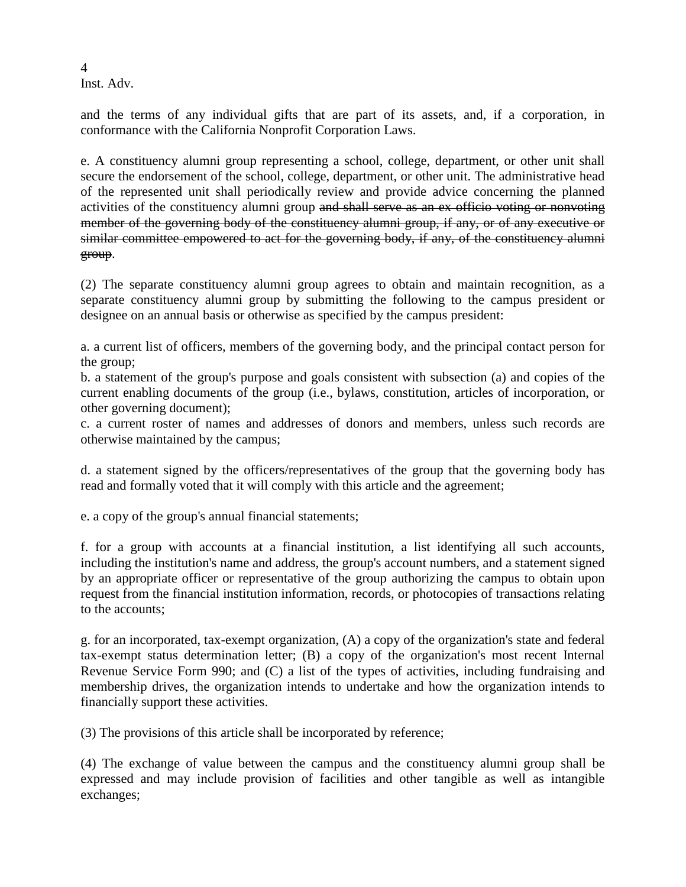and the terms of any individual gifts that are part of its assets, and, if a corporation, in conformance with the California Nonprofit Corporation Laws.

e. A constituency alumni group representing a school, college, department, or other unit shall secure the endorsement of the school, college, department, or other unit. The administrative head of the represented unit shall periodically review and provide advice concerning the planned activities of the constituency alumni group ~~and shall serve as an ex officio voting or nonvoting member of the governing body of the constituency alumni group, if any, or of any executive or similar committee empowered to act for the governing body, if any, of the constituency alumni group~~.

(2) The separate constituency alumni group agrees to obtain and maintain recognition, as a separate constituency alumni group by submitting the following to the campus president or designee on an annual basis or otherwise as specified by the campus president:

a. a current list of officers, members of the governing body, and the principal contact person for the group;
b. a statement of the group's purpose and goals consistent with subsection (a) and copies of the current enabling documents of the group (i.e., bylaws, constitution, articles of incorporation, or other governing document);
c. a current roster of names and addresses of donors and members, unless such records are otherwise maintained by the campus;

d. a statement signed by the officers/representatives of the group that the governing body has read and formally voted that it will comply with this article and the agreement;

e. a copy of the group's annual financial statements;

f. for a group with accounts at a financial institution, a list identifying all such accounts, including the institution's name and address, the group's account numbers, and a statement signed by an appropriate officer or representative of the group authorizing the campus to obtain upon request from the financial institution information, records, or photocopies of transactions relating to the accounts;

g. for an incorporated, tax-exempt organization, (A) a copy of the organization's state and federal tax-exempt status determination letter; (B) a copy of the organization's most recent Internal Revenue Service Form 990; and (C) a list of the types of activities, including fundraising and membership drives, the organization intends to undertake and how the organization intends to financially support these activities.

(3) The provisions of this article shall be incorporated by reference;

(4) The exchange of value between the campus and the constituency alumni group shall be expressed and may include provision of facilities and other tangible as well as intangible exchanges;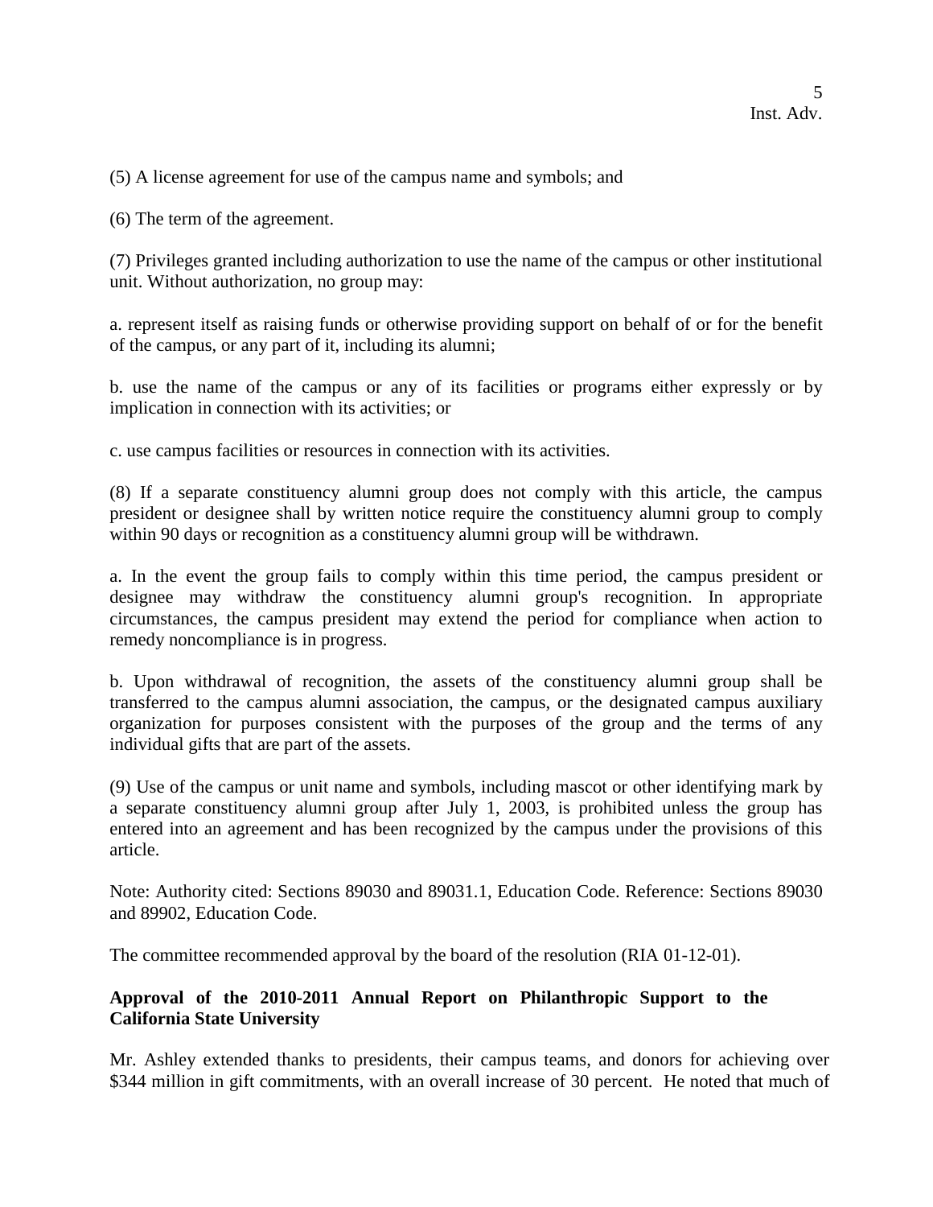(5) A license agreement for use of the campus name and symbols; and

(6) The term of the agreement.

(7) Privileges granted including authorization to use the name of the campus or other institutional unit. Without authorization, no group may:

a. represent itself as raising funds or otherwise providing support on behalf of or for the benefit of the campus, or any part of it, including its alumni;

b. use the name of the campus or any of its facilities or programs either expressly or by implication in connection with its activities; or

c. use campus facilities or resources in connection with its activities.

(8) If a separate constituency alumni group does not comply with this article, the campus president or designee shall by written notice require the constituency alumni group to comply within 90 days or recognition as a constituency alumni group will be withdrawn.

a. In the event the group fails to comply within this time period, the campus president or designee may withdraw the constituency alumni group's recognition. In appropriate circumstances, the campus president may extend the period for compliance when action to remedy noncompliance is in progress.

b. Upon withdrawal of recognition, the assets of the constituency alumni group shall be transferred to the campus alumni association, the campus, or the designated campus auxiliary organization for purposes consistent with the purposes of the group and the terms of any individual gifts that are part of the assets.

(9) Use of the campus or unit name and symbols, including mascot or other identifying mark by a separate constituency alumni group after July 1, 2003, is prohibited unless the group has entered into an agreement and has been recognized by the campus under the provisions of this article.

Note: Authority cited: Sections 89030 and 89031.1, Education Code. Reference: Sections 89030 and 89902, Education Code.

The committee recommended approval by the board of the resolution (RIA 01-12-01).

**Approval of the 2010-2011 Annual Report on Philanthropic Support to the California State University**

Mr. Ashley extended thanks to presidents, their campus teams, and donors for achieving over $344 million in gift commitments, with an overall increase of 30 percent. He noted that much of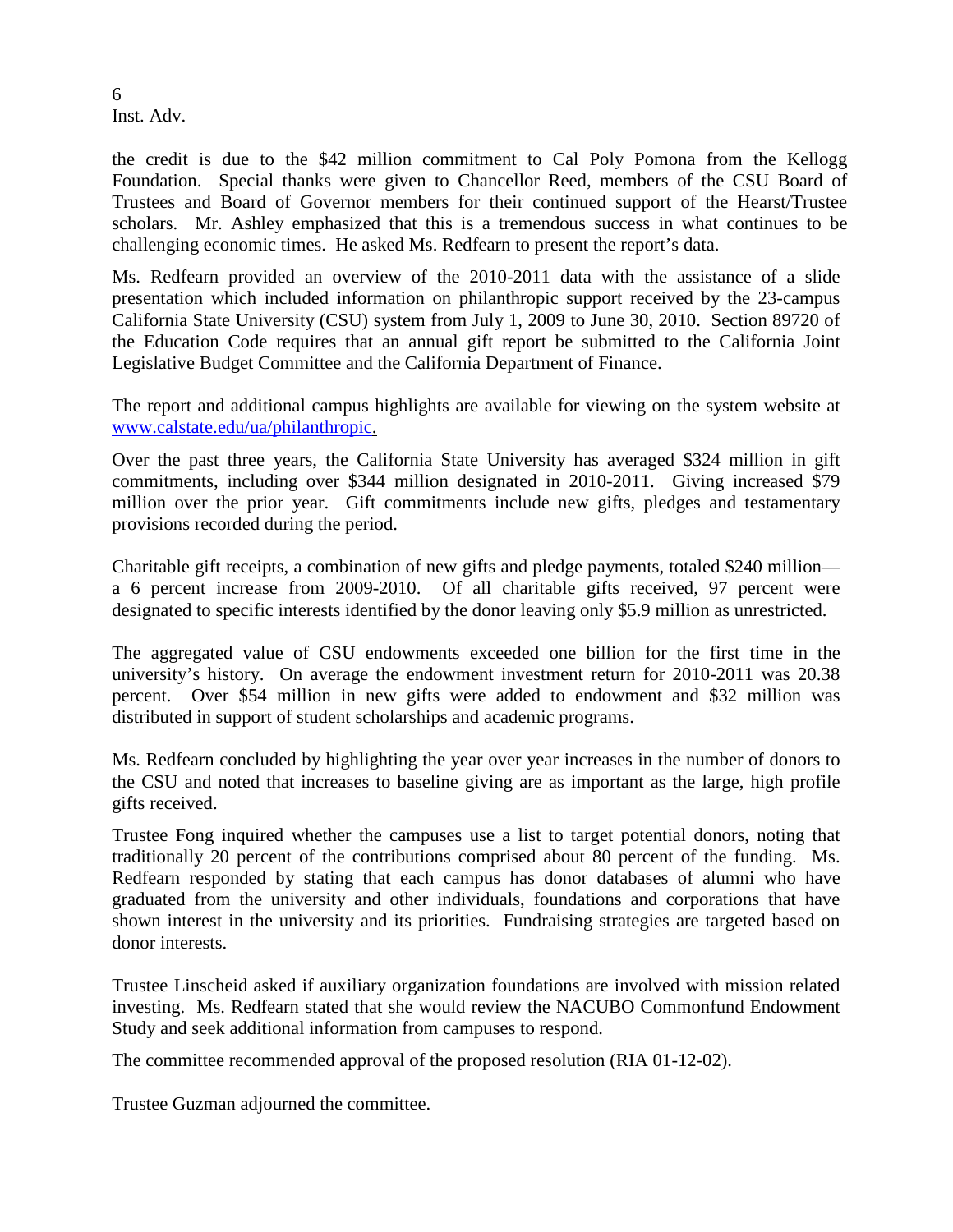the credit is due to the $42 million commitment to Cal Poly Pomona from the Kellogg Foundation. Special thanks were given to Chancellor Reed, members of the CSU Board of Trustees and Board of Governor members for their continued support of the Hearst/Trustee scholars. Mr. Ashley emphasized that this is a tremendous success in what continues to be challenging economic times. He asked Ms. Redfearn to present the report's data.

Ms. Redfearn provided an overview of the 2010-2011 data with the assistance of a slide presentation which included information on philanthropic support received by the 23-campus California State University (CSU) system from July 1, 2009 to June 30, 2010. Section 89720 of the Education Code requires that an annual gift report be submitted to the California Joint Legislative Budget Committee and the California Department of Finance.

The report and additional campus highlights are available for viewing on the system website at [www.calstate.edu/ua/philanthropic.](http://www.calstate.edu/ua/philanthropic)

Over the past three years, the California State University has averaged $324 million in gift commitments, including over $344 million designated in 2010-2011. Giving increased $79 million over the prior year. Gift commitments include new gifts, pledges and testamentary provisions recorded during the period.

Charitable gift receipts, a combination of new gifts and pledge payments, totaled $240 million—a 6 percent increase from 2009-2010. Of all charitable gifts received, 97 percent were designated to specific interests identified by the donor leaving only $5.9 million as unrestricted.

The aggregated value of CSU endowments exceeded one billion for the first time in the university's history. On average the endowment investment return for 2010-2011 was 20.38 percent. Over $54 million in new gifts were added to endowment and $32 million was distributed in support of student scholarships and academic programs.

Ms. Redfearn concluded by highlighting the year over year increases in the number of donors to the CSU and noted that increases to baseline giving are as important as the large, high profile gifts received.

Trustee Fong inquired whether the campuses use a list to target potential donors, noting that traditionally 20 percent of the contributions comprised about 80 percent of the funding. Ms. Redfearn responded by stating that each campus has donor databases of alumni who have graduated from the university and other individuals, foundations and corporations that have shown interest in the university and its priorities. Fundraising strategies are targeted based on donor interests.

Trustee Linscheid asked if auxiliary organization foundations are involved with mission related investing. Ms. Redfearn stated that she would review the NACUBO Commonfund Endowment Study and seek additional information from campuses to respond.

The committee recommended approval of the proposed resolution (RIA 01-12-02).

Trustee Guzman adjourned the committee.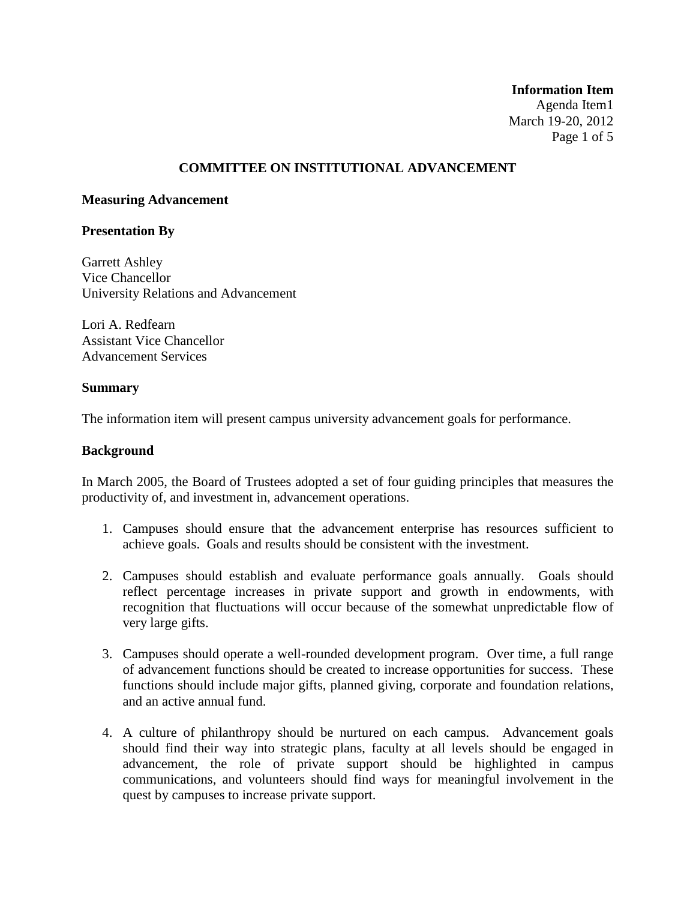**Information Item**
Agenda Item1
March 19-20, 2012

## COMMITTEE ON INSTITUTIONAL ADVANCEMENT

**Measuring Advancement**

**Presentation By**

Garrett Ashley
Vice Chancellor
University Relations and Advancement

Lori A. Redfearn
Assistant Vice Chancellor
Advancement Services

**Summary**

The information item will present campus university advancement goals for performance.

**Background**

In March 2005, the Board of Trustees adopted a set of four guiding principles that measures the productivity of, and investment in, advancement operations.

1. Campuses should ensure that the advancement enterprise has resources sufficient to achieve goals. Goals and results should be consistent with the investment.

2. Campuses should establish and evaluate performance goals annually. Goals should reflect percentage increases in private support and growth in endowments, with recognition that fluctuations will occur because of the somewhat unpredictable flow of very large gifts.

3. Campuses should operate a well-rounded development program. Over time, a full range of advancement functions should be created to increase opportunities for success. These functions should include major gifts, planned giving, corporate and foundation relations, and an active annual fund.

4. A culture of philanthropy should be nurtured on each campus. Advancement goals should find their way into strategic plans, faculty at all levels should be engaged in advancement, the role of private support should be highlighted in campus communications, and volunteers should find ways for meaningful involvement in the quest by campuses to increase private support.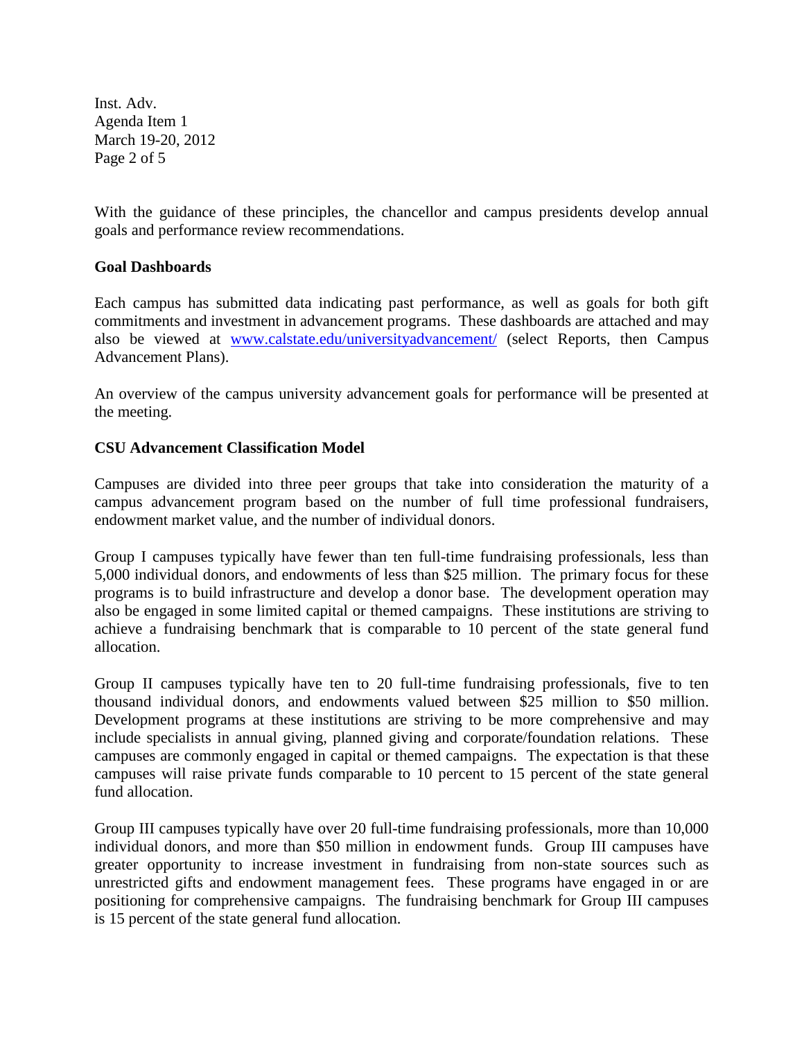With the guidance of these principles, the chancellor and campus presidents develop annual goals and performance review recommendations.

**Goal Dashboards**

Each campus has submitted data indicating past performance, as well as goals for both gift commitments and investment in advancement programs. These dashboards are attached and may also be viewed at [www.calstate.edu/universityadvancement/](www.calstate.edu/universityadvancement/) (select Reports, then Campus Advancement Plans).

An overview of the campus university advancement goals for performance will be presented at the meeting.

**CSU Advancement Classification Model**

Campuses are divided into three peer groups that take into consideration the maturity of a campus advancement program based on the number of full time professional fundraisers, endowment market value, and the number of individual donors.

Group I campuses typically have fewer than ten full-time fundraising professionals, less than 5,000 individual donors, and endowments of less than $25 million. The primary focus for these programs is to build infrastructure and develop a donor base. The development operation may also be engaged in some limited capital or themed campaigns. These institutions are striving to achieve a fundraising benchmark that is comparable to 10 percent of the state general fund allocation.

Group II campuses typically have ten to 20 full-time fundraising professionals, five to ten thousand individual donors, and endowments valued between $25 million to $50 million. Development programs at these institutions are striving to be more comprehensive and may include specialists in annual giving, planned giving and corporate/foundation relations. These campuses are commonly engaged in capital or themed campaigns. The expectation is that these campuses will raise private funds comparable to 10 percent to 15 percent of the state general fund allocation.

Group III campuses typically have over 20 full-time fundraising professionals, more than 10,000 individual donors, and more than $50 million in endowment funds. Group III campuses have greater opportunity to increase investment in fundraising from non-state sources such as unrestricted gifts and endowment management fees. These programs have engaged in or are positioning for comprehensive campaigns. The fundraising benchmark for Group III campuses is 15 percent of the state general fund allocation.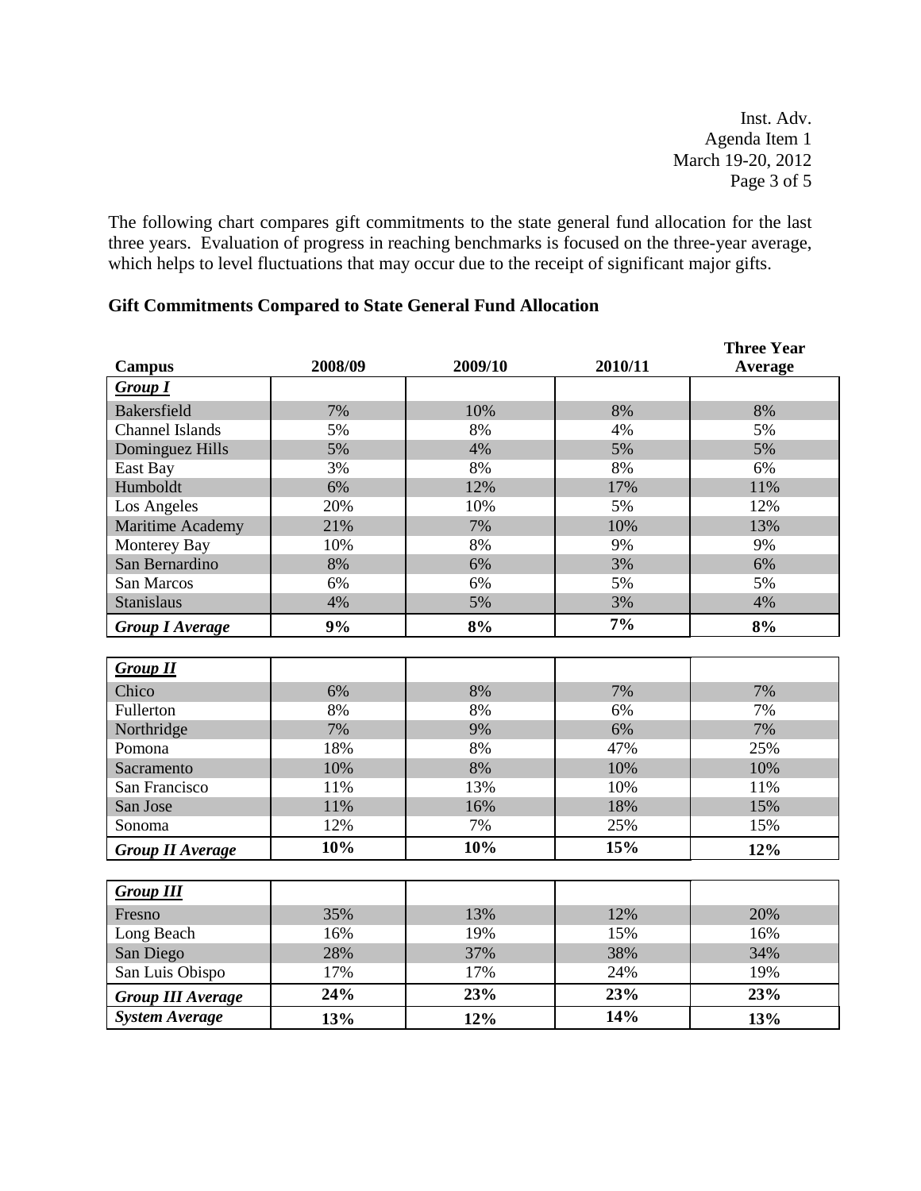The following chart compares gift commitments to the state general fund allocation for the last three years. Evaluation of progress in reaching benchmarks is focused on the three-year average, which helps to level fluctuations that may occur due to the receipt of significant major gifts.

**Gift Commitments Compared to State General Fund Allocation**

| Campus | 2008/09 | 2009/10 | 2010/11 | Three Year Average |
|---|---|---|---|---|
| ***Group I*** | | | | |
| Bakersfield | 7% | 10% | 8% | 8% |
| Channel Islands | 5% | 8% | 4% | 5% |
| Dominguez Hills | 5% | 4% | 5% | 5% |
| East Bay | 3% | 8% | 8% | 6% |
| Humboldt | 6% | 12% | 17% | 11% |
| Los Angeles | 20% | 10% | 5% | 12% |
| Maritime Academy | 21% | 7% | 10% | 13% |
| Monterey Bay | 10% | 8% | 9% | 9% |
| San Bernardino | 8% | 6% | 3% | 6% |
| San Marcos | 6% | 6% | 5% | 5% |
| Stanislaus | 4% | 5% | 3% | 4% |
| ***Group I Average*** | **9%** | **8%** | **7%** | **8%** |
| ***Group II*** | | | | |
| Chico | 6% | 8% | 7% | 7% |
| Fullerton | 8% | 8% | 6% | 7% |
| Northridge | 7% | 9% | 6% | 7% |
| Pomona | 18% | 8% | 47% | 25% |
| Sacramento | 10% | 8% | 10% | 10% |
| San Francisco | 11% | 13% | 10% | 11% |
| San Jose | 11% | 16% | 18% | 15% |
| Sonoma | 12% | 7% | 25% | 15% |
| ***Group II Average*** | **10%** | **10%** | **15%** | **12%** |
| ***Group III*** | | | | |
| Fresno | 35% | 13% | 12% | 20% |
| Long Beach | 16% | 19% | 15% | 16% |
| San Diego | 28% | 37% | 38% | 34% |
| San Luis Obispo | 17% | 17% | 24% | 19% |
| ***Group III Average*** | **24%** | **23%** | **23%** | **23%** |
| ***System Average*** | **13%** | **12%** | **14%** | **13%** |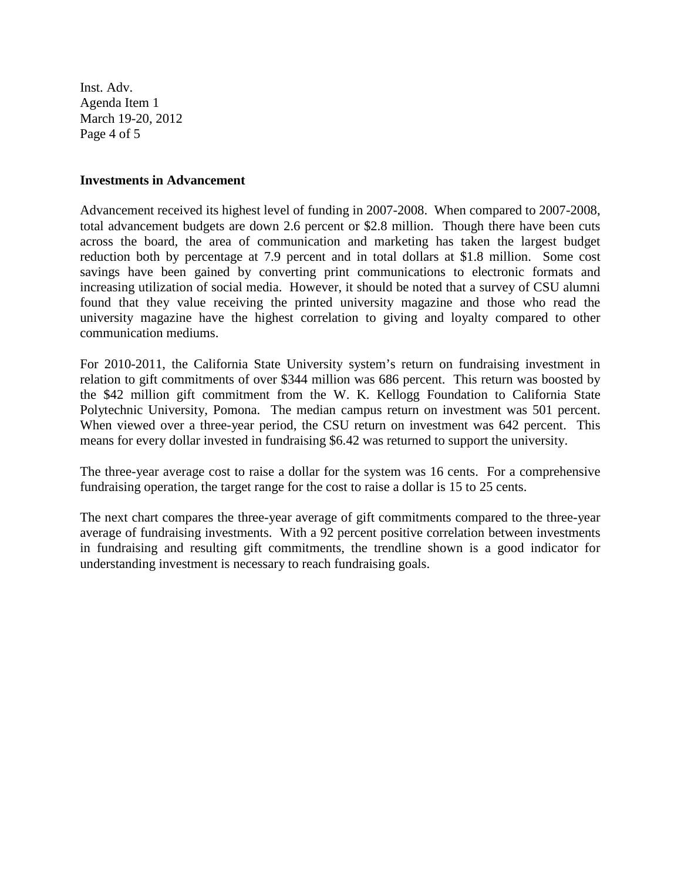**Investments in Advancement**

Advancement received its highest level of funding in 2007-2008. When compared to 2007-2008, total advancement budgets are down 2.6 percent or $2.8 million. Though there have been cuts across the board, the area of communication and marketing has taken the largest budget reduction both by percentage at 7.9 percent and in total dollars at $1.8 million. Some cost savings have been gained by converting print communications to electronic formats and increasing utilization of social media. However, it should be noted that a survey of CSU alumni found that they value receiving the printed university magazine and those who read the university magazine have the highest correlation to giving and loyalty compared to other communication mediums.

For 2010-2011, the California State University system's return on fundraising investment in relation to gift commitments of over $344 million was 686 percent. This return was boosted by the $42 million gift commitment from the W. K. Kellogg Foundation to California State Polytechnic University, Pomona. The median campus return on investment was 501 percent. When viewed over a three-year period, the CSU return on investment was 642 percent. This means for every dollar invested in fundraising $6.42 was returned to support the university.

The three-year average cost to raise a dollar for the system was 16 cents. For a comprehensive fundraising operation, the target range for the cost to raise a dollar is 15 to 25 cents.

The next chart compares the three-year average of gift commitments compared to the three-year average of fundraising investments. With a 92 percent positive correlation between investments in fundraising and resulting gift commitments, the trendline shown is a good indicator for understanding investment is necessary to reach fundraising goals.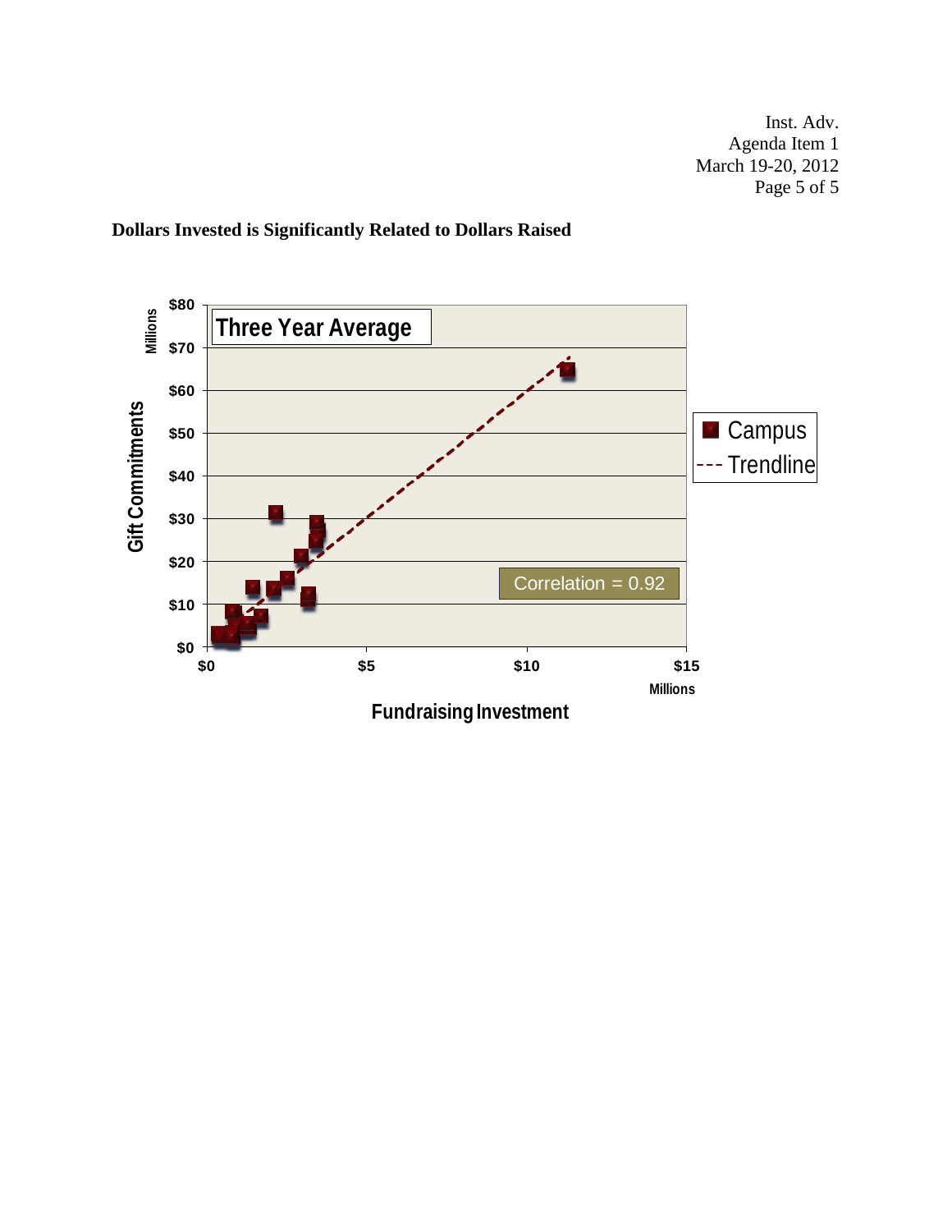**Dollars Invested is Significantly Related to Dollars Raised**

Three Year Average

Gift Commitments

Millions

$80
$70
$60
$50
$40
$30
$20
$10
$0

$0
$5
$10
$15

Millions

Fundraising Investment

Campus
Trendline

Correlation = 0.92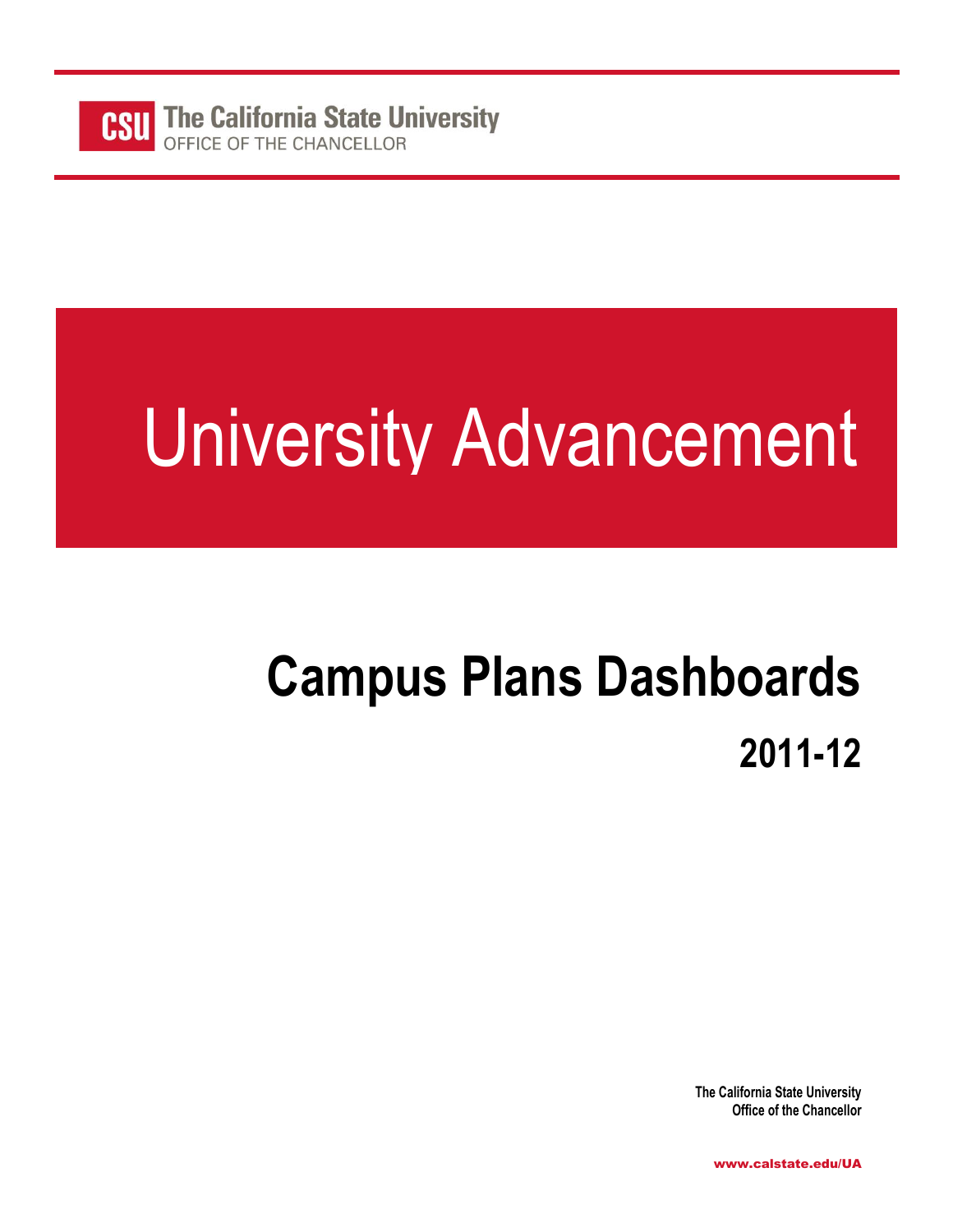CSU The California State University
OFFICE OF THE CHANCELLOR

# University Advancement

## Campus Plans Dashboards

### 2011-12

**The California State University**
**Office of the Chancellor**

www.calstate.edu/UA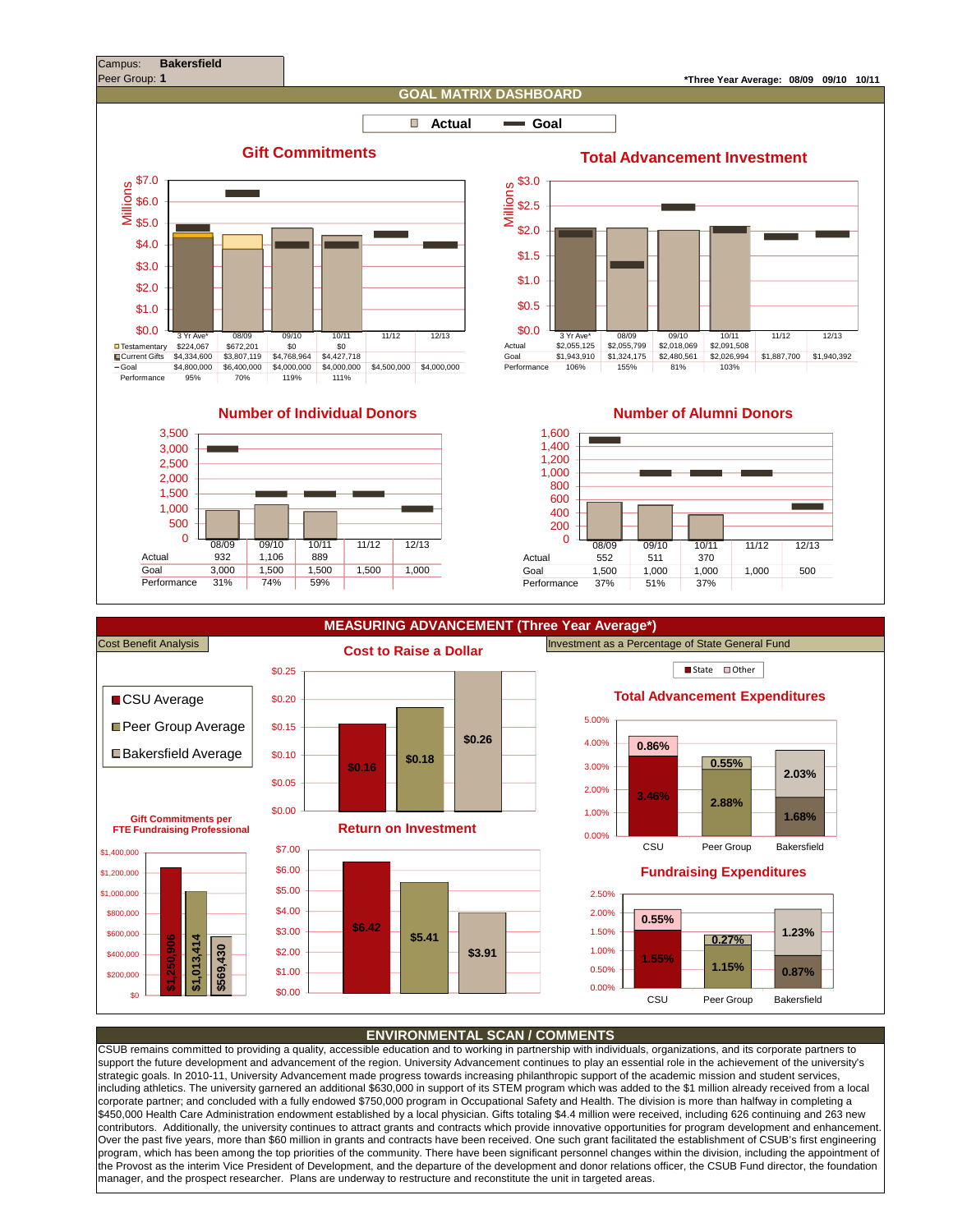Campus: **Bakersfield**
Peer Group: **1**

*Three Year Average: 08/09 09/10 10/11

## GOAL MATRIX DASHBOARD

Actual — Goal

### Gift Commitments

Millions
$7.0
$6.0
$5.0
$4.0
$3.0
$2.0
$1.0
$0.0

| | 3 Yr Ave* | 08/09 | 09/10 | 10/11 | 11/12 | 12/13 |
|---|---|---|---|---|---|---|
| Testamentary | $224,067 | $672,201 | $0 | $0 | | |
| Current Gifts | $4,334,600 | $3,807,119 | $4,768,964 | $4,427,718 | | |
| Goal | $4,800,000 | $6,400,000 | $4,000,000 | $4,000,000 | $4,500,000 | $4,000,000 |
| Performance | 95% | 70% | 119% | 111% | | |

### Total Advancement Investment

Millions
$3.0
$2.5
$2.0
$1.5
$1.0
$0.5
$0.0

| | 3 Yr Ave* | 08/09 | 09/10 | 10/11 | 11/12 | 12/13 |
|---|---|---|---|---|---|---|
| Actual | $2,055,125 | $2,055,799 | $2,018,069 | $2,091,508 | | |
| Goal | $1,943,910 | $1,324,175 | $2,480,561 | $2,026,994 | $1,887,700 | $1,940,392 |
| Performance | 106% | 155% | 81% | 103% | | |

### Number of Individual Donors

3,500
3,000
2,500
2,000
1,500
1,000
500
0

| | 08/09 | 09/10 | 10/11 | 11/12 | 12/13 |
|---|---|---|---|---|---|
| Actual | 932 | 1,106 | 889 | | |
| Goal | 3,000 | 1,500 | 1,500 | 1,500 | 1,000 |
| Performance | 31% | 74% | 59% | | |

### Number of Alumni Donors

1,600
1,400
1,200
1,000
800
600
400
200
0

| | 08/09 | 09/10 | 10/11 | 11/12 | 12/13 |
|---|---|---|---|---|---|
| Actual | 552 | 511 | 370 | | |
| Goal | 1,500 | 1,000 | 1,000 | 1,000 | 500 |
| Performance | 37% | 51% | 37% | | |

## MEASURING ADVANCEMENT (Three Year Average*)

Cost Benefit Analysis

CSU Average
Peer Group Average
Bakersfield Average

### Cost to Raise a Dollar

$0.25
$0.20
$0.15
$0.10
$0.05
$0.00
$0.16
$0.18
$0.26

### Gift Commitments per FTE Fundraising Professional

$1,400,000
$1,200,000
$1,000,000
$800,000
$600,000
$400,000
$200,000
$0
$1,250,906
$1,013,414
$569,430

### Return on Investment

$7.00
$6.00
$5.00
$4.00
$3.00
$2.00
$1.00
$0.00
$6.42
$5.41
$3.91

Investment as a Percentage of State General Fund

State Other

### Total Advancement Expenditures

5.00%
4.00%
3.00%
2.00%
1.00%
0.00%
CSU: 3.46% / 0.86%
Peer Group: 2.88% / 0.55%
Bakersfield: 1.68% / 2.03%

### Fundraising Expenditures

2.50%
2.00%
1.50%
1.00%
0.50%
0.00%
CSU: 1.55% / 0.55%
Peer Group: 1.15% / 0.27%
Bakersfield: 0.87% / 1.23%

## ENVIRONMENTAL SCAN / COMMENTS

CSUB remains committed to providing a quality, accessible education and to working in partnership with individuals, organizations, and its corporate partners to support the future development and advancement of the region. University Advancement continues to play an essential role in the achievement of the university's strategic goals. In 2010-11, University Advancement made progress towards increasing philanthropic support of the academic mission and student services, including athletics. The university garnered an additional $630,000 in support of its STEM program which was added to the $1 million already received from a local corporate partner; and concluded with a fully endowed $750,000 program in Occupational Safety and Health. The division is more than halfway in completing a $450,000 Health Care Administration endowment established by a local physician. Gifts totaling $4.4 million were received, including 626 continuing and 263 new contributors. Additionally, the university continues to attract grants and contracts which provide innovative opportunities for program development and enhancement. Over the past five years, more than $60 million in grants and contracts have been received. One such grant facilitated the establishment of CSUB's first engineering program, which has been among the top priorities of the community. There have been significant personnel changes within the division, including the appointment of the Provost as the interim Vice President of Development, and the departure of the development and donor relations officer, the CSUB Fund director, the foundation manager, and the prospect researcher. Plans are underway to restructure and reconstitute the unit in targeted areas.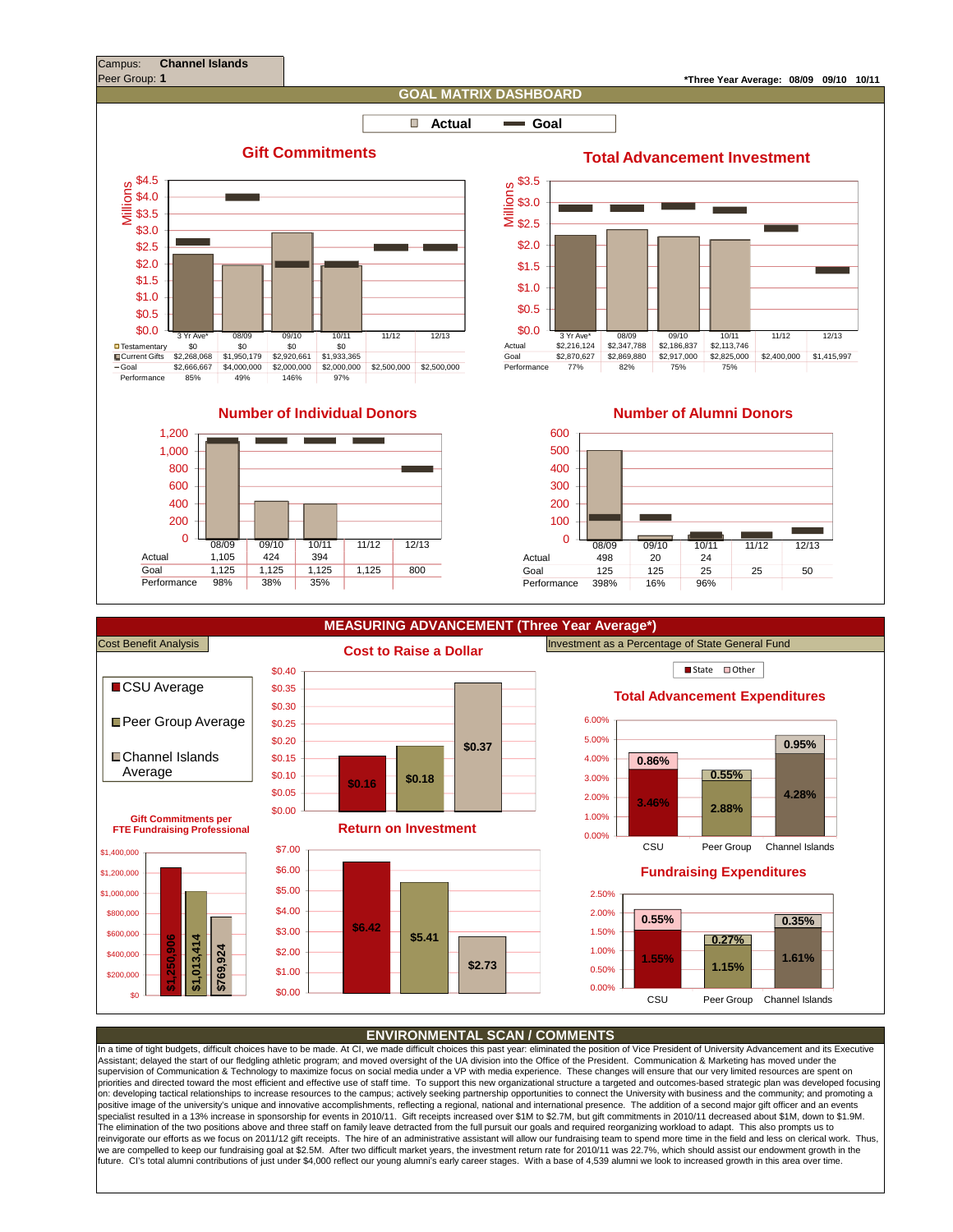Campus: **Channel Islands**
Peer Group: **1**

*Three Year Average: 08/09 09/10 10/11

## GOAL MATRIX DASHBOARD

Actual
Goal

### Gift Commitments

Millions
$4.5
$4.0
$3.5
$3.0
$2.5
$2.0
$1.5
$1.0
$0.5
$0.0

| | 3 Yr Ave* | 08/09 | 09/10 | 10/11 | 11/12 | 12/13 |
|---|---|---|---|---|---|---|
| Testamentary | $0 | $0 | $0 | $0 | | |
| Current Gifts | $2,268,068 | $1,950,179 | $2,920,661 | $1,933,365 | | |
| Goal | $2,666,667 | $4,000,000 | $2,000,000 | $2,000,000 | $2,500,000 | $2,500,000 |
| Performance | 85% | 49% | 146% | 97% | | |

### Total Advancement Investment

Millions
$3.5
$3.0
$2.5
$2.0
$1.5
$1.0
$0.5
$0.0

| | 3 Yr Ave* | 08/09 | 09/10 | 10/11 | 11/12 | 12/13 |
|---|---|---|---|---|---|---|
| Actual | $2,216,124 | $2,347,788 | $2,186,837 | $2,113,746 | | |
| Goal | $2,870,627 | $2,869,880 | $2,917,000 | $2,825,000 | $2,400,000 | $1,415,997 |
| Performance | 77% | 82% | 75% | 75% | | |

### Number of Individual Donors

1,200
1,000
800
600
400
200
0

| | 08/09 | 09/10 | 10/11 | 11/12 | 12/13 |
|---|---|---|---|---|---|
| Actual | 1,105 | 424 | 394 | | |
| Goal | 1,125 | 1,125 | 1,125 | 1,125 | 800 |
| Performance | 98% | 38% | 35% | | |

### Number of Alumni Donors

600
500
400
300
200
100
0

| | 08/09 | 09/10 | 10/11 | 11/12 | 12/13 |
|---|---|---|---|---|---|
| Actual | 498 | 20 | 24 | | |
| Goal | 125 | 125 | 25 | 25 | 50 |
| Performance | 398% | 16% | 96% | | |

## MEASURING ADVANCEMENT (Three Year Average*)

Cost Benefit Analysis

CSU Average
Peer Group Average
Channel Islands Average

### Cost to Raise a Dollar

$0.40
$0.35
$0.30
$0.25
$0.20
$0.15
$0.10
$0.05
$0.00

$0.16
$0.18
$0.37

### Gift Commitments per FTE Fundraising Professional

$1,400,000
$1,200,000
$1,000,000
$800,000
$600,000
$400,000
$200,000
$0

$1,250,906
$1,013,414
$769,924

### Return on Investment

$7.00
$6.00
$5.00
$4.00
$3.00
$2.00
$1.00
$0.00

$6.42
$5.41
$2.73

Investment as a Percentage of State General Fund

State
Other

### Total Advancement Expenditures

6.00%
5.00%
4.00%
3.00%
2.00%
1.00%
0.00%

CSU: 3.46%, 0.86%
Peer Group: 2.88%, 0.55%
Channel Islands: 4.28%, 0.95%

### Fundraising Expenditures

2.50%
2.00%
1.50%
1.00%
0.50%
0.00%

CSU: 1.55%, 0.55%
Peer Group: 1.15%, 0.27%
Channel Islands: 1.61%, 0.35%

## ENVIRONMENTAL SCAN / COMMENTS

In a time of tight budgets, difficult choices have to be made. At CI, we made difficult choices this past year: eliminated the position of Vice President of University Advancement and its Executive Assistant; delayed the start of our fledgling athletic program; and moved oversight of the UA division into the Office of the President. Communication & Marketing has moved under the supervision of Communication & Technology to maximize focus on social media under a VP with media experience. These changes will ensure that our very limited resources are spent on priorities and directed toward the most efficient and effective use of staff time. To support this new organizational structure a targeted and outcomes-based strategic plan was developed focusing on: developing tactical relationships to increase resources to the campus; actively seeking partnership opportunities to connect the University with business and the community; and promoting a positive image of the university's unique and innovative accomplishments, reflecting a regional, national and international presence. The addition of a second major gift officer and an events specialist resulted in a 13% increase in sponsorship for events in 2010/11. Gift receipts increased over $1M to $2.7M, but gift commitments in 2010/11 decreased about $1M, down to $1.9M. The elimination of the two positions above and three staff on family leave detracted from the full pursuit our goals and required reorganizing workload to adapt. This also prompts us to reinvigorate our efforts as we focus on 2011/12 gift receipts. The hire of an administrative assistant will allow our fundraising team to spend more time in the field and less on clerical work. Thus, we are compelled to keep our fundraising goal at $2.5M. After two difficult market years, the investment return rate for 2010/11 was 22.7%, which should assist our endowment growth in the future. CI's total alumni contributions of just under $4,000 reflect our young alumni's early career stages. With a base of 4,539 alumni we look to increased growth in this area over time.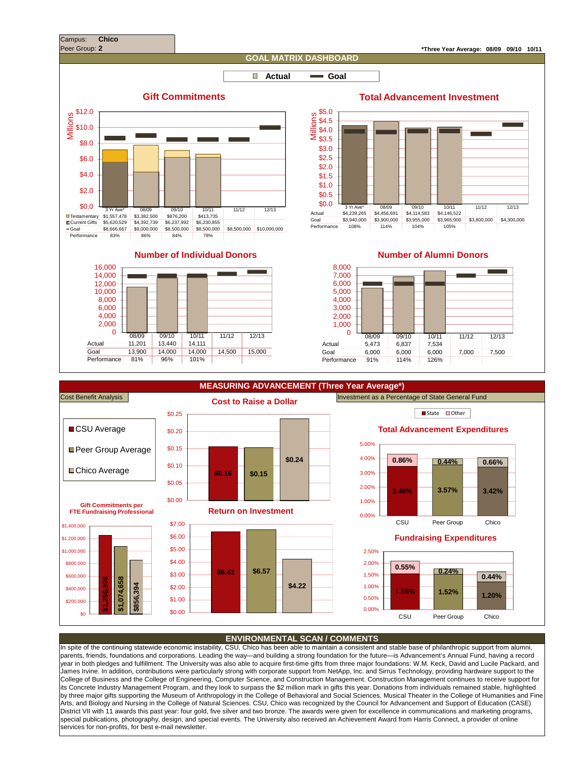Campus: **Chico**
Peer Group: **2**

*Three Year Average: 08/09 09/10 10/11

## GOAL MATRIX DASHBOARD

Actual — Goal

### Gift Commitments

Millions
$12.0
$10.0
$8.0
$6.0
$4.0
$2.0
$0.0

| | 3 Yr Ave* | 08/09 | 09/10 | 10/11 | 11/12 | 12/13 |
|---|---|---|---|---|---|---|
| Testamentary | $1,557,478 | $3,382,500 | $876,200 | $413,735 | | |
| Current Gifts | $5,620,529 | $4,392,739 | $6,237,992 | $6,230,855 | | |
| Goal | $8,666,667 | $9,000,000 | $8,500,000 | $8,500,000 | $8,500,000 | $10,000,000 |
| Performance | 83% | 86% | 84% | 78% | | |

### Total Advancement Investment

Millions
$5.0
$4.5
$4.0
$3.5
$3.0
$2.5
$2.0
$1.5
$1.0
$0.5
$0.0

| | 3 Yr Ave* | 08/09 | 09/10 | 10/11 | 11/12 | 12/13 |
|---|---|---|---|---|---|---|
| Actual | $4,239,265 | $4,456,691 | $4,114,583 | $4,146,522 | | |
| Goal | $3,940,000 | $3,900,000 | $3,955,000 | $3,965,000 | $3,800,000 | $4,300,000 |
| Performance | 108% | 114% | 104% | 105% | | |

### Number of Individual Donors

16,000
14,000
12,000
10,000
8,000
6,000
4,000
2,000
0

| | 08/09 | 09/10 | 10/11 | 11/12 | 12/13 |
|---|---|---|---|---|---|
| Actual | 11,201 | 13,440 | 14,111 | | |
| Goal | 13,900 | 14,000 | 14,000 | 14,500 | 15,000 |
| Performance | 81% | 96% | 101% | | |

### Number of Alumni Donors

8,000
7,000
6,000
5,000
4,000
3,000
2,000
1,000
0

| | 08/09 | 09/10 | 10/11 | 11/12 | 12/13 |
|---|---|---|---|---|---|
| Actual | 5,473 | 6,837 | 7,534 | | |
| Goal | 6,000 | 6,000 | 6,000 | 7,000 | 7,500 |
| Performance | 91% | 114% | 126% | | |

## MEASURING ADVANCEMENT (Three Year Average*)

Cost Benefit Analysis

CSU Average
Peer Group Average
Chico Average

### Cost to Raise a Dollar

$0.25
$0.20
$0.15
$0.10
$0.05
$0.00

$0.16
$0.15
$0.24

### Gift Commitments per FTE Fundraising Professional

$1,400,000
$1,200,000
$1,000,000
$800,000
$600,000
$400,000
$200,000
$0

$1,250,906
$1,074,658
$856,394

### Return on Investment

$7.00
$6.00
$5.00
$4.00
$3.00
$2.00
$1.00
$0.00

$6.42
$6.57
$4.22

Investment as a Percentage of State General Fund

State Other

### Total Advancement Expenditures

5.00%
4.00%
3.00%
2.00%
1.00%
0.00%

CSU: 0.86%, 3.46%
Peer Group: 0.44%, 3.57%
Chico: 0.66%, 3.42%

### Fundraising Expenditures

2.50%
2.00%
1.50%
1.00%
0.50%
0.00%

CSU: 0.55%, 1.55%
Peer Group: 0.24%, 1.52%
Chico: 0.44%, 1.20%

## ENVIRONMENTAL SCAN / COMMENTS

In spite of the continuing statewide economic instability, CSU, Chico has been able to maintain a consistent and stable base of philanthropic support from alumni, parents, friends, foundations and corporations. Leading the way—and building a strong foundation for the future—is Advancement's Annual Fund, having a record year in both pledges and fulfillment. The University was also able to acquire first-time gifts from three major foundations: W.M. Keck, David and Lucile Packard, and James Irvine. In addition, contributions were particularly strong with corporate support from NetApp, Inc. and Sirrus Technology, providing hardware support to the College of Business and the College of Engineering, Computer Science, and Construction Management. Construction Management continues to receive support for its Concrete Industry Management Program, and they look to surpass the $2 million mark in gifts this year. Donations from individuals remained stable, highlighted by three major gifts supporting the Museum of Anthropology in the College of Behavioral and Social Sciences, Musical Theater in the College of Humanities and Fine Arts, and Biology and Nursing in the College of Natural Sciences. CSU, Chico was recognized by the Council for Advancement and Support of Education (CASE) District VII with 11 awards this past year: four gold, five silver and two bronze. The awards were given for excellence in communications and marketing programs, special publications, photography, design, and special events. The University also received an Achievement Award from Harris Connect, a provider of online services for non-profits, for best e-mail newsletter.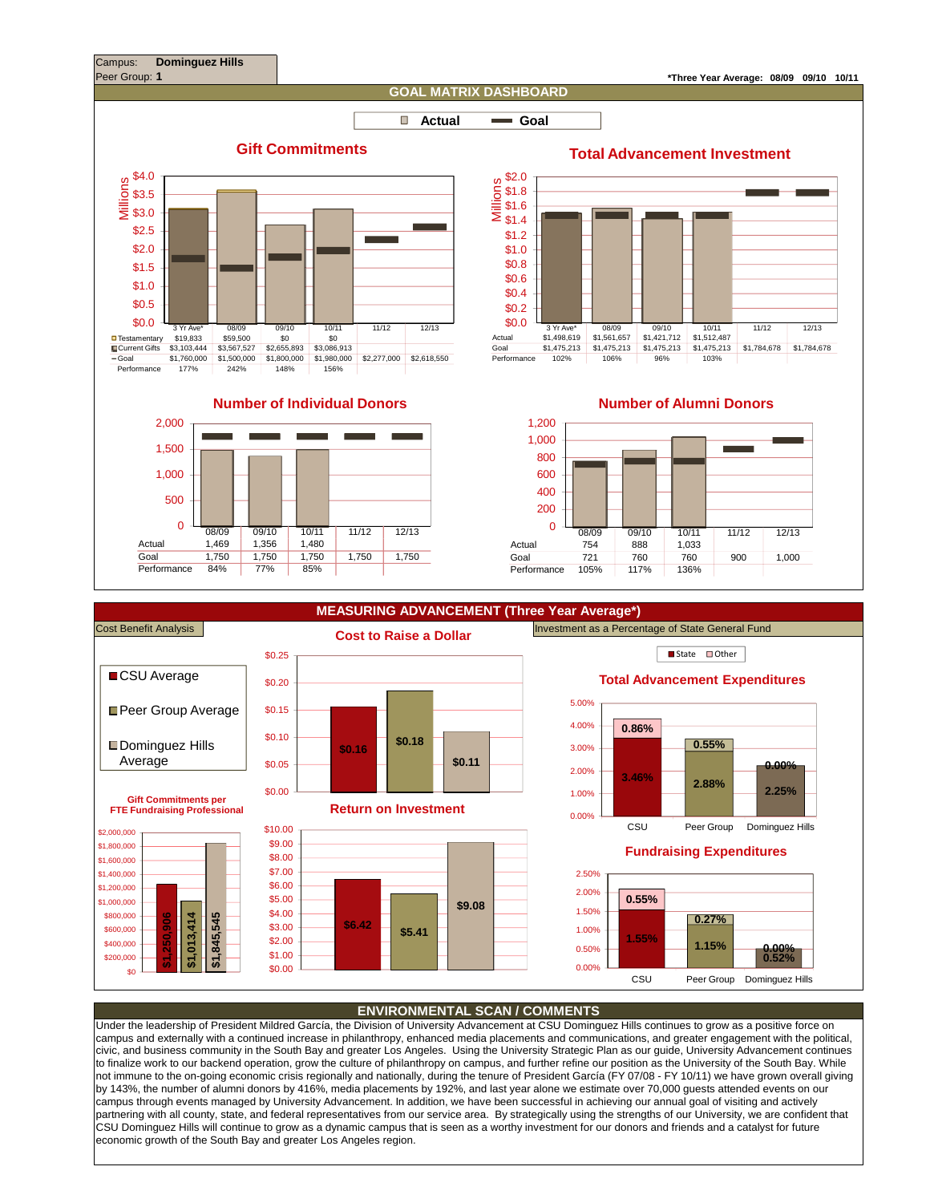Campus: **Dominguez Hills**
Peer Group: **1**

***Three Year Average: 08/09 09/10 10/11**

## GOAL MATRIX DASHBOARD

Actual — Goal

### Gift Commitments

Millions
$4.0 $3.5 $3.0 $2.5 $2.0 $1.5 $1.0 $0.5 $0.0

| | 3 Yr Ave* | 08/09 | 09/10 | 10/11 | 11/12 | 12/13 |
|---|---|---|---|---|---|---|
| Testamentary | $19,833 | $59,500 | $0 | $0 | | |
| Current Gifts | $3,103,444 | $3,567,527 | $2,655,893 | $3,086,913 | | |
| Goal | $1,760,000 | $1,500,000 | $1,800,000 | $1,980,000 | $2,277,000 | $2,618,550 |
| Performance | 177% | 242% | 148% | 156% | | |

### Total Advancement Investment

Millions
$2.0 $1.8 $1.6 $1.4 $1.2 $1.0 $0.8 $0.6 $0.4 $0.2 $0.0

| | 3 Yr Ave* | 08/09 | 09/10 | 10/11 | 11/12 | 12/13 |
|---|---|---|---|---|---|---|
| Actual | $1,498,619 | $1,561,657 | $1,421,712 | $1,512,487 | | |
| Goal | $1,475,213 | $1,475,213 | $1,475,213 | $1,475,213 | $1,784,678 | $1,784,678 |
| Performance | 102% | 106% | 96% | 103% | | |

### Number of Individual Donors

2,000 1,500 1,000 500 0

| | 08/09 | 09/10 | 10/11 | 11/12 | 12/13 |
|---|---|---|---|---|---|
| Actual | 1,469 | 1,356 | 1,480 | | |
| Goal | 1,750 | 1,750 | 1,750 | 1,750 | 1,750 |
| Performance | 84% | 77% | 85% | | |

### Number of Alumni Donors

1,200 1,000 800 600 400 200 0

| | 08/09 | 09/10 | 10/11 | 11/12 | 12/13 |
|---|---|---|---|---|---|
| Actual | 754 | 888 | 1,033 | | |
| Goal | 721 | 760 | 760 | 900 | 1,000 |
| Performance | 105% | 117% | 136% | | |

## MEASURING ADVANCEMENT (Three Year Average*)

Cost Benefit Analysis

CSU Average
Peer Group Average
Dominguez Hills Average

### Cost to Raise a Dollar

$0.25 $0.20 $0.15 $0.10 $0.05 $0.00

$0.16 $0.18 $0.11

### Gift Commitments per FTE Fundraising Professional

$2,000,000 $1,800,000 $1,600,000 $1,400,000 $1,200,000 $1,000,000 $800,000 $600,000 $400,000 $200,000 $0

$1,250,906 $1,013,414 $1,845,545

### Return on Investment

$10.00 $9.00 $8.00 $7.00 $6.00 $5.00 $4.00 $3.00 $2.00 $1.00 $0.00

$6.42 $5.41 $9.08

Investment as a Percentage of State General Fund

State Other

### Total Advancement Expenditures

5.00% 4.00% 3.00% 2.00% 1.00% 0.00%

CSU: 0.86% / 3.46%
Peer Group: 0.55% / 2.88%
Dominguez Hills: 0.00% / 2.25%

### Fundraising Expenditures

2.50% 2.00% 1.50% 1.00% 0.50% 0.00%

CSU: 0.55% / 1.55%
Peer Group: 0.27% / 1.15%
Dominguez Hills: 0.00% / 0.52%

## ENVIRONMENTAL SCAN / COMMENTS

Under the leadership of President Mildred García, the Division of University Advancement at CSU Dominguez Hills continues to grow as a positive force on campus and externally with a continued increase in philanthropy, enhanced media placements and communications, and greater engagement with the political, civic, and business community in the South Bay and greater Los Angeles. Using the University Strategic Plan as our guide, University Advancement continues to finalize work to our backend operation, grow the culture of philanthropy on campus, and further refine our position as the University of the South Bay. While not immune to the on-going economic crisis regionally and nationally, during the tenure of President García (FY 07/08 - FY 10/11) we have grown overall giving by 143%, the number of alumni donors by 416%, media placements by 192%, and last year alone we estimate over 70,000 guests attended events on our campus through events managed by University Advancement. In addition, we have been successful in achieving our annual goal of visiting and actively partnering with all county, state, and federal representatives from our service area. By strategically using the strengths of our University, we are confident that CSU Dominguez Hills will continue to grow as a dynamic campus that is seen as a worthy investment for our donors and friends and a catalyst for future economic growth of the South Bay and greater Los Angeles region.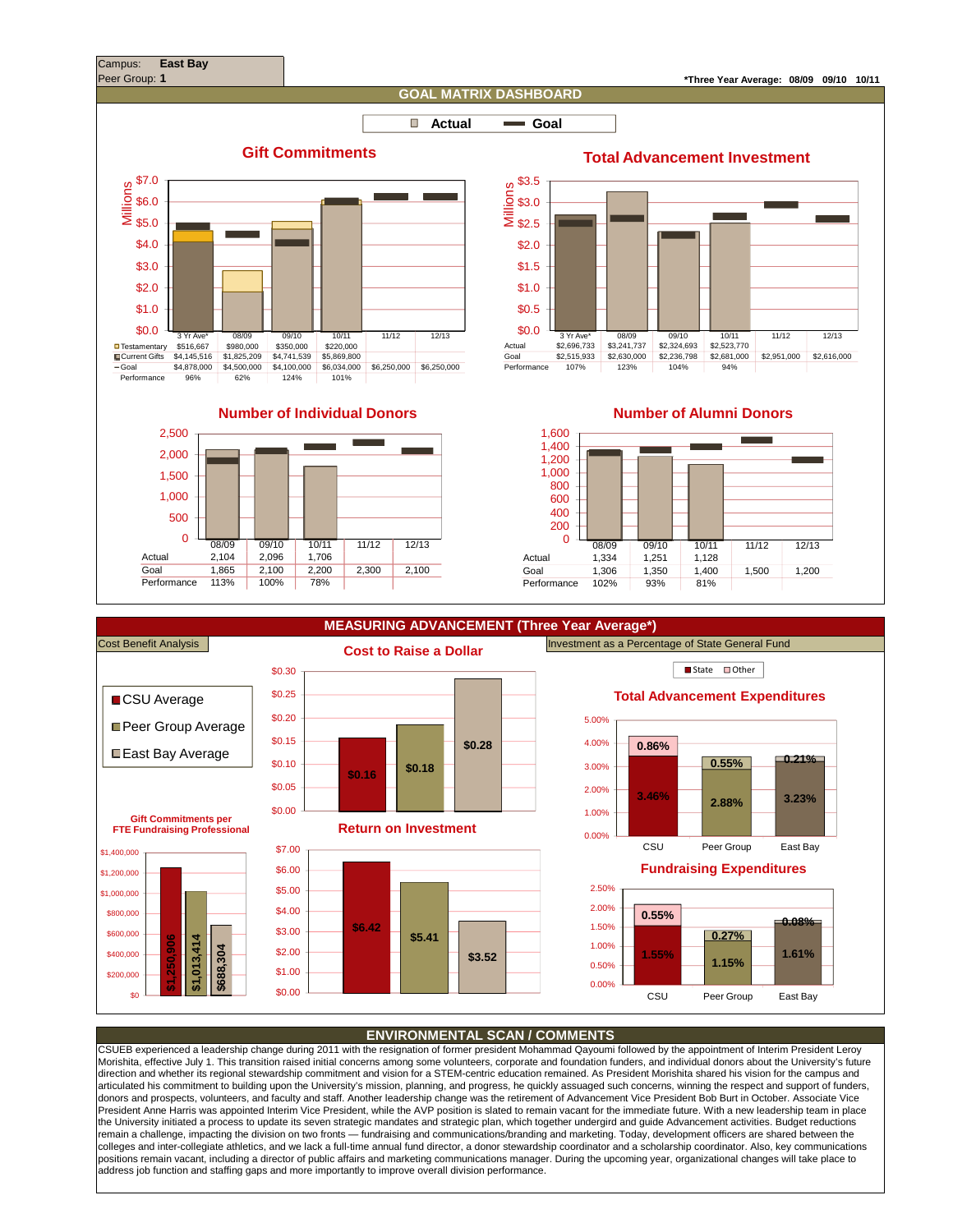Campus: **East Bay**
Peer Group: **1**

*Three Year Average: 08/09 09/10 10/11

## GOAL MATRIX DASHBOARD

Actual Goal

### Gift Commitments

Millions
$7.0
$6.0
$5.0
$4.0
$3.0
$2.0
$1.0
$0.0

| | 3 Yr Ave* | 08/09 | 09/10 | 10/11 | 11/12 | 12/13 |
|---|---|---|---|---|---|---|
| Testamentary | $516,667 | $980,000 | $350,000 | $220,000 | | |
| Current Gifts | $4,145,516 | $1,825,209 | $4,741,539 | $5,869,800 | | |
| Goal | $4,878,000 | $4,500,000 | $4,100,000 | $6,034,000 | $6,250,000 | $6,250,000 |
| Performance | 96% | 62% | 124% | 101% | | |

### Total Advancement Investment

Millions
$3.5
$3.0
$2.5
$2.0
$1.5
$1.0
$0.5
$0.0

| | 3 Yr Ave* | 08/09 | 09/10 | 10/11 | 11/12 | 12/13 |
|---|---|---|---|---|---|---|
| Actual | $2,696,733 | $3,241,737 | $2,324,693 | $2,523,770 | | |
| Goal | $2,515,933 | $2,630,000 | $2,236,798 | $2,681,000 | $2,951,000 | $2,616,000 |
| Performance | 107% | 123% | 104% | 94% | | |

### Number of Individual Donors

2,500
2,000
1,500
1,000
500
0

| | 08/09 | 09/10 | 10/11 | 11/12 | 12/13 |
|---|---|---|---|---|---|
| Actual | 2,104 | 2,096 | 1,706 | | |
| Goal | 1,865 | 2,100 | 2,200 | 2,300 | 2,100 |
| Performance | 113% | 100% | 78% | | |

### Number of Alumni Donors

1,600
1,400
1,200
1,000
800
600
400
200
0

| | 08/09 | 09/10 | 10/11 | 11/12 | 12/13 |
|---|---|---|---|---|---|
| Actual | 1,334 | 1,251 | 1,128 | | |
| Goal | 1,306 | 1,350 | 1,400 | 1,500 | 1,200 |
| Performance | 102% | 93% | 81% | | |

## MEASURING ADVANCEMENT (Three Year Average*)

Cost Benefit Analysis

CSU Average
Peer Group Average
East Bay Average

### Cost to Raise a Dollar

$0.30
$0.25
$0.20
$0.15
$0.10
$0.05
$0.00

$0.16
$0.18
$0.28

### Gift Commitments per FTE Fundraising Professional

$1,400,000
$1,200,000
$1,000,000
$800,000
$600,000
$400,000
$200,000
$0

$1,250,906
$1,013,414
$688,304

### Return on Investment

$7.00
$6.00
$5.00
$4.00
$3.00
$2.00
$1.00
$0.00

$6.42
$5.41
$3.52

Investment as a Percentage of State General Fund

State Other

### Total Advancement Expenditures

5.00%
4.00%
3.00%
2.00%
1.00%
0.00%

CSU: 0.86% 3.46%
Peer Group: 0.55% 2.88%
East Bay: 0.21% 3.23%

### Fundraising Expenditures

2.50%
2.00%
1.50%
1.00%
0.50%
0.00%

CSU: 0.55% 1.55%
Peer Group: 0.27% 1.15%
East Bay: 0.08% 1.61%

## ENVIRONMENTAL SCAN / COMMENTS

CSUEB experienced a leadership change during 2011 with the resignation of former president Mohammad Qayoumi followed by the appointment of Interim President Leroy Morishita, effective July 1. This transition raised initial concerns among some volunteers, corporate and foundation funders, and individual donors about the University's future direction and whether its regional stewardship commitment and vision for a STEM-centric education remained. As President Morishita shared his vision for the campus and articulated his commitment to building upon the University's mission, planning, and progress, he quickly assuaged such concerns, winning the respect and support of funders, donors and prospects, volunteers, and faculty and staff. Another leadership change was the retirement of Advancement Vice President Bob Burt in October. Associate Vice President Anne Harris was appointed Interim Vice President, while the AVP position is slated to remain vacant for the immediate future. With a new leadership team in place the University initiated a process to update its seven strategic mandates and strategic plan, which together undergird and guide Advancement activities. Budget reductions remain a challenge, impacting the division on two fronts — fundraising and communications/branding and marketing. Today, development officers are shared between the colleges and inter-collegiate athletics, and we lack a full-time annual fund director, a donor stewardship coordinator and a scholarship coordinator. Also, key communications positions remain vacant, including a director of public affairs and marketing communications manager. During the upcoming year, organizational changes will take place to address job function and staffing gaps and more importantly to improve overall division performance.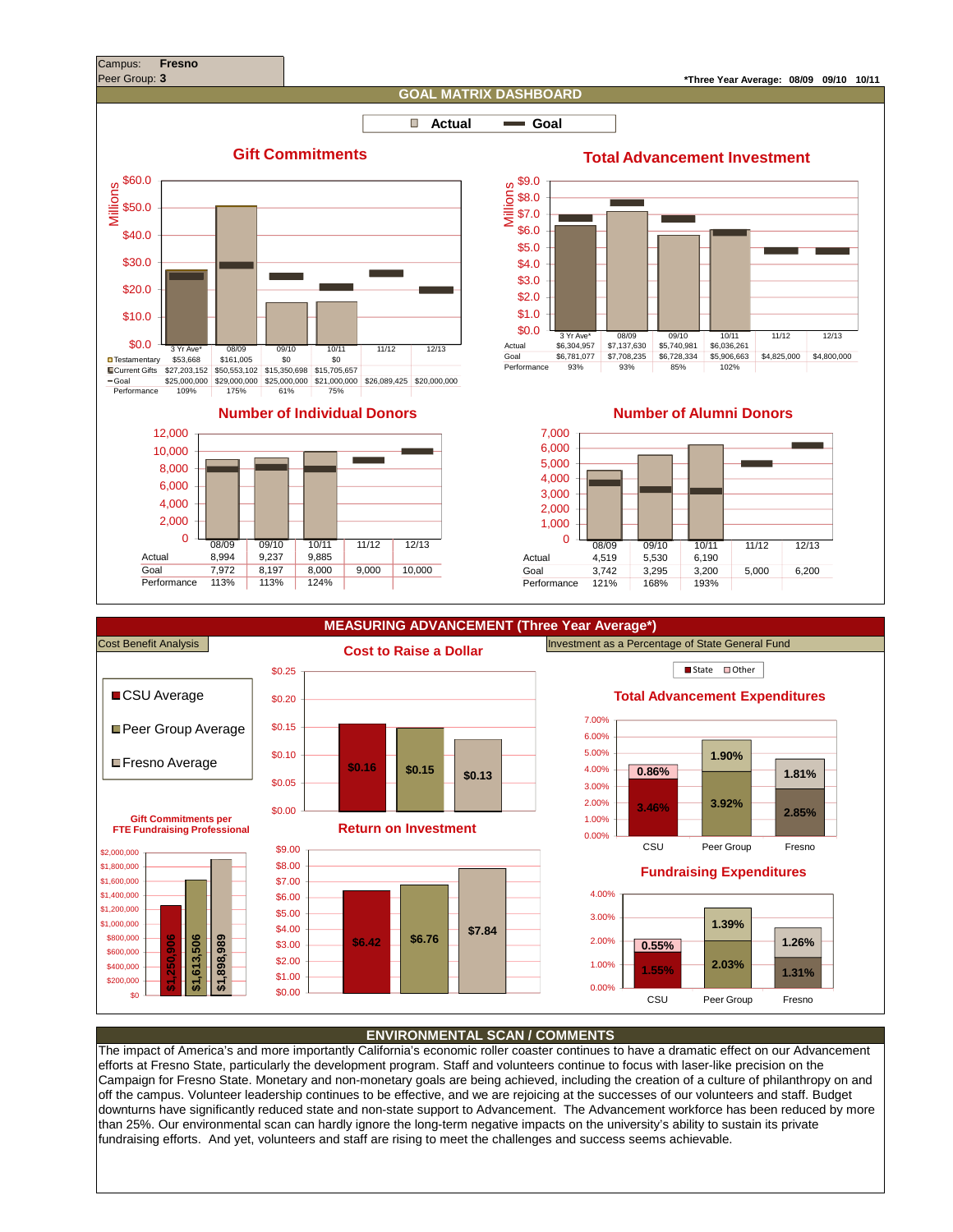Campus: **Fresno**
Peer Group: **3**

*Three Year Average: 08/09 09/10 10/11

## GOAL MATRIX DASHBOARD

Actual — Goal

### Gift Commitments

Millions
$60.0
$50.0
$40.0
$30.0
$20.0
$10.0
$0.0

| | 3 Yr Ave* | 08/09 | 09/10 | 10/11 | 11/12 | 12/13 |
|---|---|---|---|---|---|---|
| Testamentary | $53,668 | $161,005 | $0 | $0 | | |
| Current Gifts | $27,203,152 | $50,553,102 | $15,350,698 | $15,705,657 | | |
| Goal | $25,000,000 | $29,000,000 | $25,000,000 | $21,000,000 | $26,089,425 | $20,000,000 |
| Performance | 109% | 175% | 61% | 75% | | |

### Total Advancement Investment

Millions
$9.0
$8.0
$7.0
$6.0
$5.0
$4.0
$3.0
$2.0
$1.0
$0.0

| | 3 Yr Ave* | 08/09 | 09/10 | 10/11 | 11/12 | 12/13 |
|---|---|---|---|---|---|---|
| Actual | $6,304,957 | $7,137,630 | $5,740,981 | $6,036,261 | | |
| Goal | $6,781,077 | $7,708,235 | $6,728,334 | $5,906,663 | $4,825,000 | $4,800,000 |
| Performance | 93% | 93% | 85% | 102% | | |

### Number of Individual Donors

12,000
10,000
8,000
6,000
4,000
2,000
0

| | 08/09 | 09/10 | 10/11 | 11/12 | 12/13 |
|---|---|---|---|---|---|
| Actual | 8,994 | 9,237 | 9,885 | | |
| Goal | 7,972 | 8,197 | 8,000 | 9,000 | 10,000 |
| Performance | 113% | 113% | 124% | | |

### Number of Alumni Donors

7,000
6,000
5,000
4,000
3,000
2,000
1,000
0

| | 08/09 | 09/10 | 10/11 | 11/12 | 12/13 |
|---|---|---|---|---|---|
| Actual | 4,519 | 5,530 | 6,190 | | |
| Goal | 3,742 | 3,295 | 3,200 | 5,000 | 6,200 |
| Performance | 121% | 168% | 193% | | |

## MEASURING ADVANCEMENT (Three Year Average*)

Cost Benefit Analysis

CSU Average
Peer Group Average
Fresno Average

### Cost to Raise a Dollar

$0.25
$0.20
$0.15
$0.10
$0.05
$0.00

$0.16
$0.15
$0.13

### Gift Commitments per FTE Fundraising Professional

$2,000,000
$1,800,000
$1,600,000
$1,400,000
$1,200,000
$1,000,000
$800,000
$600,000
$400,000
$200,000
$0

$1,250,906
$1,613,506
$1,898,989

### Return on Investment

$9.00
$8.00
$7.00
$6.00
$5.00
$4.00
$3.00
$2.00
$1.00
$0.00

$6.42
$6.76
$7.84

Investment as a Percentage of State General Fund

State Other

### Total Advancement Expenditures

7.00%
6.00%
5.00%
4.00%
3.00%
2.00%
1.00%
0.00%

CSU: 3.46% (State), 0.86% (Other)
Peer Group: 3.92% (State), 1.90% (Other)
Fresno: 2.85% (State), 1.81% (Other)

### Fundraising Expenditures

4.00%
3.00%
2.00%
1.00%
0.00%

CSU: 1.55% (State), 0.55% (Other)
Peer Group: 2.03% (State), 1.39% (Other)
Fresno: 1.31% (State), 1.26% (Other)

## ENVIRONMENTAL SCAN / COMMENTS

The impact of America's and more importantly California's economic roller coaster continues to have a dramatic effect on our Advancement efforts at Fresno State, particularly the development program. Staff and volunteers continue to focus with laser-like precision on the Campaign for Fresno State. Monetary and non-monetary goals are being achieved, including the creation of a culture of philanthropy on and off the campus. Volunteer leadership continues to be effective, and we are rejoicing at the successes of our volunteers and staff. Budget downturns have significantly reduced state and non-state support to Advancement. The Advancement workforce has been reduced by more than 25%. Our environmental scan can hardly ignore the long-term negative impacts on the university's ability to sustain its private fundraising efforts. And yet, volunteers and staff are rising to meet the challenges and success seems achievable.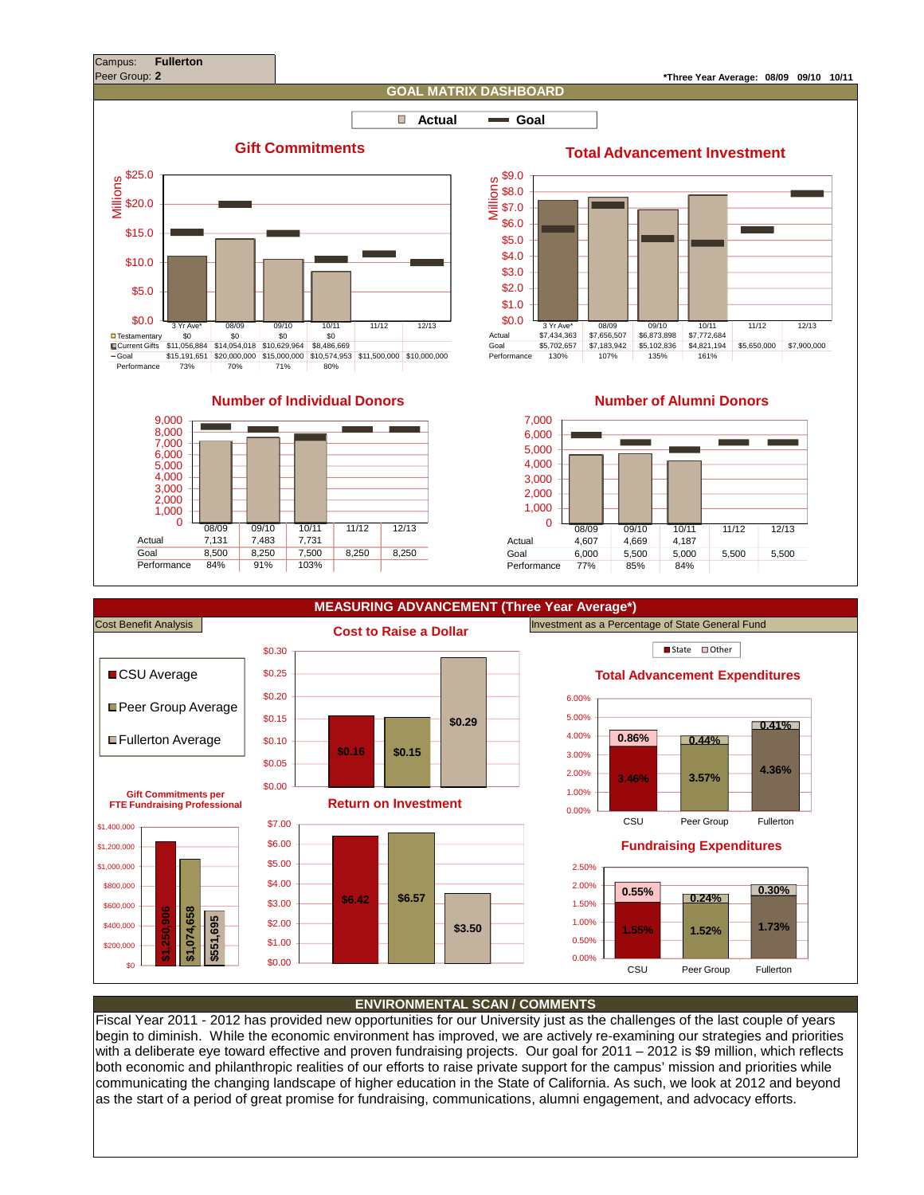Campus: **Fullerton**
Peer Group: **2**

*Three Year Average: 08/09 09/10 10/11

## GOAL MATRIX DASHBOARD

Actual — Goal

### Gift Commitments

Millions
$25.0
$20.0
$15.0
$10.0
$5.0
$0.0

| | 3 Yr Ave* | 08/09 | 09/10 | 10/11 | 11/12 | 12/13 |
|---|---|---|---|---|---|---|
| Testamentary | $0 | $0 | $0 | $0 | | |
| Current Gifts | $11,056,884 | $14,054,018 | $10,629,964 | $8,486,669 | | |
| Goal | $15,191,651 | $20,000,000 | $15,000,000 | $10,574,953 | $11,500,000 | $10,000,000 |
| Performance | 73% | 70% | 71% | 80% | | |

### Total Advancement Investment

Millions
$9.0
$8.0
$7.0
$6.0
$5.0
$4.0
$3.0
$2.0
$1.0
$0.0

| | 3 Yr Ave* | 08/09 | 09/10 | 10/11 | 11/12 | 12/13 |
|---|---|---|---|---|---|---|
| Actual | $7,434,363 | $7,656,507 | $6,873,898 | $7,772,684 | | |
| Goal | $5,702,657 | $7,183,942 | $5,102,836 | $4,821,194 | $5,650,000 | $7,900,000 |
| Performance | 130% | 107% | 135% | 161% | | |

### Number of Individual Donors

9,000
8,000
7,000
6,000
5,000
4,000
3,000
2,000
1,000
0

| | 08/09 | 09/10 | 10/11 | 11/12 | 12/13 |
|---|---|---|---|---|---|
| Actual | 7,131 | 7,483 | 7,731 | | |
| Goal | 8,500 | 8,250 | 7,500 | 8,250 | 8,250 |
| Performance | 84% | 91% | 103% | | |

### Number of Alumni Donors

7,000
6,000
5,000
4,000
3,000
2,000
1,000
0

| | 08/09 | 09/10 | 10/11 | 11/12 | 12/13 |
|---|---|---|---|---|---|
| Actual | 4,607 | 4,669 | 4,187 | | |
| Goal | 6,000 | 5,500 | 5,000 | 5,500 | 5,500 |
| Performance | 77% | 85% | 84% | | |

## MEASURING ADVANCEMENT (Three Year Average*)

Cost Benefit Analysis

CSU Average
Peer Group Average
Fullerton Average

### Cost to Raise a Dollar

$0.30
$0.25
$0.20
$0.15
$0.10
$0.05
$0.00

$0.16
$0.15
$0.29

### Gift Commitments per FTE Fundraising Professional

$1,400,000
$1,200,000
$1,000,000
$800,000
$600,000
$400,000
$200,000
$0

$1,250,906
$1,074,658
$551,695

### Return on Investment

$7.00
$6.00
$5.00
$4.00
$3.00
$2.00
$1.00
$0.00

$6.42
$6.57
$3.50

Investment as a Percentage of State General Fund

State
Other

### Total Advancement Expenditures

6.00%
5.00%
4.00%
3.00%
2.00%
1.00%
0.00%

CSU: 0.86%, 3.46%
Peer Group: 0.44%, 3.57%
Fullerton: 0.41%, 4.36%

### Fundraising Expenditures

2.50%
2.00%
1.50%
1.00%
0.50%
0.00%

CSU: 0.55%, 1.55%
Peer Group: 0.24%, 1.52%
Fullerton: 0.30%, 1.73%

## ENVIRONMENTAL SCAN / COMMENTS

Fiscal Year 2011 - 2012 has provided new opportunities for our University just as the challenges of the last couple of years begin to diminish. While the economic environment has improved, we are actively re-examining our strategies and priorities with a deliberate eye toward effective and proven fundraising projects. Our goal for 2011 – 2012 is $9 million, which reflects both economic and philanthropic realities of our efforts to raise private support for the campus' mission and priorities while communicating the changing landscape of higher education in the State of California. As such, we look at 2012 and beyond as the start of a period of great promise for fundraising, communications, alumni engagement, and advocacy efforts.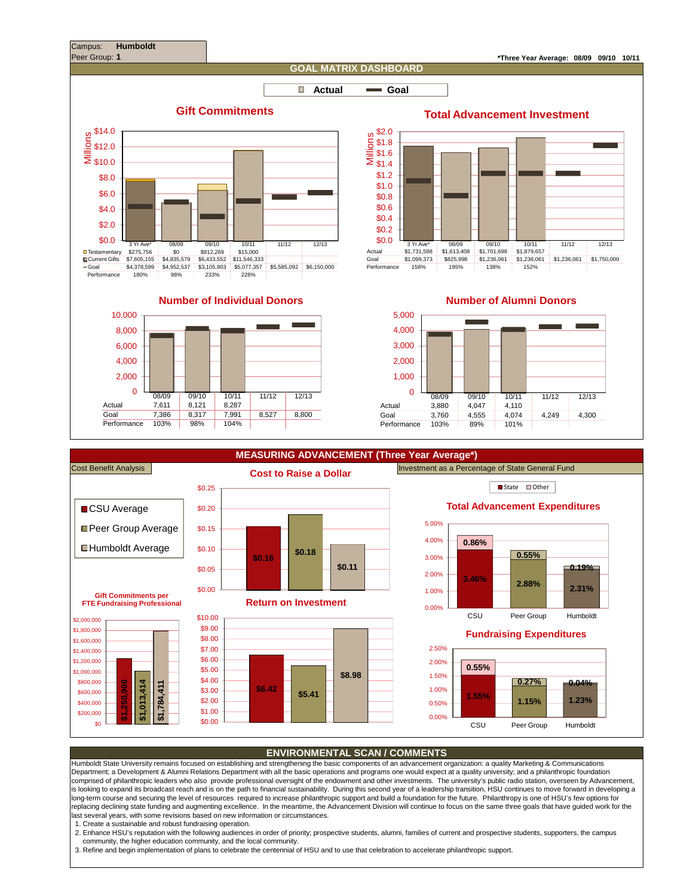Campus: **Humboldt**
Peer Group: **1**

**\*Three Year Average: 08/09 09/10 10/11**

## GOAL MATRIX DASHBOARD

Actual   Goal

### Gift Commitments

Millions
$14.0
$12.0
$10.0
$8.0
$6.0
$4.0
$2.0
$0.0

| | 3 Yr Ave* | 08/09 | 09/10 | 10/11 | 11/12 | 12/13 |
|---|---|---|---|---|---|---|
| Testamentary | $275,756 | $0 | $812,269 | $15,000 | | |
| Current Gifts | $7,605,155 | $4,835,579 | $6,433,552 | $11,546,333 | | |
| Goal | $4,378,599 | $4,952,537 | $3,105,903 | $5,077,357 | $5,585,092 | $6,150,000 |
| Performance | 180% | 98% | 233% | 228% | | |

### Total Advancement Investment

Millions
$2.0
$1.8
$1.6
$1.4
$1.2
$1.0
$0.8
$0.6
$0.4
$0.2
$0.0

| | 3 Yr Ave* | 08/09 | 09/10 | 10/11 | 11/12 | 12/13 |
|---|---|---|---|---|---|---|
| Actual | $1,731,588 | $1,613,408 | $1,701,698 | $1,879,657 | | |
| Goal | $1,099,373 | $825,998 | $1,236,061 | $1,236,061 | $1,236,061 | $1,750,000 |
| Performance | 158% | 195% | 138% | 152% | | |

### Number of Individual Donors

10,000
8,000
6,000
4,000
2,000
0

| | 08/09 | 09/10 | 10/11 | 11/12 | 12/13 |
|---|---|---|---|---|---|
| Actual | 7,611 | 8,121 | 8,287 | | |
| Goal | 7,386 | 8,317 | 7,991 | 8,527 | 8,800 |
| Performance | 103% | 98% | 104% | | |

### Number of Alumni Donors

5,000
4,000
3,000
2,000
1,000
0

| | 08/09 | 09/10 | 10/11 | 11/12 | 12/13 |
|---|---|---|---|---|---|
| Actual | 3,880 | 4,047 | 4,110 | | |
| Goal | 3,760 | 4,555 | 4,074 | 4,249 | 4,300 |
| Performance | 103% | 89% | 101% | | |

## MEASURING ADVANCEMENT (Three Year Average*)

Cost Benefit Analysis

CSU Average
Peer Group Average
Humboldt Average

### Cost to Raise a Dollar

$0.25
$0.20
$0.15
$0.10
$0.05
$0.00

$0.16
$0.18
$0.11

### Gift Commitments per FTE Fundraising Professional

$2,000,000
$1,800,000
$1,600,000
$1,400,000
$1,200,000
$1,000,000
$800,000
$600,000
$400,000
$200,000
$0

$1,250,906
$1,013,414
$1,784,411

### Return on Investment

$10.00
$9.00
$8.00
$7.00
$6.00
$5.00
$4.00
$3.00
$2.00
$1.00
$0.00

$6.42
$5.41
$8.98

Investment as a Percentage of State General Fund

State   Other

### Total Advancement Expenditures

5.00%
4.00%
3.00%
2.00%
1.00%
0.00%

CSU: 0.86% / 3.46%
Peer Group: 0.55% / 2.88%
Humboldt: 0.19% / 2.31%

### Fundraising Expenditures

2.50%
2.00%
1.50%
1.00%
0.50%
0.00%

CSU: 0.55% / 1.55%
Peer Group: 0.27% / 1.15%
Humboldt: 0.04% / 1.23%

## ENVIRONMENTAL SCAN / COMMENTS

Humboldt State University remains focused on establishing and strengthening the basic components of an advancement organization: a quality Marketing & Communications Department; a Development & Alumni Relations Department with all the basic operations and programs one would expect at a quality university; and a philanthropic foundation comprised of philanthropic leaders who also provide professional oversight of the endowment and other investments. The university's public radio station, overseen by Advancement, is looking to expand its broadcast reach and is on the path to financial sustainability. During this second year of a leadership transition, HSU continues to move forward in developing a long-term course and securing the level of resources required to increase philanthropic support and build a foundation for the future. Philanthropy is one of HSU's few options for replacing declining state funding and augmenting excellence. In the meantime, the Advancement Division will continue to focus on the same three goals that have guided work for the last several years, with some revisions based on new information or circumstances.

1. Create a sustainable and robust fundraising operation.
2. Enhance HSU's reputation with the following audiences in order of priority; prospective students, alumni, families of current and prospective students, supporters, the campus community, the higher education community, and the local community.
3. Refine and begin implementation of plans to celebrate the centennial of HSU and to use that celebration to accelerate philanthropic support.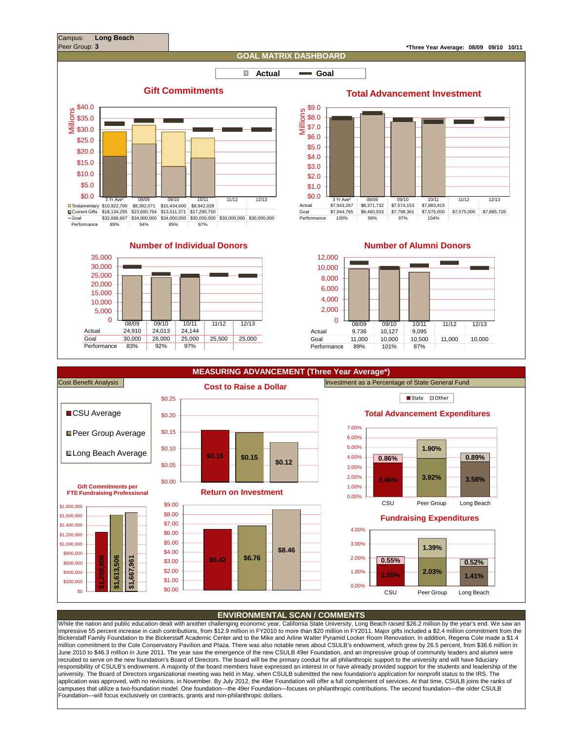Campus: **Long Beach**
Peer Group: **3**

***Three Year Average: 08/09 09/10 10/11**

## GOAL MATRIX DASHBOARD

Actual — Goal

### Gift Commitments

Millions
$40.0 $35.0 $30.0 $25.0 $20.0 $15.0 $10.0 $5.0 $0.0

| | 3 Yr Ave* | 08/09 | 09/10 | 10/11 | 11/12 | 12/13 |
|---|---|---|---|---|---|---|
| Testamentary | $10,922,700 | $8,392,071 | $15,434,000 | $8,942,028 | | |
| Current Gifts | $18,134,295 | $23,600,764 | $13,511,371 | $17,290,750 | | |
| Goal | $32,666,667 | $34,000,000 | $34,000,000 | $30,000,000 | $30,000,000 | $30,000,000 |
| Performance | 89% | 94% | 85% | 87% | | |

### Total Advancement Investment

Millions
$9.0 $8.0 $7.0 $6.0 $5.0 $4.0 $3.0 $2.0 $1.0 $0.0

| | 3 Yr Ave* | 08/09 | 09/10 | 10/11 | 11/12 | 12/13 |
|---|---|---|---|---|---|---|
| Actual | $7,943,267 | $8,371,732 | $7,574,153 | $7,883,915 | | |
| Goal | $7,944,765 | $8,460,933 | $7,798,361 | $7,575,000 | $7,575,000 | $7,885,728 |
| Performance | 100% | 99% | 97% | 104% | | |

### Number of Individual Donors

35,000 30,000 25,000 20,000 15,000 10,000 5,000 0

| | 08/09 | 09/10 | 10/11 | 11/12 | 12/13 |
|---|---|---|---|---|---|
| Actual | 24,910 | 24,013 | 24,144 | | |
| Goal | 30,000 | 26,000 | 25,000 | 25,500 | 25,000 |
| Performance | 83% | 92% | 97% | | |

### Number of Alumni Donors

12,000 10,000 8,000 6,000 4,000 2,000 0

| | 08/09 | 09/10 | 10/11 | 11/12 | 12/13 |
|---|---|---|---|---|---|
| Actual | 9,736 | 10,127 | 9,095 | | |
| Goal | 11,000 | 10,000 | 10,500 | 11,000 | 10,000 |
| Performance | 89% | 101% | 87% | | |

## MEASURING ADVANCEMENT (Three Year Average*)

Cost Benefit Analysis

CSU Average
Peer Group Average
Long Beach Average

### Cost to Raise a Dollar

$0.25 $0.20 $0.15 $0.10 $0.05 $0.00

$0.16 $0.15 $0.12

### Return on Investment

$9.00 $8.00 $7.00 $6.00 $5.00 $4.00 $3.00 $2.00 $1.00 $0.00

$6.42 $6.76 $8.46

### Gift Commitments per FTE Fundraising Professional

$1,800,000 $1,600,000 $1,400,000 $1,200,000 $1,000,000 $800,000 $600,000 $400,000 $200,000 $0

$1,250,906 $1,613,506 $1,667,961

Investment as a Percentage of State General Fund

State Other

### Total Advancement Expenditures

7.00% 6.00% 5.00% 4.00% 3.00% 2.00% 1.00% 0.00%

CSU: 3.46% / 0.86%
Peer Group: 3.92% / 1.90%
Long Beach: 3.58% / 0.89%

### Fundraising Expenditures

4.00% 3.00% 2.00% 1.00% 0.00%

CSU: 1.55% / 0.55%
Peer Group: 2.03% / 1.39%
Long Beach: 1.41% / 0.52%

## ENVIRONMENTAL SCAN / COMMENTS

While the nation and public education dealt with another challenging economic year, California State University, Long Beach raised $26.2 million by the year's end. We saw an impressive 55 percent increase in cash contributions, from $12.9 million in FY2010 to more than $20 million in FY2011. Major gifts included a $2.4 million commitment from the Bickerstaff Family Foundation to the Bickerstaff Academic Center and to the Mike and Arline Walter Pyramid Locker Room Renovation. In addition, Regena Cole made a $1.4 million commitment to the Cole Conservatory Pavilion and Plaza. There was also notable news about CSULB's endowment, which grew by 26.5 percent, from $36.6 million in June 2010 to $46.3 million in June 2011. The year saw the emergence of the new CSULB 49er Foundation, and an impressive group of community leaders and alumni were recruited to serve on the new foundation's Board of Directors. The board will be the primary conduit for all philanthropic support to the university and will have fiduciary responsibility of CSULB's endowment. A majority of the board members have expressed an interest in or have already provided support for the students and leadership of the university. The Board of Directors organizational meeting was held in May, when CSULB submitted the new foundation's application for nonprofit status to the IRS. The application was approved, with no revisions, in November. By July 2012, the 49er Foundation will offer a full complement of services. At that time, CSULB joins the ranks of campuses that utilize a two-foundation model. One foundation—the 49er Foundation—focuses on philanthropic contributions. The second foundation—the older CSULB Foundation—will focus exclusively on contracts, grants and non-philanthropic dollars.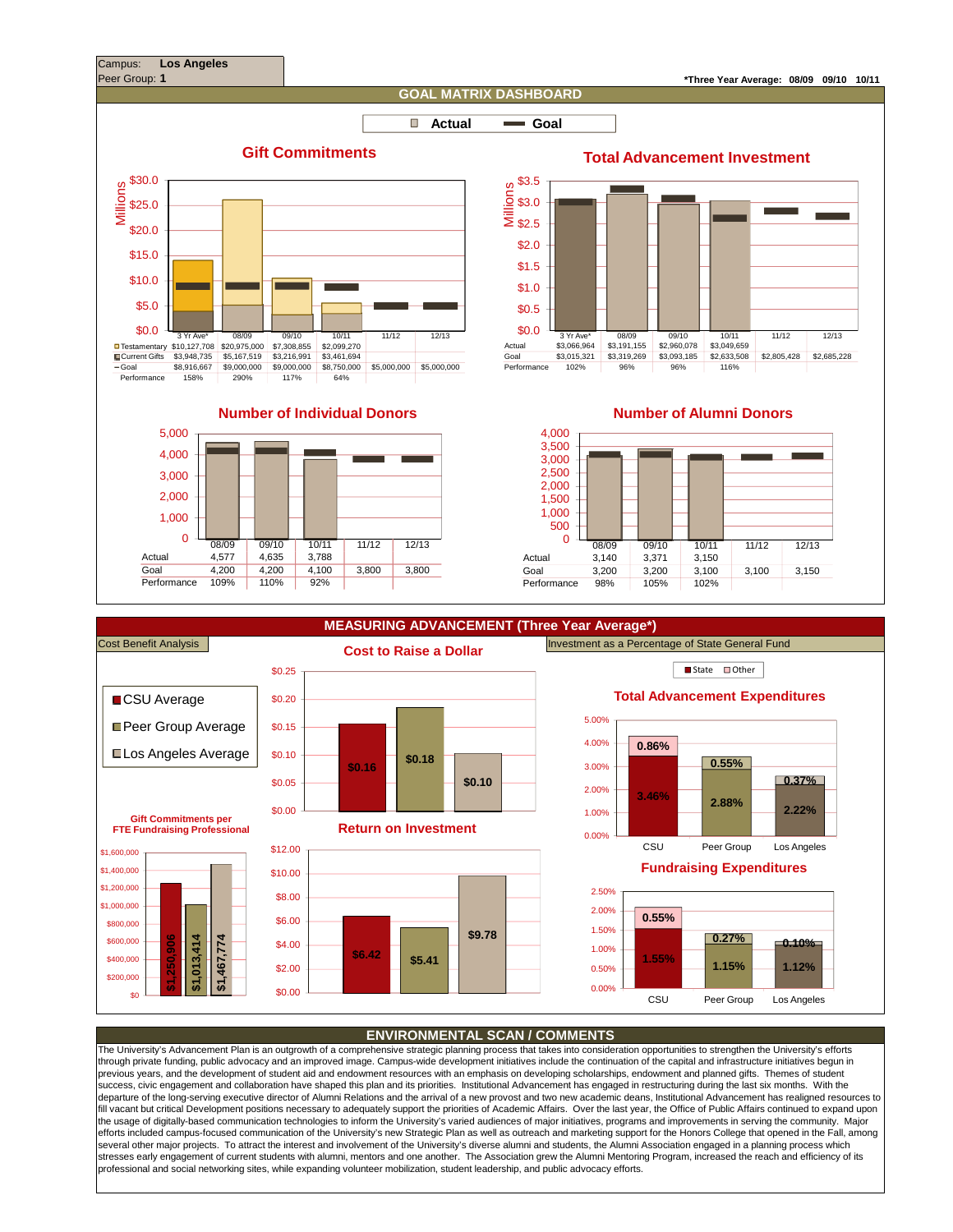Campus: **Los Angeles**
Peer Group: **1**

***Three Year Average: 08/09 09/10 10/11**

## GOAL MATRIX DASHBOARD

Actual — Goal

### Gift Commitments

Millions
$30.0
$25.0
$20.0
$15.0
$10.0
$5.0
$0.0

| | 3 Yr Ave* | 08/09 | 09/10 | 10/11 | 11/12 | 12/13 |
|---|---|---|---|---|---|---|
| Testamentary | $10,127,708 | $20,975,000 | $7,308,855 | $2,099,270 | | |
| Current Gifts | $3,948,735 | $5,167,519 | $3,216,991 | $3,461,694 | | |
| Goal | $8,916,667 | $9,000,000 | $9,000,000 | $8,750,000 | $5,000,000 | $5,000,000 |
| Performance | 158% | 290% | 117% | 64% | | |

### Total Advancement Investment

Millions
$3.5
$3.0
$2.5
$2.0
$1.5
$1.0
$0.5
$0.0

| | 3 Yr Ave* | 08/09 | 09/10 | 10/11 | 11/12 | 12/13 |
|---|---|---|---|---|---|---|
| Actual | $3,066,964 | $3,191,155 | $2,960,078 | $3,049,659 | | |
| Goal | $3,015,321 | $3,319,269 | $3,093,185 | $2,633,508 | $2,805,428 | $2,685,228 |
| Performance | 102% | 96% | 96% | 116% | | |

### Number of Individual Donors

5,000
4,000
3,000
2,000
1,000
0

| | 08/09 | 09/10 | 10/11 | 11/12 | 12/13 |
|---|---|---|---|---|---|
| Actual | 4,577 | 4,635 | 3,788 | | |
| Goal | 4,200 | 4,200 | 4,100 | 3,800 | 3,800 |
| Performance | 109% | 110% | 92% | | |

### Number of Alumni Donors

4,000
3,500
3,000
2,500
2,000
1,500
1,000
500
0

| | 08/09 | 09/10 | 10/11 | 11/12 | 12/13 |
|---|---|---|---|---|---|
| Actual | 3,140 | 3,371 | 3,150 | | |
| Goal | 3,200 | 3,200 | 3,100 | 3,100 | 3,150 |
| Performance | 98% | 105% | 102% | | |

## MEASURING ADVANCEMENT (Three Year Average*)

Cost Benefit Analysis

CSU Average
Peer Group Average
Los Angeles Average

### Cost to Raise a Dollar

$0.25
$0.20
$0.15
$0.10
$0.05
$0.00

$0.16
$0.18
$0.10

### Gift Commitments per FTE Fundraising Professional

$1,600,000
$1,400,000
$1,200,000
$1,000,000
$800,000
$600,000
$400,000
$200,000
$0

$1,250,906
$1,013,414
$1,467,774

### Return on Investment

$12.00
$10.00
$8.00
$6.00
$4.00
$2.00
$0.00

$6.42
$5.41
$9.78

Investment as a Percentage of State General Fund

State Other

### Total Advancement Expenditures

5.00%
4.00%
3.00%
2.00%
1.00%
0.00%

0.86%
3.46%
0.55%
2.88%
0.37%
2.22%

CSU Peer Group Los Angeles

### Fundraising Expenditures

2.50%
2.00%
1.50%
1.00%
0.50%
0.00%

0.55%
1.55%
0.27%
1.15%
0.10%
1.12%

CSU Peer Group Los Angeles

## ENVIRONMENTAL SCAN / COMMENTS

The University's Advancement Plan is an outgrowth of a comprehensive strategic planning process that takes into consideration opportunities to strengthen the University's efforts through private funding, public advocacy and an improved image. Campus-wide development initiatives include the continuation of the capital and infrastructure initiatives begun in previous years, and the development of student aid and endowment resources with an emphasis on developing scholarships, endowment and planned gifts. Themes of student success, civic engagement and collaboration have shaped this plan and its priorities. Institutional Advancement has engaged in restructuring during the last six months. With the departure of the long-serving executive director of Alumni Relations and the arrival of a new provost and two new academic deans, Institutional Advancement has realigned resources to fill vacant but critical Development positions necessary to adequately support the priorities of Academic Affairs. Over the last year, the Office of Public Affairs continued to expand upon the usage of digitally-based communication technologies to inform the University's varied audiences of major initiatives, programs and improvements in serving the community. Major efforts included campus-focused communication of the University's new Strategic Plan as well as outreach and marketing support for the Honors College that opened in the Fall, among several other major projects. To attract the interest and involvement of the University's diverse alumni and students, the Alumni Association engaged in a planning process which stresses early engagement of current students with alumni, mentors and one another. The Association grew the Alumni Mentoring Program, increased the reach and efficiency of its professional and social networking sites, while expanding volunteer mobilization, student leadership, and public advocacy efforts.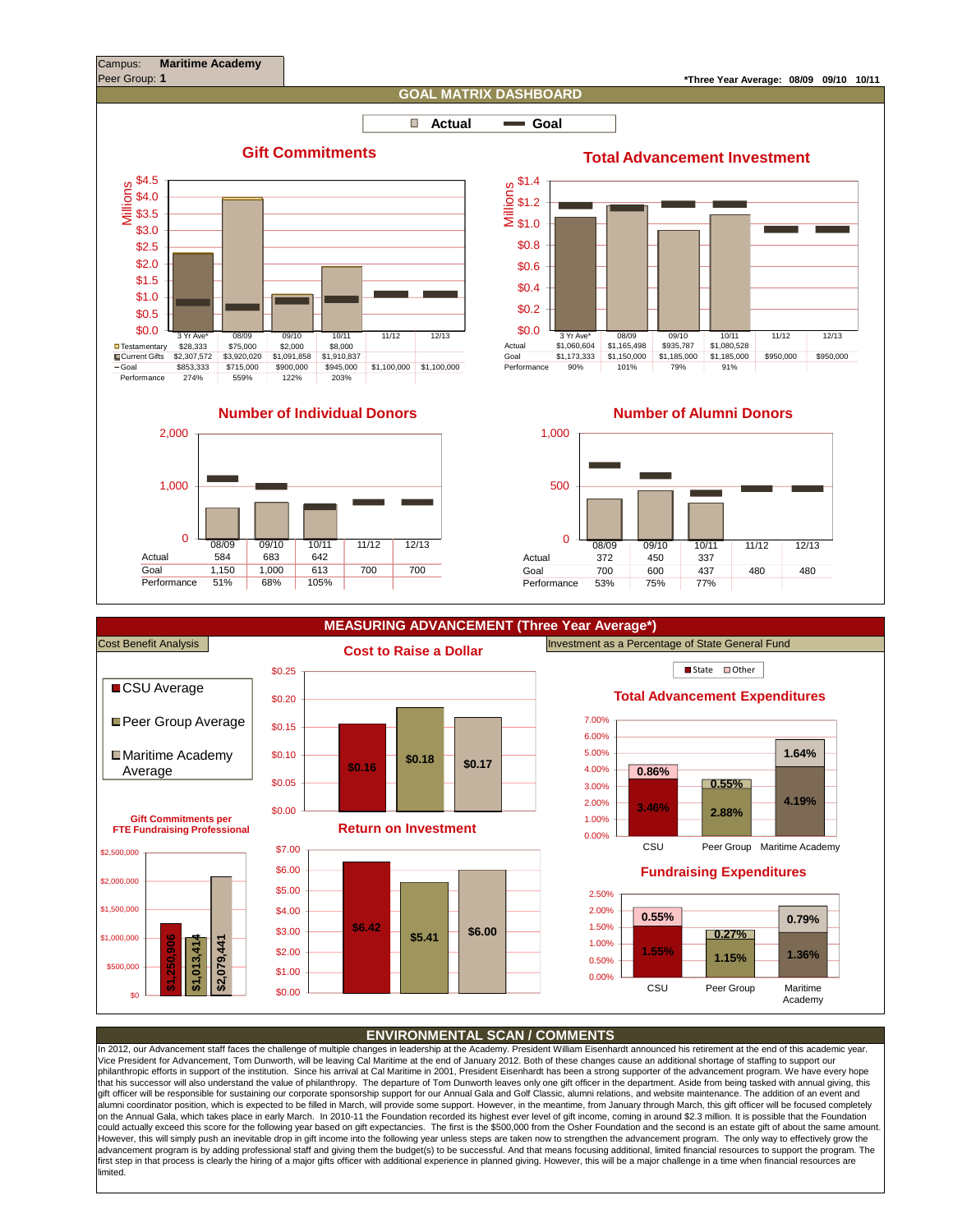Campus: **Maritime Academy**
Peer Group: **1**

*Three Year Average: 08/09 09/10 10/11

## GOAL MATRIX DASHBOARD

Actual   Goal

### Gift Commitments

Millions
$4.5
$4.0
$3.5
$3.0
$2.5
$2.0
$1.5
$1.0
$0.5
$0.0

| | 3 Yr Ave* | 08/09 | 09/10 | 10/11 | 11/12 | 12/13 |
|---|---|---|---|---|---|---|
| Testamentary | $28,333 | $75,000 | $2,000 | $8,000 | | |
| Current Gifts | $2,307,572 | $3,920,020 | $1,091,858 | $1,910,837 | | |
| Goal | $853,333 | $715,000 | $900,000 | $945,000 | $1,100,000 | $1,100,000 |
| Performance | 274% | 559% | 122% | 203% | | |

### Total Advancement Investment

Millions
$1.4
$1.2
$1.0
$0.8
$0.6
$0.4
$0.2
$0.0

| | 3 Yr Ave* | 08/09 | 09/10 | 10/11 | 11/12 | 12/13 |
|---|---|---|---|---|---|---|
| Actual | $1,060,604 | $1,165,498 | $935,787 | $1,080,528 | | |
| Goal | $1,173,333 | $1,150,000 | $1,185,000 | $1,185,000 | $950,000 | $950,000 |
| Performance | 90% | 101% | 79% | 91% | | |

### Number of Individual Donors

2,000
1,000
0

| | 08/09 | 09/10 | 10/11 | 11/12 | 12/13 |
|---|---|---|---|---|---|
| Actual | 584 | 683 | 642 | | |
| Goal | 1,150 | 1,000 | 613 | 700 | 700 |
| Performance | 51% | 68% | 105% | | |

### Number of Alumni Donors

1,000
500
0

| | 08/09 | 09/10 | 10/11 | 11/12 | 12/13 |
|---|---|---|---|---|---|
| Actual | 372 | 450 | 337 | | |
| Goal | 700 | 600 | 437 | 480 | 480 |
| Performance | 53% | 75% | 77% | | |

## MEASURING ADVANCEMENT (Three Year Average*)

Cost Benefit Analysis

CSU Average
Peer Group Average
Maritime Academy Average

### Cost to Raise a Dollar

$0.25
$0.20
$0.15
$0.10
$0.05
$0.00

$0.16
$0.18
$0.17

### Gift Commitments per FTE Fundraising Professional

$2,500,000
$2,000,000
$1,500,000
$1,000,000
$500,000
$0

$1,250,906
$1,013,414
$2,079,441

### Return on Investment

$7.00
$6.00
$5.00
$4.00
$3.00
$2.00
$1.00
$0.00

$6.42
$5.41
$6.00

Investment as a Percentage of State General Fund

State   Other

### Total Advancement Expenditures

7.00%
6.00%
5.00%
4.00%
3.00%
2.00%
1.00%
0.00%

CSU: 3.46%, 0.86%
Peer Group: 2.88%, 0.55%
Maritime Academy: 4.19%, 1.64%

### Fundraising Expenditures

2.50%
2.00%
1.50%
1.00%
0.50%
0.00%

CSU: 1.55%, 0.55%
Peer Group: 1.15%, 0.27%
Maritime Academy: 1.36%, 0.79%

## ENVIRONMENTAL SCAN / COMMENTS

In 2012, our Advancement staff faces the challenge of multiple changes in leadership at the Academy. President William Eisenhardt announced his retirement at the end of this academic year. Vice President for Advancement, Tom Dunworth, will be leaving Cal Maritime at the end of January 2012. Both of these changes cause an additional shortage of staffing to support our philanthropic efforts in support of the institution. Since his arrival at Cal Maritime in 2001, President Eisenhardt has been a strong supporter of the advancement program. We have every hope that his successor will also understand the value of philanthropy. The departure of Tom Dunworth leaves only one gift officer in the department. Aside from being tasked with annual giving, this gift officer will be responsible for sustaining our corporate sponsorship support for our Annual Gala and Golf Classic, alumni relations, and website maintenance. The addition of an event and alumni coordinator position, which is expected to be filled in March, will provide some support. However, in the meantime, from January through March, this gift officer will be focused completely on the Annual Gala, which takes place in early March. In 2010-11 the Foundation recorded its highest ever level of gift income, coming in around $2.3 million. It is possible that the Foundation could actually exceed this score for the following year based on gift expectancies. The first is the $500,000 from the Osher Foundation and the second is an estate gift of about the same amount. However, this will simply push an inevitable drop in gift income into the following year unless steps are taken now to strengthen the advancement program. The only way to effectively grow the advancement program is by adding professional staff and giving them the budget(s) to be successful. And that means focusing additional, limited financial resources to support the program. The first step in that process is clearly the hiring of a major gifts officer with additional experience in planned giving. However, this will be a major challenge in a time when financial resources are limited.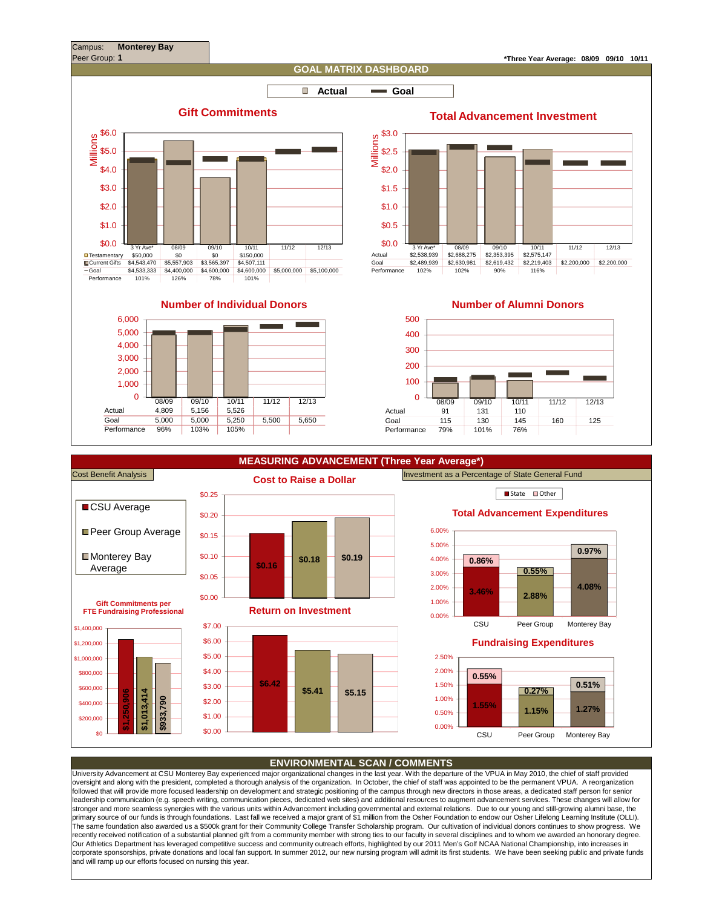Campus: **Monterey Bay**
Peer Group: **1**

*Three Year Average: 08/09 09/10 10/11

## GOAL MATRIX DASHBOARD

Actual   Goal

### Gift Commitments

Millions
$6.0
$5.0
$4.0
$3.0
$2.0
$1.0
$0.0

| | 3 Yr Ave* | 08/09 | 09/10 | 10/11 | 11/12 | 12/13 |
|---|---|---|---|---|---|---|
| Testamentary | $50,000 | $0 | $0 | $150,000 | | |
| Current Gifts | $4,543,470 | $5,557,903 | $3,565,397 | $4,507,111 | | |
| Goal | $4,533,333 | $4,400,000 | $4,600,000 | $4,600,000 | $5,000,000 | $5,100,000 |
| Performance | 101% | 126% | 78% | 101% | | |

### Total Advancement Investment

Millions
$3.0
$2.5
$2.0
$1.5
$1.0
$0.5
$0.0

| | 3 Yr Ave* | 08/09 | 09/10 | 10/11 | 11/12 | 12/13 |
|---|---|---|---|---|---|---|
| Actual | $2,538,939 | $2,688,275 | $2,353,395 | $2,575,147 | | |
| Goal | $2,489,939 | $2,630,981 | $2,619,432 | $2,219,403 | $2,200,000 | $2,200,000 |
| Performance | 102% | 102% | 90% | 116% | | |

### Number of Individual Donors

6,000
5,000
4,000
3,000
2,000
1,000
0

| | 08/09 | 09/10 | 10/11 | 11/12 | 12/13 |
|---|---|---|---|---|---|
| Actual | 4,809 | 5,156 | 5,526 | | |
| Goal | 5,000 | 5,000 | 5,250 | 5,500 | 5,650 |
| Performance | 96% | 103% | 105% | | |

### Number of Alumni Donors

500
400
300
200
100
0

| | 08/09 | 09/10 | 10/11 | 11/12 | 12/13 |
|---|---|---|---|---|---|
| Actual | 91 | 131 | 110 | | |
| Goal | 115 | 130 | 145 | 160 | 125 |
| Performance | 79% | 101% | 76% | | |

## MEASURING ADVANCEMENT (Three Year Average*)

Cost Benefit Analysis

CSU Average
Peer Group Average
Monterey Bay Average

### Cost to Raise a Dollar

$0.25
$0.20
$0.15
$0.10
$0.05
$0.00

$0.16
$0.18
$0.19

### Gift Commitments per FTE Fundraising Professional

$1,400,000
$1,200,000
$1,000,000
$800,000
$600,000
$400,000
$200,000
$0

$1,250,906
$1,013,414
$933,790

### Return on Investment

$7.00
$6.00
$5.00
$4.00
$3.00
$2.00
$1.00
$0.00

$6.42
$5.41
$5.15

Investment as a Percentage of State General Fund

State   Other

### Total Advancement Expenditures

6.00%
5.00%
4.00%
3.00%
2.00%
1.00%
0.00%

CSU: 3.46%, 0.86%
Peer Group: 2.88%, 0.55%
Monterey Bay: 4.08%, 0.97%

### Fundraising Expenditures

2.50%
2.00%
1.50%
1.00%
0.50%
0.00%

CSU: 1.55%, 0.55%
Peer Group: 1.15%, 0.27%
Monterey Bay: 1.27%, 0.51%

## ENVIRONMENTAL SCAN / COMMENTS

University Advancement at CSU Monterey Bay experienced major organizational changes in the last year. With the departure of the VPUA in May 2010, the chief of staff provided oversight and along with the president, completed a thorough analysis of the organization. In October, the chief of staff was appointed to be the permanent VPUA. A reorganization followed that will provide more focused leadership on development and strategic positioning of the campus through new directors in those areas, a dedicated staff person for senior leadership communication (e.g. speech writing, communication pieces, dedicated web sites) and additional resources to augment advancement services. These changes will allow for stronger and more seamless synergies with the various units within Advancement including governmental and external relations. Due to our young and still-growing alumni base, the primary source of our funds is through foundations. Last fall we received a major grant of $1 million from the Osher Foundation to endow our Osher Lifelong Learning Institute (OLLI). The same foundation also awarded us a $500k grant for their Community College Transfer Scholarship program. Our cultivation of individual donors continues to show progress. We recently received notification of a substantial planned gift from a community member with strong ties to our faculty in several disciplines and to whom we awarded an honorary degree. Our Athletics Department has leveraged competitive success and community outreach efforts, highlighted by our 2011 Men's Golf NCAA National Championship, into increases in corporate sponsorships, private donations and local fan support. In summer 2012, our new nursing program will admit its first students. We have been seeking public and private funds and will ramp up our efforts focused on nursing this year.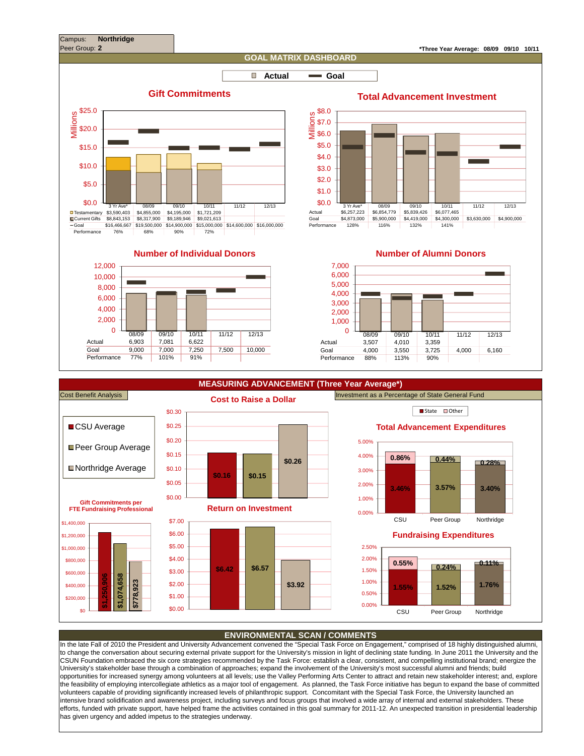Campus: **Northridge**
Peer Group: **2**

*Three Year Average: 08/09 09/10 10/11

## GOAL MATRIX DASHBOARD

Actual Goal

### Gift Commitments

Millions
$25.0
$20.0
$15.0
$10.0
$5.0
$0.0

| | 3 Yr Ave* | 08/09 | 09/10 | 10/11 | 11/12 | 12/13 |
|---|---|---|---|---|---|---|
| Testamentary | $3,590,403 | $4,855,000 | $4,195,000 | $1,721,209 | | |
| Current Gifts | $8,843,153 | $8,317,900 | $9,189,946 | $9,021,613 | | |
| Goal | $16,466,667 | $19,500,000 | $14,900,000 | $15,000,000 | $14,600,000 | $16,000,000 |
| Performance | 76% | 68% | 90% | 72% | | |

### Total Advancement Investment

Millions
$8.0
$7.0
$6.0
$5.0
$4.0
$3.0
$2.0
$1.0
$0.0

| | 3 Yr Ave* | 08/09 | 09/10 | 10/11 | 11/12 | 12/13 |
|---|---|---|---|---|---|---|
| Actual | $6,257,223 | $6,854,779 | $5,839,426 | $6,077,465 | | |
| Goal | $4,873,000 | $5,900,000 | $4,419,000 | $4,300,000 | $3,630,000 | $4,900,000 |
| Performance | 128% | 116% | 132% | 141% | | |

### Number of Individual Donors

12,000
10,000
8,000
6,000
4,000
2,000
0

| | 08/09 | 09/10 | 10/11 | 11/12 | 12/13 |
|---|---|---|---|---|---|
| Actual | 6,903 | 7,081 | 6,622 | | |
| Goal | 9,000 | 7,000 | 7,250 | 7,500 | 10,000 |
| Performance | 77% | 101% | 91% | | |

### Number of Alumni Donors

7,000
6,000
5,000
4,000
3,000
2,000
1,000
0

| | 08/09 | 09/10 | 10/11 | 11/12 | 12/13 |
|---|---|---|---|---|---|
| Actual | 3,507 | 4,010 | 3,359 | | |
| Goal | 4,000 | 3,550 | 3,725 | 4,000 | 6,160 |
| Performance | 88% | 113% | 90% | | |

## MEASURING ADVANCEMENT (Three Year Average*)

Cost Benefit Analysis

CSU Average
Peer Group Average
Northridge Average

### Cost to Raise a Dollar

$0.30
$0.25
$0.20
$0.15
$0.10
$0.05
$0.00

$0.16
$0.15
$0.26

### Gift Commitments per FTE Fundraising Professional

$1,400,000
$1,200,000
$1,000,000
$800,000
$600,000
$400,000
$200,000
$0

$1,250,906
$1,074,658
$778,923

### Return on Investment

$7.00
$6.00
$5.00
$4.00
$3.00
$2.00
$1.00
$0.00

$6.42
$6.57
$3.92

Investment as a Percentage of State General Fund

State Other

### Total Advancement Expenditures

5.00%
4.00%
3.00%
2.00%
1.00%
0.00%

0.86%
3.46%
0.44%
3.57%
0.28%
3.40%

CSU
Peer Group
Northridge

### Fundraising Expenditures

2.50%
2.00%
1.50%
1.00%
0.50%
0.00%

0.55%
1.55%
0.24%
1.52%
0.11%
1.76%

CSU
Peer Group
Northridge

## ENVIRONMENTAL SCAN / COMMENTS

In the late Fall of 2010 the President and University Advancement convened the "Special Task Force on Engagement," comprised of 18 highly distinguished alumni, to change the conversation about securing external private support for the University's mission in light of declining state funding. In June 2011 the University and the CSUN Foundation embraced the six core strategies recommended by the Task Force: establish a clear, consistent, and compelling institutional brand; energize the University's stakeholder base through a combination of approaches; expand the involvement of the University's most successful alumni and friends; build opportunities for increased synergy among volunteers at all levels; use the Valley Performing Arts Center to attract and retain new stakeholder interest; and, explore the feasibility of employing intercollegiate athletics as a major tool of engagement. As planned, the Task Force initiative has begun to expand the base of committed volunteers capable of providing significantly increased levels of philanthropic support. Concomitant with the Special Task Force, the University launched an intensive brand solidification and awareness project, including surveys and focus groups that involved a wide array of internal and external stakeholders. These efforts, funded with private support, have helped frame the activities contained in this goal summary for 2011-12. An unexpected transition in presidential leadership has given urgency and added impetus to the strategies underway.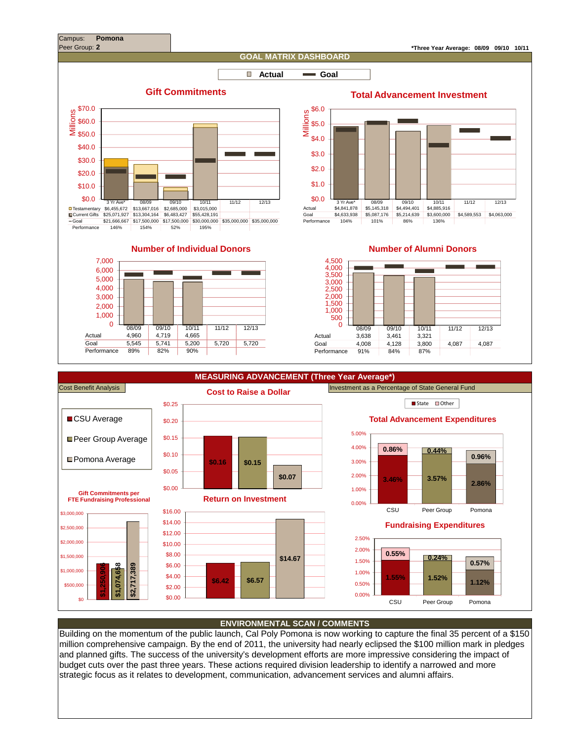Campus: **Pomona**
Peer Group: **2**

*Three Year Average: 08/09 09/10 10/11

## GOAL MATRIX DASHBOARD

Actual — Goal

### Gift Commitments

Millions
$70.0
$60.0
$50.0
$40.0
$30.0
$20.0
$10.0
$0.0

| | 3 Yr Ave* | 08/09 | 09/10 | 10/11 | 11/12 | 12/13 |
|---|---|---|---|---|---|---|
| Testamentary | $6,455,672 | $13,667,016 | $2,685,000 | $3,015,000 | | |
| Current Gifts | $25,071,927 | $13,304,164 | $6,483,427 | $55,428,191 | | |
| Goal | $21,666,667 | $17,500,000 | $17,500,000 | $30,000,000 | $35,000,000 | $35,000,000 |
| Performance | 146% | 154% | 52% | 195% | | |

### Total Advancement Investment

Millions
$6.0
$5.0
$4.0
$3.0
$2.0
$1.0
$0.0

| | 3 Yr Ave* | 08/09 | 09/10 | 10/11 | 11/12 | 12/13 |
|---|---|---|---|---|---|---|
| Actual | $4,841,878 | $5,145,318 | $4,494,401 | $4,885,916 | | |
| Goal | $4,633,938 | $5,087,176 | $5,214,639 | $3,600,000 | $4,589,553 | $4,063,000 |
| Performance | 104% | 101% | 86% | 136% | | |

### Number of Individual Donors

7,000
6,000
5,000
4,000
3,000
2,000
1,000
0

| | 08/09 | 09/10 | 10/11 | 11/12 | 12/13 |
|---|---|---|---|---|---|
| Actual | 4,960 | 4,719 | 4,665 | | |
| Goal | 5,545 | 5,741 | 5,200 | 5,720 | 5,720 |
| Performance | 89% | 82% | 90% | | |

### Number of Alumni Donors

4,500
4,000
3,500
3,000
2,500
2,000
1,500
1,000
500
0

| | 08/09 | 09/10 | 10/11 | 11/12 | 12/13 |
|---|---|---|---|---|---|
| Actual | 3,638 | 3,461 | 3,321 | | |
| Goal | 4,008 | 4,128 | 3,800 | 4,087 | 4,087 |
| Performance | 91% | 84% | 87% | | |

## MEASURING ADVANCEMENT (Three Year Average*)

Cost Benefit Analysis

CSU Average
Peer Group Average
Pomona Average

### Cost to Raise a Dollar

$0.25
$0.20
$0.15
$0.10
$0.05
$0.00
$0.16
$0.15
$0.07

### Gift Commitments per FTE Fundraising Professional

$3,000,000
$2,500,000
$2,000,000
$1,500,000
$1,000,000
$500,000
$0
$1,250,906
$1,074,658
$2,717,389

### Return on Investment

$16.00
$14.00
$12.00
$10.00
$8.00
$6.00
$4.00
$2.00
$0.00
$6.42
$6.57
$14.67

Investment as a Percentage of State General Fund

State Other

### Total Advancement Expenditures

5.00%
4.00%
3.00%
2.00%
1.00%
0.00%
CSU: 0.86% / 3.46%
Peer Group: 0.44% / 3.57%
Pomona: 0.96% / 2.86%

### Fundraising Expenditures

2.50%
2.00%
1.50%
1.00%
0.50%
0.00%
CSU: 0.55% / 1.55%
Peer Group: 0.24% / 1.52%
Pomona: 0.57% / 1.12%

## ENVIRONMENTAL SCAN / COMMENTS

Building on the momentum of the public launch, Cal Poly Pomona is now working to capture the final 35 percent of a $150 million comprehensive campaign. By the end of 2011, the university had nearly eclipsed the $100 million mark in pledges and planned gifts. The success of the university's development efforts are more impressive considering the impact of budget cuts over the past three years. These actions required division leadership to identify a narrowed and more strategic focus as it relates to development, communication, advancement services and alumni affairs.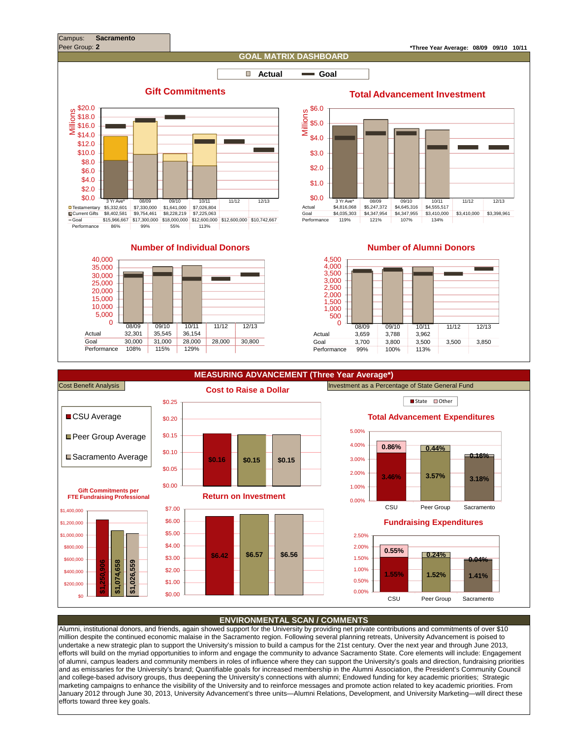Campus: **Sacramento**
Peer Group: **2**

*Three Year Average: 08/09 09/10 10/11

## GOAL MATRIX DASHBOARD

Actual Goal

### Gift Commitments

Millions
$20.0
$18.0
$16.0
$14.0
$12.0
$10.0
$8.0
$6.0
$4.0
$2.0
$0.0

| | 3 Yr Ave* | 08/09 | 09/10 | 10/11 | 11/12 | 12/13 |
|---|---|---|---|---|---|---|
| Testamentary | $5,332,601 | $7,330,000 | $1,641,000 | $7,026,804 | | |
| Current Gifts | $8,402,581 | $9,754,461 | $8,228,219 | $7,225,063 | | |
| Goal | $15,966,667 | $17,300,000 | $18,000,000 | $12,600,000 | $12,600,000 | $10,742,667 |
| Performance | 86% | 99% | 55% | 113% | | |

### Total Advancement Investment

Millions
$6.0
$5.0
$4.0
$3.0
$2.0
$1.0
$0.0

| | 3 Yr Ave* | 08/09 | 09/10 | 10/11 | 11/12 | 12/13 |
|---|---|---|---|---|---|---|
| Actual | $4,816,068 | $5,247,372 | $4,645,316 | $4,555,517 | | |
| Goal | $4,035,303 | $4,347,954 | $4,347,955 | $3,410,000 | $3,410,000 | $3,398,961 |
| Performance | 119% | 121% | 107% | 134% | | |

### Number of Individual Donors

40,000
35,000
30,000
25,000
20,000
15,000
10,000
5,000
0

| | 08/09 | 09/10 | 10/11 | 11/12 | 12/13 |
|---|---|---|---|---|---|
| Actual | 32,301 | 35,545 | 36,154 | | |
| Goal | 30,000 | 31,000 | 28,000 | 28,000 | 30,800 |
| Performance | 108% | 115% | 129% | | |

### Number of Alumni Donors

4,500
4,000
3,500
3,000
2,500
2,000
1,500
1,000
500
0

| | 08/09 | 09/10 | 10/11 | 11/12 | 12/13 |
|---|---|---|---|---|---|
| Actual | 3,659 | 3,788 | 3,962 | | |
| Goal | 3,700 | 3,800 | 3,500 | 3,500 | 3,850 |
| Performance | 99% | 100% | 113% | | |

## MEASURING ADVANCEMENT (Three Year Average*)

Cost Benefit Analysis

CSU Average
Peer Group Average
Sacramento Average

### Cost to Raise a Dollar

$0.25
$0.20
$0.15
$0.10
$0.05
$0.00

$0.16 $0.15 $0.15

### Gift Commitments per FTE Fundraising Professional

$1,400,000
$1,200,000
$1,000,000
$800,000
$600,000
$400,000
$200,000
$0

$1,250,906 $1,074,658 $1,026,559

### Return on Investment

$7.00
$6.00
$5.00
$4.00
$3.00
$2.00
$1.00
$0.00

$6.42 $6.57 $6.56

Investment as a Percentage of State General Fund

State Other

### Total Advancement Expenditures

5.00%
4.00%
3.00%
2.00%
1.00%
0.00%

CSU: 3.46% (State), 0.86% (Other)
Peer Group: 3.57% (State), 0.44% (Other)
Sacramento: 3.18% (State), 0.16% (Other)

### Fundraising Expenditures

2.50%
2.00%
1.50%
1.00%
0.50%
0.00%

CSU: 1.55% (State), 0.55% (Other)
Peer Group: 1.52% (State), 0.24% (Other)
Sacramento: 1.41% (State), 0.04% (Other)

## ENVIRONMENTAL SCAN / COMMENTS

Alumni, institutional donors, and friends, again showed support for the University by providing net private contributions and commitments of over $10 million despite the continued economic malaise in the Sacramento region. Following several planning retreats, University Advancement is poised to undertake a new strategic plan to support the University's mission to build a campus for the 21st century. Over the next year and through June 2013, efforts will build on the myriad opportunities to inform and engage the community to advance Sacramento State. Core elements will include: Engagement of alumni, campus leaders and community members in roles of influence where they can support the University's goals and direction, fundraising priorities and as emissaries for the University's brand; Quantifiable goals for increased membership in the Alumni Association, the President's Community Council and college-based advisory groups, thus deepening the University's connections with alumni; Endowed funding for key academic priorities; Strategic marketing campaigns to enhance the visibility of the University and to reinforce messages and promote action related to key academic priorities. From January 2012 through June 30, 2013, University Advancement's three units—Alumni Relations, Development, and University Marketing—will direct these efforts toward three key goals.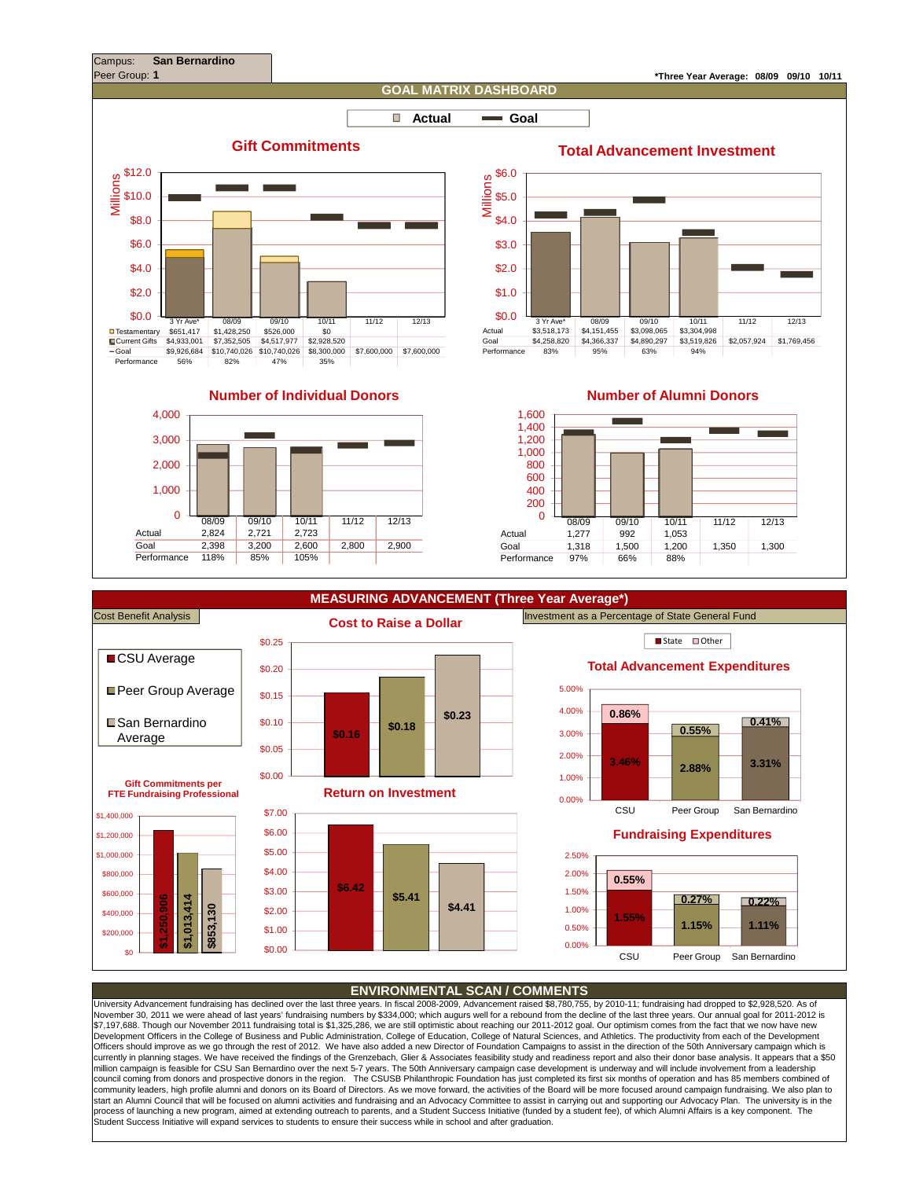Campus: **San Bernardino**
Peer Group: **1**

*Three Year Average: 08/09 09/10 10/11

## GOAL MATRIX DASHBOARD

Actual
Goal

### Gift Commitments

Millions
$12.0
$10.0
$8.0
$6.0
$4.0
$2.0
$0.0

| | 3 Yr Ave* | 08/09 | 09/10 | 10/11 | 11/12 | 12/13 |
|---|---|---|---|---|---|---|
| Testamentary | $651,417 | $1,428,250 | $526,000 | $0 | | |
| Current Gifts | $4,933,001 | $7,352,505 | $4,517,977 | $2,928,520 | | |
| Goal | $9,926,684 | $10,740,026 | $10,740,026 | $8,300,000 | $7,600,000 | $7,600,000 |
| Performance | 56% | 82% | 47% | 35% | | |

### Total Advancement Investment

Millions
$6.0
$5.0
$4.0
$3.0
$2.0
$1.0
$0.0

| | 3 Yr Ave* | 08/09 | 09/10 | 10/11 | 11/12 | 12/13 |
|---|---|---|---|---|---|---|
| Actual | $3,518,173 | $4,151,455 | $3,098,065 | $3,304,998 | | |
| Goal | $4,258,820 | $4,366,337 | $4,890,297 | $3,519,826 | $2,057,924 | $1,769,456 |
| Performance | 83% | 95% | 63% | 94% | | |

### Number of Individual Donors

4,000
3,000
2,000
1,000
0

| | 08/09 | 09/10 | 10/11 | 11/12 | 12/13 |
|---|---|---|---|---|---|
| Actual | 2,824 | 2,721 | 2,723 | | |
| Goal | 2,398 | 3,200 | 2,600 | 2,800 | 2,900 |
| Performance | 118% | 85% | 105% | | |

### Number of Alumni Donors

1,600
1,400
1,200
1,000
800
600
400
200
0

| | 08/09 | 09/10 | 10/11 | 11/12 | 12/13 |
|---|---|---|---|---|---|
| Actual | 1,277 | 992 | 1,053 | | |
| Goal | 1,318 | 1,500 | 1,200 | 1,350 | 1,300 |
| Performance | 97% | 66% | 88% | | |

## MEASURING ADVANCEMENT (Three Year Average*)

Cost Benefit Analysis

CSU Average
Peer Group Average
San Bernardino Average

### Cost to Raise a Dollar

$0.25
$0.20
$0.15
$0.10
$0.05
$0.00

$0.16
$0.18
$0.23

### Gift Commitments per FTE Fundraising Professional

$1,400,000
$1,200,000
$1,000,000
$800,000
$600,000
$400,000
$200,000
$0

$1,250,906
$1,013,414
$853,130

### Return on Investment

$7.00
$6.00
$5.00
$4.00
$3.00
$2.00
$1.00
$0.00

$6.42
$5.41
$4.41

Investment as a Percentage of State General Fund

State
Other

### Total Advancement Expenditures

5.00%
4.00%
3.00%
2.00%
1.00%
0.00%

CSU: 3.46% (State), 0.86% (Other)
Peer Group: 2.88% (State), 0.55% (Other)
San Bernardino: 3.31% (State), 0.41% (Other)

### Fundraising Expenditures

2.50%
2.00%
1.50%
1.00%
0.50%
0.00%

CSU: 1.55% (State), 0.55% (Other)
Peer Group: 1.15% (State), 0.27% (Other)
San Bernardino: 1.11% (State), 0.22% (Other)

## ENVIRONMENTAL SCAN / COMMENTS

University Advancement fundraising has declined over the last three years. In fiscal 2008-2009, Advancement raised $8,780,755, by 2010-11; fundraising had dropped to $2,928,520. As of November 30, 2011 we were ahead of last years' fundraising numbers by $334,000; which augurs well for a rebound from the decline of the last three years. Our annual goal for 2011-2012 is $7,197,688. Though our November 2011 fundraising total is $1,325,286, we are still optimistic about reaching our 2011-2012 goal. Our optimism comes from the fact that we now have new Development Officers in the College of Business and Public Administration, College of Education, College of Natural Sciences, and Athletics. The productivity from each of the Development Officers should improve as we go through the rest of 2012. We have also added a new Director of Foundation Campaigns to assist in the direction of the 50th Anniversary campaign which is currently in planning stages. We have received the findings of the Grenzebach, Glier & Associates feasibility study and readiness report and also their donor base analysis. It appears that a $50 million campaign is feasible for CSU San Bernardino over the next 5-7 years. The 50th Anniversary campaign case development is underway and will include involvement from a leadership council coming from donors and prospective donors in the region. The CSUSB Philanthropic Foundation has just completed its first six months of operation and has 85 members combined of community leaders, high profile alumni and donors on its Board of Directors. As we move forward, the activities of the Board will be more focused around campaign fundraising. We also plan to start an Alumni Council that will be focused on alumni activities and fundraising and an Advocacy Committee to assist in carrying out and supporting our Advocacy Plan. The university is in the process of launching a new program, aimed at extending outreach to parents, and a Student Success Initiative (funded by a student fee), of which Alumni Affairs is a key component. The Student Success Initiative will expand services to students to ensure their success while in school and after graduation.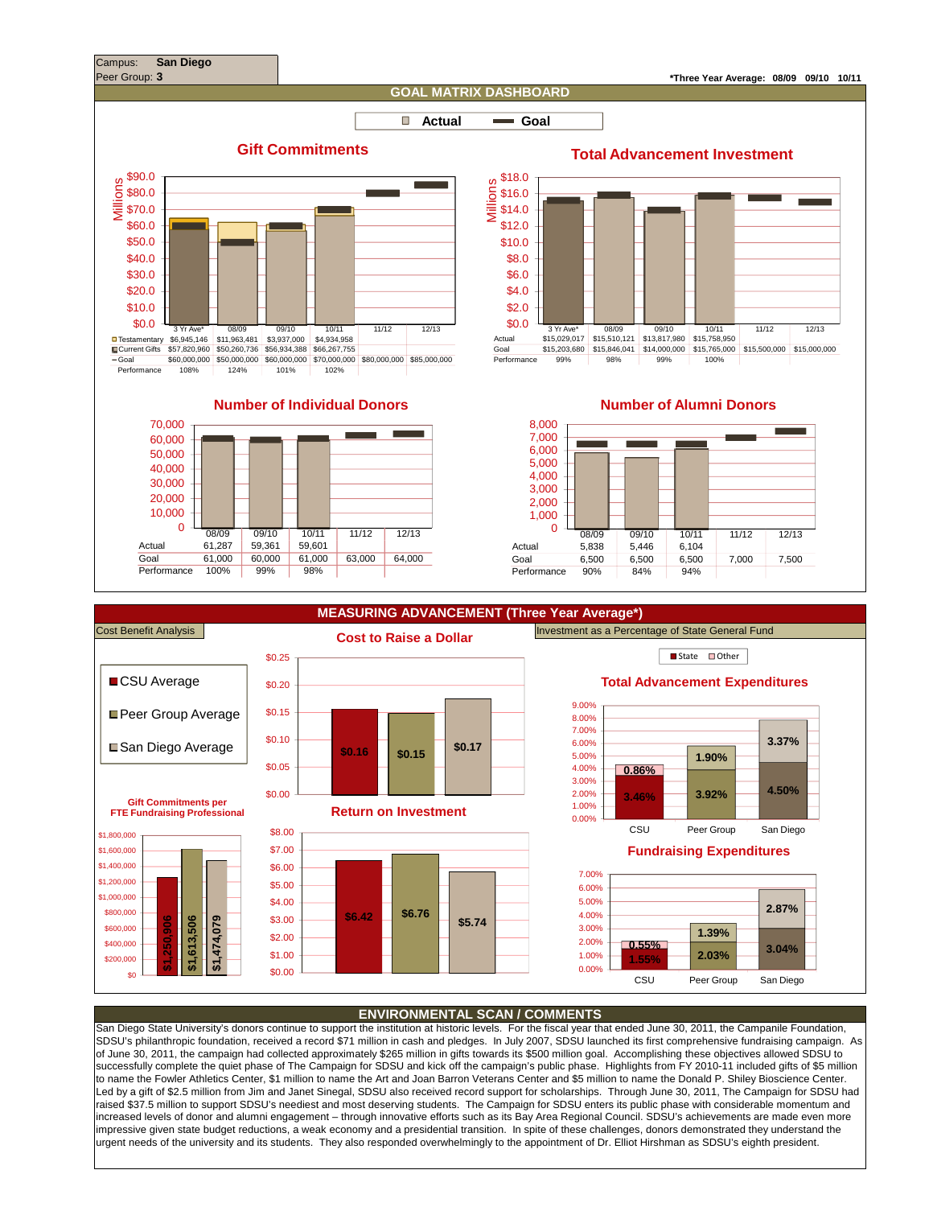Campus: **San Diego**
Peer Group: **3**

*Three Year Average: 08/09 09/10 10/11

## GOAL MATRIX DASHBOARD

Actual — Goal

### Gift Commitments

Millions
$90.0 $80.0 $70.0 $60.0 $50.0 $40.0 $30.0 $20.0 $10.0 $0.0

| | 3 Yr Ave* | 08/09 | 09/10 | 10/11 | 11/12 | 12/13 |
|---|---|---|---|---|---|---|
| Testamentary | $6,945,146 | $11,963,481 | $3,937,000 | $4,934,958 | | |
| Current Gifts | $57,820,960 | $50,260,736 | $56,934,388 | $66,267,755 | | |
| Goal | $60,000,000 | $50,000,000 | $60,000,000 | $70,000,000 | $80,000,000 | $85,000,000 |
| Performance | 108% | 124% | 101% | 102% | | |

### Total Advancement Investment

Millions
$18.0 $16.0 $14.0 $12.0 $10.0 $8.0 $6.0 $4.0 $2.0 $0.0

| | 3 Yr Ave* | 08/09 | 09/10 | 10/11 | 11/12 | 12/13 |
|---|---|---|---|---|---|---|
| Actual | $15,029,017 | $15,510,121 | $13,817,980 | $15,758,950 | | |
| Goal | $15,203,680 | $15,846,041 | $14,000,000 | $15,765,000 | $15,500,000 | $15,000,000 |
| Performance | 99% | 98% | 99% | 100% | | |

### Number of Individual Donors

70,000 60,000 50,000 40,000 30,000 20,000 10,000 0

| | 08/09 | 09/10 | 10/11 | 11/12 | 12/13 |
|---|---|---|---|---|---|
| Actual | 61,287 | 59,361 | 59,601 | | |
| Goal | 61,000 | 60,000 | 61,000 | 63,000 | 64,000 |
| Performance | 100% | 99% | 98% | | |

### Number of Alumni Donors

8,000 7,000 6,000 5,000 4,000 3,000 2,000 1,000 0

| | 08/09 | 09/10 | 10/11 | 11/12 | 12/13 |
|---|---|---|---|---|---|
| Actual | 5,838 | 5,446 | 6,104 | | |
| Goal | 6,500 | 6,500 | 6,500 | 7,000 | 7,500 |
| Performance | 90% | 84% | 94% | | |

## MEASURING ADVANCEMENT (Three Year Average*)

Cost Benefit Analysis

CSU Average
Peer Group Average
San Diego Average

### Cost to Raise a Dollar

$0.25 $0.20 $0.15 $0.10 $0.05 $0.00

$0.16 $0.15 $0.17

### Gift Commitments per FTE Fundraising Professional

$1,800,000 $1,600,000 $1,400,000 $1,200,000 $1,000,000 $800,000 $600,000 $400,000 $200,000 $0

$1,250,906 $1,613,506 $1,474,079

### Return on Investment

$8.00 $7.00 $6.00 $5.00 $4.00 $3.00 $2.00 $1.00 $0.00

$6.42 $6.76 $5.74

Investment as a Percentage of State General Fund

State Other

### Total Advancement Expenditures

9.00% 8.00% 7.00% 6.00% 5.00% 4.00% 3.00% 2.00% 1.00% 0.00%

CSU: 3.46% 0.86%
Peer Group: 3.92% 1.90%
San Diego: 4.50% 3.37%

### Fundraising Expenditures

7.00% 6.00% 5.00% 4.00% 3.00% 2.00% 1.00% 0.00%

CSU: 1.55% 0.55%
Peer Group: 2.03% 1.39%
San Diego: 3.04% 2.87%

## ENVIRONMENTAL SCAN / COMMENTS

San Diego State University's donors continue to support the institution at historic levels. For the fiscal year that ended June 30, 2011, the Campanile Foundation, SDSU's philanthropic foundation, received a record $71 million in cash and pledges. In July 2007, SDSU launched its first comprehensive fundraising campaign. As of June 30, 2011, the campaign had collected approximately $265 million in gifts towards its $500 million goal. Accomplishing these objectives allowed SDSU to successfully complete the quiet phase of The Campaign for SDSU and kick off the campaign's public phase. Highlights from FY 2010-11 included gifts of $5 million to name the Fowler Athletics Center, $1 million to name the Art and Joan Barron Veterans Center and $5 million to name the Donald P. Shiley Bioscience Center. Led by a gift of $2.5 million from Jim and Janet Sinegal, SDSU also received record support for scholarships. Through June 30, 2011, The Campaign for SDSU had raised $37.5 million to support SDSU's neediest and most deserving students. The Campaign for SDSU enters its public phase with considerable momentum and increased levels of donor and alumni engagement – through innovative efforts such as its Bay Area Regional Council. SDSU's achievements are made even more impressive given state budget reductions, a weak economy and a presidential transition. In spite of these challenges, donors demonstrated they understand the urgent needs of the university and its students. They also responded overwhelmingly to the appointment of Dr. Elliot Hirshman as SDSU's eighth president.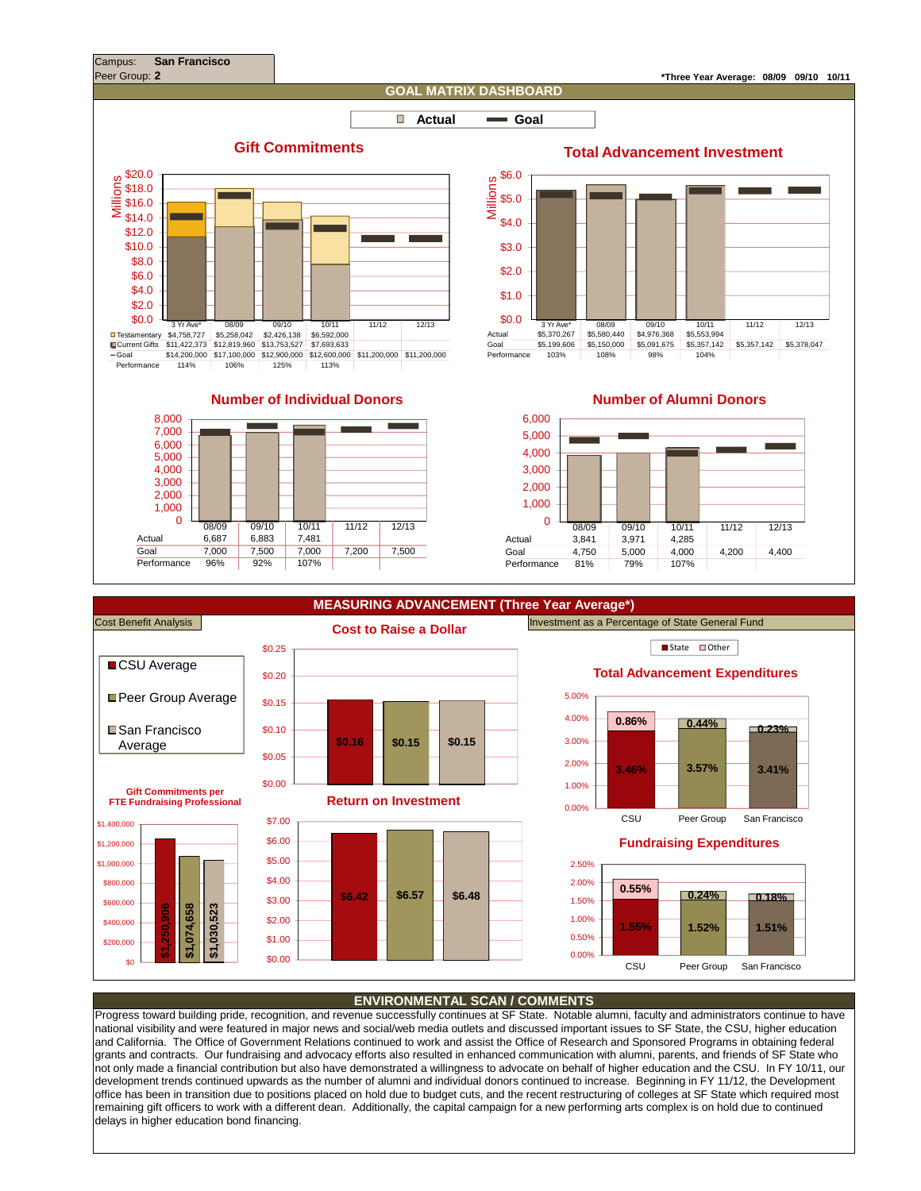Campus: **San Francisco**
Peer Group: **2**

*Three Year Average: 08/09 09/10 10/11

## GOAL MATRIX DASHBOARD

Actual — Goal

### Gift Commitments

Millions
$20.0
$18.0
$16.0
$14.0
$12.0
$10.0
$8.0
$6.0
$4.0
$2.0
$0.0

| | 3 Yr Ave* | 08/09 | 09/10 | 10/11 | 11/12 | 12/13 |
|---|---|---|---|---|---|---|
| Testamentary | $4,758,727 | $5,258,042 | $2,426,138 | $6,592,000 | | |
| Current Gifts | $11,422,373 | $12,819,960 | $13,753,527 | $7,693,633 | | |
| Goal | $14,200,000 | $17,100,000 | $12,900,000 | $12,600,000 | $11,200,000 | $11,200,000 |
| Performance | 114% | 106% | 125% | 113% | | |

### Total Advancement Investment

Millions
$6.0
$5.0
$4.0
$3.0
$2.0
$1.0
$0.0

| | 3 Yr Ave* | 08/09 | 09/10 | 10/11 | 11/12 | 12/13 |
|---|---|---|---|---|---|---|
| Actual | $5,370,267 | $5,580,440 | $4,976,368 | $5,553,994 | | |
| Goal | $5,199,606 | $5,150,000 | $5,091,675 | $5,357,142 | $5,357,142 | $5,378,047 |
| Performance | 103% | 108% | 98% | 104% | | |

### Number of Individual Donors

8,000
7,000
6,000
5,000
4,000
3,000
2,000
1,000
0

| | 08/09 | 09/10 | 10/11 | 11/12 | 12/13 |
|---|---|---|---|---|---|
| Actual | 6,687 | 6,883 | 7,481 | | |
| Goal | 7,000 | 7,500 | 7,000 | 7,200 | 7,500 |
| Performance | 96% | 92% | 107% | | |

### Number of Alumni Donors

6,000
5,000
4,000
3,000
2,000
1,000
0

| | 08/09 | 09/10 | 10/11 | 11/12 | 12/13 |
|---|---|---|---|---|---|
| Actual | 3,841 | 3,971 | 4,285 | | |
| Goal | 4,750 | 5,000 | 4,000 | 4,200 | 4,400 |
| Performance | 81% | 79% | 107% | | |

## MEASURING ADVANCEMENT (Three Year Average*)

Cost Benefit Analysis

CSU Average
Peer Group Average
San Francisco Average

### Cost to Raise a Dollar

$0.25
$0.20
$0.15
$0.10
$0.05
$0.00

$0.16 $0.15 $0.15

### Gift Commitments per FTE Fundraising Professional

$1,400,000
$1,200,000
$1,000,000
$800,000
$600,000
$400,000
$200,000
$0

$1,250,906 $1,074,658 $1,030,523

### Return on Investment

$7.00
$6.00
$5.00
$4.00
$3.00
$2.00
$1.00
$0.00

$6.42 $6.57 $6.48

Investment as a Percentage of State General Fund

State Other

### Total Advancement Expenditures

5.00%
4.00%
3.00%
2.00%
1.00%
0.00%

CSU: 3.46% State, 0.86% Other
Peer Group: 3.57% State, 0.44% Other
San Francisco: 3.41% State, 0.23% Other

### Fundraising Expenditures

2.50%
2.00%
1.50%
1.00%
0.50%
0.00%

CSU: 1.55% State, 0.55% Other
Peer Group: 1.52% State, 0.24% Other
San Francisco: 1.51% State, 0.18% Other

## ENVIRONMENTAL SCAN / COMMENTS

Progress toward building pride, recognition, and revenue successfully continues at SF State. Notable alumni, faculty and administrators continue to have national visibility and were featured in major news and social/web media outlets and discussed important issues to SF State, the CSU, higher education and California. The Office of Government Relations continued to work and assist the Office of Research and Sponsored Programs in obtaining federal grants and contracts. Our fundraising and advocacy efforts also resulted in enhanced communication with alumni, parents, and friends of SF State who not only made a financial contribution but also have demonstrated a willingness to advocate on behalf of higher education and the CSU. In FY 10/11, our development trends continued upwards as the number of alumni and individual donors continued to increase. Beginning in FY 11/12, the Development office has been in transition due to positions placed on hold due to budget cuts, and the recent restructuring of colleges at SF State which required most remaining gift officers to work with a different dean. Additionally, the capital campaign for a new performing arts complex is on hold due to continued delays in higher education bond financing.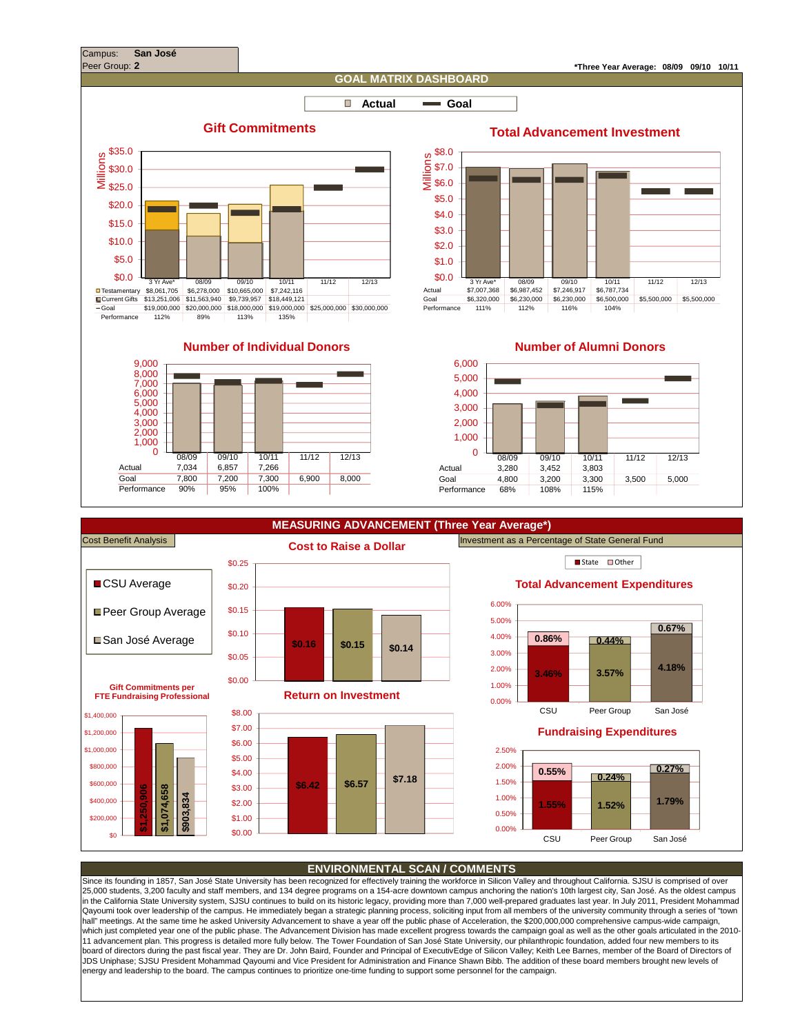Campus: **San José**
Peer Group: **2**

*Three Year Average: 08/09 09/10 10/11

## GOAL MATRIX DASHBOARD

Actual  Goal

### Gift Commitments

Millions
$35.0
$30.0
$25.0
$20.0
$15.0
$10.0
$5.0
$0.0

| | 3 Yr Ave* | 08/09 | 09/10 | 10/11 | 11/12 | 12/13 |
|---|---|---|---|---|---|---|
| Testamentary | $8,061,705 | $6,278,000 | $10,665,000 | $7,242,116 | | |
| Current Gifts | $13,251,006 | $11,563,940 | $9,739,957 | $18,449,121 | | |
| Goal | $19,000,000 | $20,000,000 | $18,000,000 | $19,000,000 | $25,000,000 | $30,000,000 |
| Performance | 112% | 89% | 113% | 135% | | |

### Total Advancement Investment

Millions
$8.0
$7.0
$6.0
$5.0
$4.0
$3.0
$2.0
$1.0
$0.0

| | 3 Yr Ave* | 08/09 | 09/10 | 10/11 | 11/12 | 12/13 |
|---|---|---|---|---|---|---|
| Actual | $7,007,368 | $6,987,452 | $7,246,917 | $6,787,734 | | |
| Goal | $6,320,000 | $6,230,000 | $6,230,000 | $6,500,000 | $5,500,000 | $5,500,000 |
| Performance | 111% | 112% | 116% | 104% | | |

### Number of Individual Donors

9,000
8,000
7,000
6,000
5,000
4,000
3,000
2,000
1,000
0

| | 08/09 | 09/10 | 10/11 | 11/12 | 12/13 |
|---|---|---|---|---|---|
| Actual | 7,034 | 6,857 | 7,266 | | |
| Goal | 7,800 | 7,200 | 7,300 | 6,900 | 8,000 |
| Performance | 90% | 95% | 100% | | |

### Number of Alumni Donors

6,000
5,000
4,000
3,000
2,000
1,000
0

| | 08/09 | 09/10 | 10/11 | 11/12 | 12/13 |
|---|---|---|---|---|---|
| Actual | 3,280 | 3,452 | 3,803 | | |
| Goal | 4,800 | 3,200 | 3,300 | 3,500 | 5,000 |
| Performance | 68% | 108% | 115% | | |

## MEASURING ADVANCEMENT (Three Year Average*)

Cost Benefit Analysis

CSU Average
Peer Group Average
San José Average

### Cost to Raise a Dollar

$0.25
$0.20
$0.15
$0.10
$0.05
$0.00

$0.16
$0.15
$0.14

### Gift Commitments per FTE Fundraising Professional

$1,400,000
$1,200,000
$1,000,000
$800,000
$600,000
$400,000
$200,000
$0

$1,250,906
$1,074,658
$903,834

### Return on Investment

$8.00
$7.00
$6.00
$5.00
$4.00
$3.00
$2.00
$1.00
$0.00

$6.42
$6.57
$7.18

Investment as a Percentage of State General Fund

State  Other

### Total Advancement Expenditures

6.00%
5.00%
4.00%
3.00%
2.00%
1.00%
0.00%

CSU: 3.46% (State), 0.86% (Other)
Peer Group: 3.57% (State), 0.44% (Other)
San José: 4.18% (State), 0.67% (Other)

### Fundraising Expenditures

2.50%
2.00%
1.50%
1.00%
0.50%
0.00%

CSU: 1.55% (State), 0.55% (Other)
Peer Group: 1.52% (State), 0.24% (Other)
San José: 1.79% (State), 0.27% (Other)

## ENVIRONMENTAL SCAN / COMMENTS

Since its founding in 1857, San José State University has been recognized for effectively training the workforce in Silicon Valley and throughout California. SJSU is comprised of over 25,000 students, 3,200 faculty and staff members, and 134 degree programs on a 154-acre downtown campus anchoring the nation's 10th largest city, San José. As the oldest campus in the California State University system, SJSU continues to build on its historic legacy, providing more than 7,000 well-prepared graduates last year. In July 2011, President Mohammad Qayoumi took over leadership of the campus. He immediately began a strategic planning process, soliciting input from all members of the university community through a series of "town hall" meetings. At the same time he asked University Advancement to shave a year off the public phase of Acceleration, the $200,000,000 comprehensive campus-wide campaign, which just completed year one of the public phase. The Advancement Division has made excellent progress towards the campaign goal as well as the other goals articulated in the 2010-11 advancement plan. This progress is detailed more fully below. The Tower Foundation of San José State University, our philanthropic foundation, added four new members to its board of directors during the past fiscal year. They are Dr. John Baird, Founder and Principal of ExecutivEdge of Silicon Valley; Keith Lee Barnes, member of the Board of Directors of JDS Uniphase; SJSU President Mohammad Qayoumi and Vice President for Administration and Finance Shawn Bibb. The addition of these board members brought new levels of energy and leadership to the board. The campus continues to prioritize one-time funding to support some personnel for the campaign.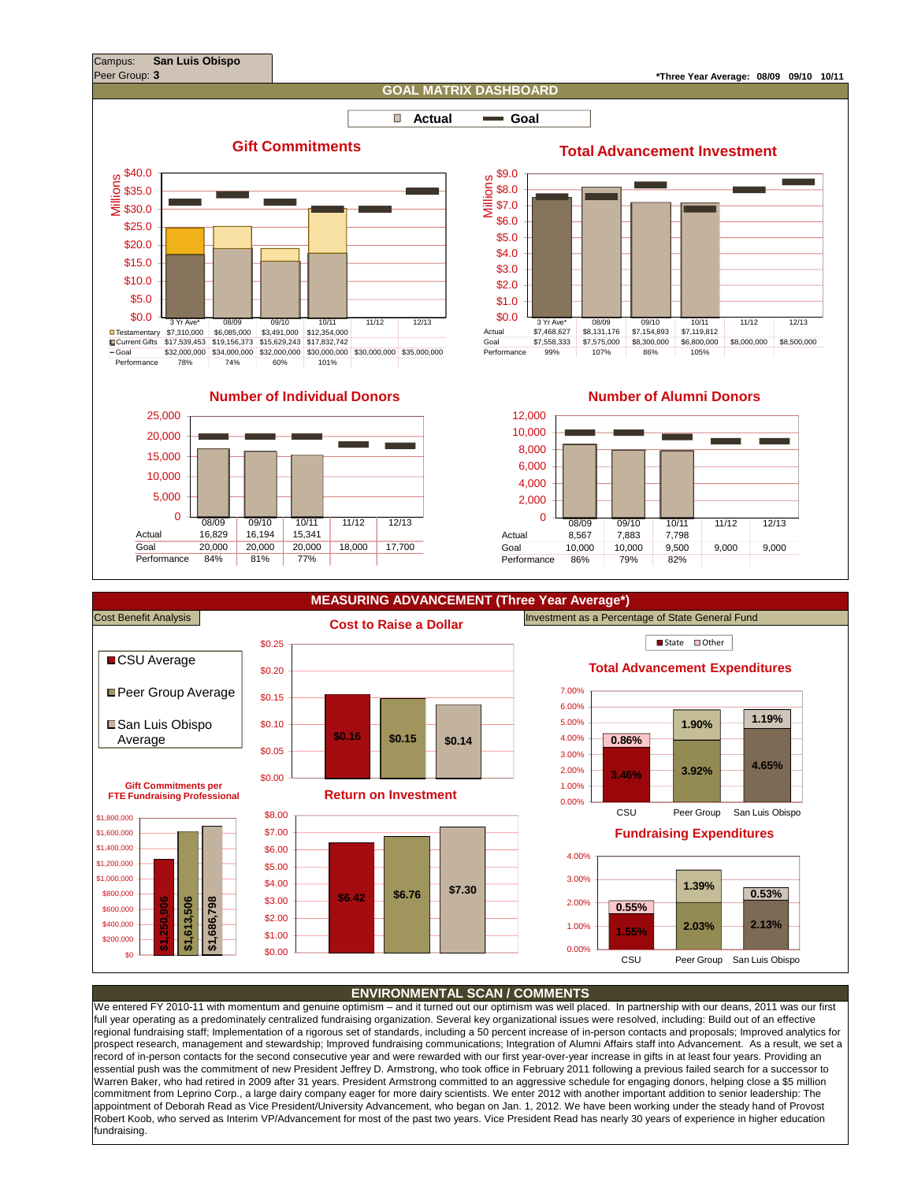Campus: **San Luis Obispo**
Peer Group: **3**

*Three Year Average: 08/09 09/10 10/11

## GOAL MATRIX DASHBOARD

Actual — Goal

### Gift Commitments

Millions
$40.0
$35.0
$30.0
$25.0
$20.0
$15.0
$10.0
$5.0
$0.0

| | 3 Yr Ave* | 08/09 | 09/10 | 10/11 | 11/12 | 12/13 |
|---|---|---|---|---|---|---|
| Testamentary | $7,310,000 | $6,085,000 | $3,491,000 | $12,354,000 | | |
| Current Gifts | $17,539,453 | $19,156,373 | $15,629,243 | $17,832,742 | | |
| Goal | $32,000,000 | $34,000,000 | $32,000,000 | $30,000,000 | $30,000,000 | $35,000,000 |
| Performance | 78% | 74% | 60% | 101% | | |

### Total Advancement Investment

Millions
$9.0
$8.0
$7.0
$6.0
$5.0
$4.0
$3.0
$2.0
$1.0
$0.0

| | 3 Yr Ave* | 08/09 | 09/10 | 10/11 | 11/12 | 12/13 |
|---|---|---|---|---|---|---|
| Actual | $7,468,627 | $8,131,176 | $7,154,893 | $7,119,812 | | |
| Goal | $7,558,333 | $7,575,000 | $8,300,000 | $6,800,000 | $8,000,000 | $8,500,000 |
| Performance | 99% | 107% | 86% | 105% | | |

### Number of Individual Donors

25,000
20,000
15,000
10,000
5,000
0

| | 08/09 | 09/10 | 10/11 | 11/12 | 12/13 |
|---|---|---|---|---|---|
| Actual | 16,829 | 16,194 | 15,341 | | |
| Goal | 20,000 | 20,000 | 20,000 | 18,000 | 17,700 |
| Performance | 84% | 81% | 77% | | |

### Number of Alumni Donors

12,000
10,000
8,000
6,000
4,000
2,000
0

| | 08/09 | 09/10 | 10/11 | 11/12 | 12/13 |
|---|---|---|---|---|---|
| Actual | 8,567 | 7,883 | 7,798 | | |
| Goal | 10,000 | 10,000 | 9,500 | 9,000 | 9,000 |
| Performance | 86% | 79% | 82% | | |

## MEASURING ADVANCEMENT (Three Year Average*)

Cost Benefit Analysis

CSU Average
Peer Group Average
San Luis Obispo Average

### Cost to Raise a Dollar

$0.25
$0.20
$0.15
$0.10
$0.05
$0.00

$0.16
$0.15
$0.14

### Gift Commitments per FTE Fundraising Professional

$1,800,000
$1,600,000
$1,400,000
$1,200,000
$1,000,000
$800,000
$600,000
$400,000
$200,000
$0

$1,250,906
$1,613,506
$1,686,798

### Return on Investment

$8.00
$7.00
$6.00
$5.00
$4.00
$3.00
$2.00
$1.00
$0.00

$6.42
$6.76
$7.30

Investment as a Percentage of State General Fund

State
Other

### Total Advancement Expenditures

7.00%
6.00%
5.00%
4.00%
3.00%
2.00%
1.00%
0.00%

CSU: 3.46% / 0.86%
Peer Group: 3.92% / 1.90%
San Luis Obispo: 4.65% / 1.19%

### Fundraising Expenditures

4.00%
3.00%
2.00%
1.00%
0.00%

CSU: 1.55% / 0.55%
Peer Group: 2.03% / 1.39%
San Luis Obispo: 2.13% / 0.53%

## ENVIRONMENTAL SCAN / COMMENTS

We entered FY 2010-11 with momentum and genuine optimism – and it turned out our optimism was well placed. In partnership with our deans, 2011 was our first full year operating as a predominately centralized fundraising organization. Several key organizational issues were resolved, including: Build out of an effective regional fundraising staff; Implementation of a rigorous set of standards, including a 50 percent increase of in-person contacts and proposals; Improved analytics for prospect research, management and stewardship; Improved fundraising communications; Integration of Alumni Affairs staff into Advancement. As a result, we set a record of in-person contacts for the second consecutive year and were rewarded with our first year-over-year increase in gifts in at least four years. Providing an essential push was the commitment of new President Jeffrey D. Armstrong, who took office in February 2011 following a previous failed search for a successor to Warren Baker, who had retired in 2009 after 31 years. President Armstrong committed to an aggressive schedule for engaging donors, helping close a $5 million commitment from Leprino Corp., a large dairy company eager for more dairy scientists. We enter 2012 with another important addition to senior leadership: The appointment of Deborah Read as Vice President/University Advancement, who began on Jan. 1, 2012. We have been working under the steady hand of Provost Robert Koob, who served as Interim VP/Advancement for most of the past two years. Vice President Read has nearly 30 years of experience in higher education fundraising.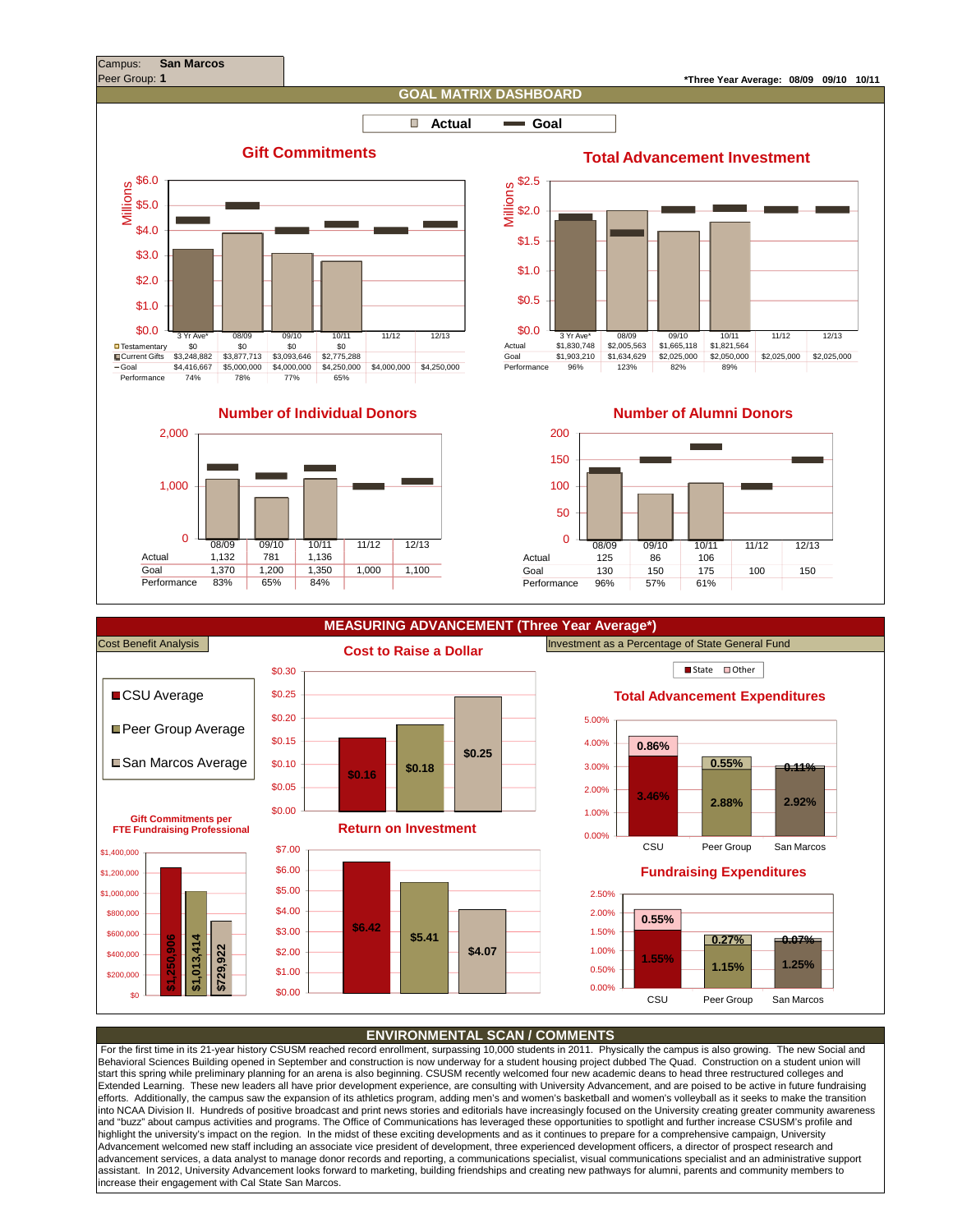Campus: **San Marcos**
Peer Group: **1**

**\*Three Year Average: 08/09 09/10 10/11**

## GOAL MATRIX DASHBOARD

Actual
Goal

### Gift Commitments

Millions
$6.0
$5.0
$4.0
$3.0
$2.0
$1.0
$0.0

| | 3 Yr Ave* | 08/09 | 09/10 | 10/11 | 11/12 | 12/13 |
|---|---|---|---|---|---|---|
| Testamentary | $0 | $0 | $0 | $0 | | |
| Current Gifts | $3,248,882 | $3,877,713 | $3,093,646 | $2,775,288 | | |
| Goal | $4,416,667 | $5,000,000 | $4,000,000 | $4,250,000 | $4,000,000 | $4,250,000 |
| Performance | 74% | 78% | 77% | 65% | | |

### Total Advancement Investment

Millions
$2.5
$2.0
$1.5
$1.0
$0.5
$0.0

| | 3 Yr Ave* | 08/09 | 09/10 | 10/11 | 11/12 | 12/13 |
|---|---|---|---|---|---|---|
| Actual | $1,830,748 | $2,005,563 | $1,665,118 | $1,821,564 | | |
| Goal | $1,903,210 | $1,634,629 | $2,025,000 | $2,050,000 | $2,025,000 | $2,025,000 |
| Performance | 96% | 123% | 82% | 89% | | |

### Number of Individual Donors

2,000
1,000
0

| | 08/09 | 09/10 | 10/11 | 11/12 | 12/13 |
|---|---|---|---|---|---|
| Actual | 1,132 | 781 | 1,136 | | |
| Goal | 1,370 | 1,200 | 1,350 | 1,000 | 1,100 |
| Performance | 83% | 65% | 84% | | |

### Number of Alumni Donors

200
150
100
50
0

| | 08/09 | 09/10 | 10/11 | 11/12 | 12/13 |
|---|---|---|---|---|---|
| Actual | 125 | 86 | 106 | | |
| Goal | 130 | 150 | 175 | 100 | 150 |
| Performance | 96% | 57% | 61% | | |

## MEASURING ADVANCEMENT (Three Year Average*)

Cost Benefit Analysis

CSU Average
Peer Group Average
San Marcos Average

### Cost to Raise a Dollar

$0.30
$0.25
$0.20
$0.15
$0.10
$0.05
$0.00

$0.16
$0.18
$0.25

### Gift Commitments per FTE Fundraising Professional

$1,400,000
$1,200,000
$1,000,000
$800,000
$600,000
$400,000
$200,000
$0

$1,250,906
$1,013,414
$729,922

### Return on Investment

$7.00
$6.00
$5.00
$4.00
$3.00
$2.00
$1.00
$0.00

$6.42
$5.41
$4.07

Investment as a Percentage of State General Fund

State
Other

### Total Advancement Expenditures

5.00%
4.00%
3.00%
2.00%
1.00%
0.00%

0.86%
3.46%
0.55%
2.88%
0.11%
2.92%

CSU
Peer Group
San Marcos

### Fundraising Expenditures

2.50%
2.00%
1.50%
1.00%
0.50%
0.00%

0.55%
1.55%
0.27%
1.15%
0.07%
1.25%

CSU
Peer Group
San Marcos

## ENVIRONMENTAL SCAN / COMMENTS

For the first time in its 21-year history CSUSM reached record enrollment, surpassing 10,000 students in 2011. Physically the campus is also growing. The new Social and Behavioral Sciences Building opened in September and construction is now underway for a student housing project dubbed The Quad. Construction on a student union will start this spring while preliminary planning for an arena is also beginning. CSUSM recently welcomed four new academic deans to head three restructured colleges and Extended Learning. These new leaders all have prior development experience, are consulting with University Advancement, and are poised to be active in future fundraising efforts. Additionally, the campus saw the expansion of its athletics program, adding men's and women's basketball and women's volleyball as it seeks to make the transition into NCAA Division II. Hundreds of positive broadcast and print news stories and editorials have increasingly focused on the University creating greater community awareness and "buzz" about campus activities and programs. The Office of Communications has leveraged these opportunities to spotlight and further increase CSUSM's profile and highlight the university's impact on the region. In the midst of these exciting developments and as it continues to prepare for a comprehensive campaign, University Advancement welcomed new staff including an associate vice president of development, three experienced development officers, a director of prospect research and advancement services, a data analyst to manage donor records and reporting, a communications specialist, visual communications specialist and an administrative support assistant. In 2012, University Advancement looks forward to marketing, building friendships and creating new pathways for alumni, parents and community members to increase their engagement with Cal State San Marcos.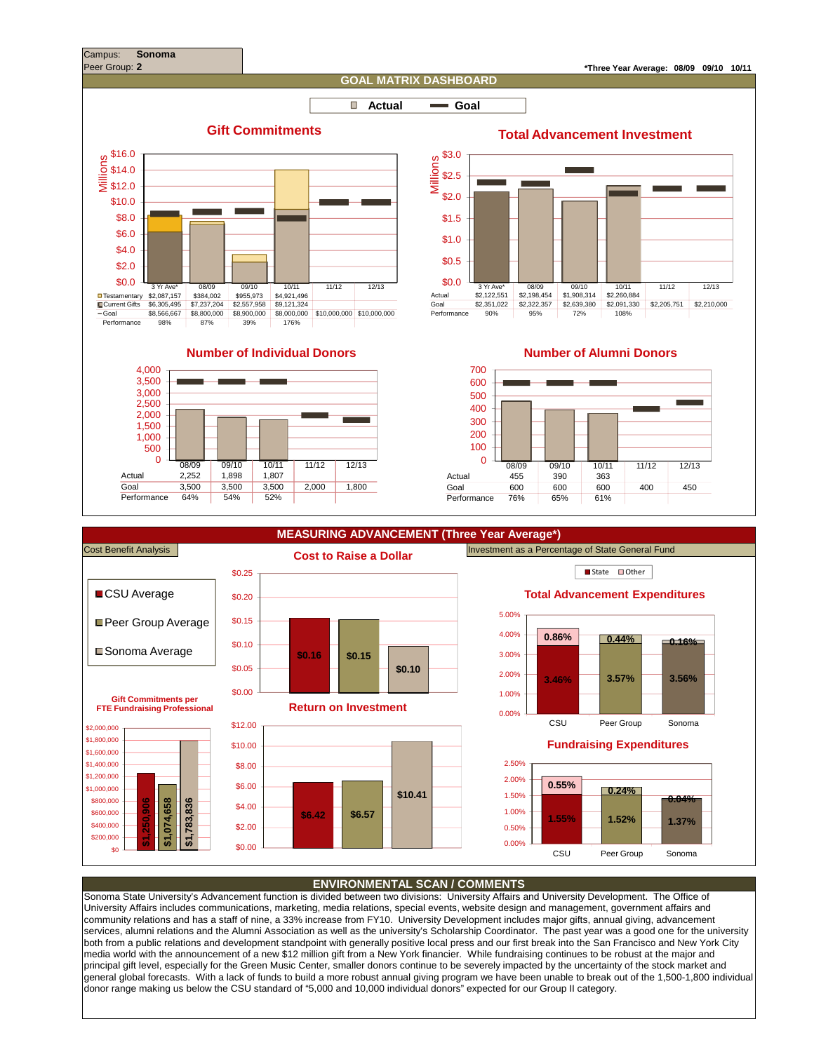Campus: **Sonoma**
Peer Group: **2**

**\*Three Year Average: 08/09 09/10 10/11**

## GOAL MATRIX DASHBOARD

Actual — Goal

### Gift Commitments

Millions
$16.0
$14.0
$12.0
$10.0
$8.0
$6.0
$4.0
$2.0
$0.0

| | 3 Yr Ave* | 08/09 | 09/10 | 10/11 | 11/12 | 12/13 |
|---|---|---|---|---|---|---|
| Testamentary | $2,087,157 | $384,002 | $955,973 | $4,921,496 | | |
| Current Gifts | $6,305,495 | $7,237,204 | $2,557,958 | $9,121,324 | | |
| Goal | $8,566,667 | $8,800,000 | $8,900,000 | $8,000,000 | $10,000,000 | $10,000,000 |
| Performance | 98% | 87% | 39% | 176% | | |

### Total Advancement Investment

Millions
$3.0
$2.5
$2.0
$1.5
$1.0
$0.5
$0.0

| | 3 Yr Ave* | 08/09 | 09/10 | 10/11 | 11/12 | 12/13 |
|---|---|---|---|---|---|---|
| Actual | $2,122,551 | $2,198,454 | $1,908,314 | $2,260,884 | | |
| Goal | $2,351,022 | $2,322,357 | $2,639,380 | $2,091,330 | $2,205,751 | $2,210,000 |
| Performance | 90% | 95% | 72% | 108% | | |

### Number of Individual Donors

4,000
3,500
3,000
2,500
2,000
1,500
1,000
500
0

| | 08/09 | 09/10 | 10/11 | 11/12 | 12/13 |
|---|---|---|---|---|---|
| Actual | 2,252 | 1,898 | 1,807 | | |
| Goal | 3,500 | 3,500 | 3,500 | 2,000 | 1,800 |
| Performance | 64% | 54% | 52% | | |

### Number of Alumni Donors

700
600
500
400
300
200
100
0

| | 08/09 | 09/10 | 10/11 | 11/12 | 12/13 |
|---|---|---|---|---|---|
| Actual | 455 | 390 | 363 | | |
| Goal | 600 | 600 | 600 | 400 | 450 |
| Performance | 76% | 65% | 61% | | |

## MEASURING ADVANCEMENT (Three Year Average*)

Cost Benefit Analysis

CSU Average
Peer Group Average
Sonoma Average

### Cost to Raise a Dollar

$0.25
$0.20
$0.15
$0.10
$0.05
$0.00

$0.16
$0.15
$0.10

### Gift Commitments per FTE Fundraising Professional

$2,000,000
$1,800,000
$1,600,000
$1,400,000
$1,200,000
$1,000,000
$800,000
$600,000
$400,000
$200,000
$0

$1,250,906
$1,074,658
$1,783,836

### Return on Investment

$12.00
$10.00
$8.00
$6.00
$4.00
$2.00
$0.00

$6.42
$6.57
$10.41

Investment as a Percentage of State General Fund

State Other

### Total Advancement Expenditures

5.00%
4.00%
3.00%
2.00%
1.00%
0.00%

CSU: 3.46% (State), 0.86% (Other)
Peer Group: 3.57% (State), 0.44% (Other)
Sonoma: 3.56% (State), 0.16% (Other)

### Fundraising Expenditures

2.50%
2.00%
1.50%
1.00%
0.50%
0.00%

CSU: 1.55% (State), 0.55% (Other)
Peer Group: 1.52% (State), 0.24% (Other)
Sonoma: 1.37% (State), 0.04% (Other)

## ENVIRONMENTAL SCAN / COMMENTS

Sonoma State University's Advancement function is divided between two divisions: University Affairs and University Development. The Office of University Affairs includes communications, marketing, media relations, special events, website design and management, government affairs and community relations and has a staff of nine, a 33% increase from FY10. University Development includes major gifts, annual giving, advancement services, alumni relations and the Alumni Association as well as the university's Scholarship Coordinator. The past year was a good one for the university both from a public relations and development standpoint with generally positive local press and our first break into the San Francisco and New York City media world with the announcement of a new $12 million gift from a New York financier. While fundraising continues to be robust at the major and principal gift level, especially for the Green Music Center, smaller donors continue to be severely impacted by the uncertainty of the stock market and general global forecasts. With a lack of funds to build a more robust annual giving program we have been unable to break out of the 1,500-1,800 individual donor range making us below the CSU standard of "5,000 and 10,000 individual donors" expected for our Group II category.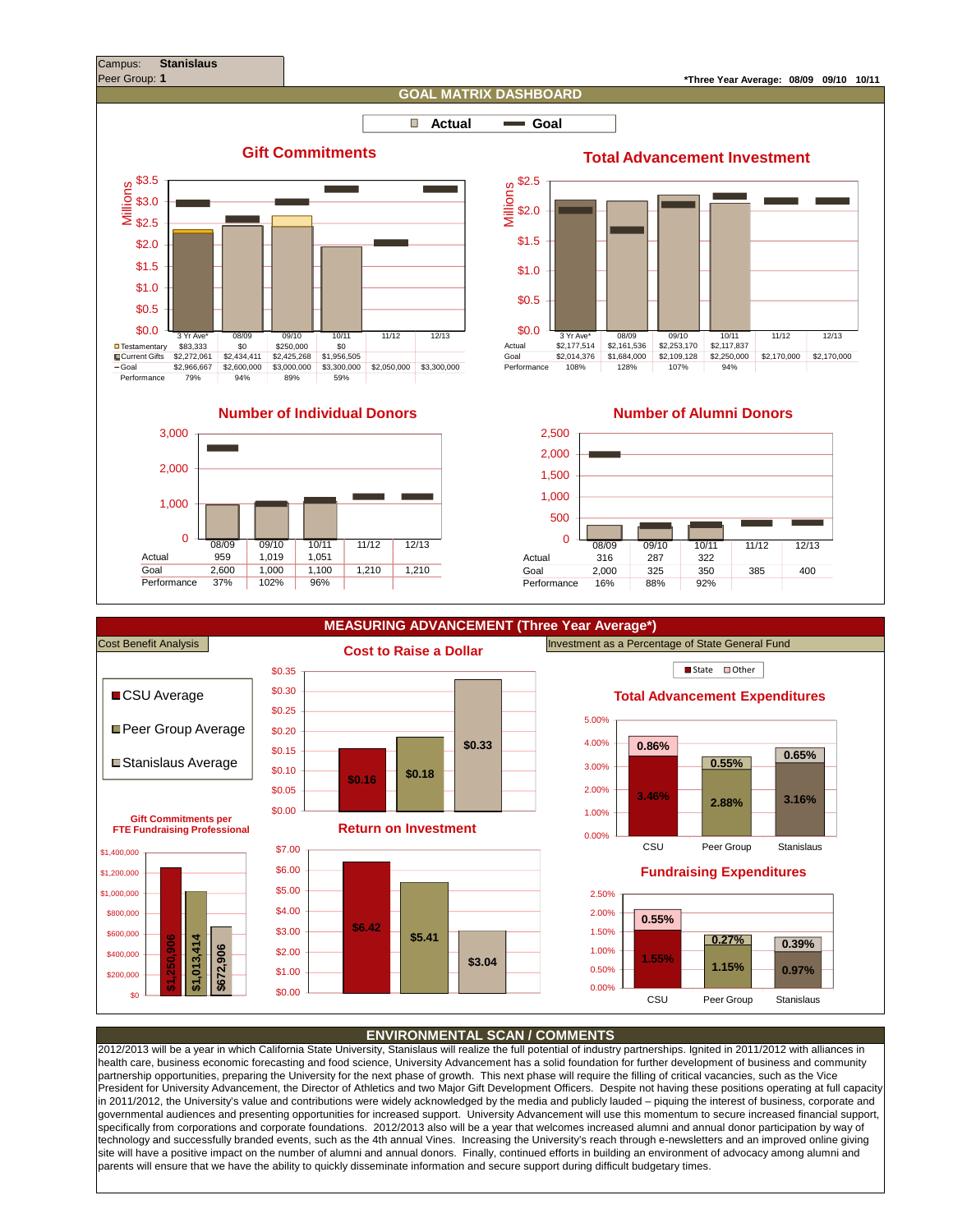Campus: **Stanislaus**
Peer Group: **1**

*Three Year Average: 08/09 09/10 10/11

## GOAL MATRIX DASHBOARD

Actual Goal

### Gift Commitments

| | 3 Yr Ave* | 08/09 | 09/10 | 10/11 | 11/12 | 12/13 |
|---|---|---|---|---|---|---|
| Testamentary | $83,333 | $0 | $250,000 | $0 | | |
| Current Gifts | $2,272,061 | $2,434,411 | $2,425,268 | $1,956,505 | | |
| Goal | $2,966,667 | $2,600,000 | $3,000,000 | $3,300,000 | $2,050,000 | $3,300,000 |
| Performance | 79% | 94% | 89% | 59% | | |

### Total Advancement Investment

| | 3 Yr Ave* | 08/09 | 09/10 | 10/11 | 11/12 | 12/13 |
|---|---|---|---|---|---|---|
| Actual | $2,177,514 | $2,161,536 | $2,253,170 | $2,117,837 | | |
| Goal | $2,014,376 | $1,684,000 | $2,109,128 | $2,250,000 | $2,170,000 | $2,170,000 |
| Performance | 108% | 128% | 107% | 94% | | |

### Number of Individual Donors

| | 08/09 | 09/10 | 10/11 | 11/12 | 12/13 |
|---|---|---|---|---|---|
| Actual | 959 | 1,019 | 1,051 | | |
| Goal | 2,600 | 1,000 | 1,100 | 1,210 | 1,210 |
| Performance | 37% | 102% | 96% | | |

### Number of Alumni Donors

| | 08/09 | 09/10 | 10/11 | 11/12 | 12/13 |
|---|---|---|---|---|---|
| Actual | 316 | 287 | 322 | | |
| Goal | 2,000 | 325 | 350 | 385 | 400 |
| Performance | 16% | 88% | 92% | | |

## MEASURING ADVANCEMENT (Three Year Average*)

Cost Benefit Analysis

CSU Average
Peer Group Average
Stanislaus Average

### Cost to Raise a Dollar

$0.16
$0.18
$0.33

### Gift Commitments per FTE Fundraising Professional

$1,250,906
$1,013,414
$672,906

### Return on Investment

$6.42
$5.41
$3.04

Investment as a Percentage of State General Fund

State Other

### Total Advancement Expenditures

CSU: 3.46% State, 0.86% Other
Peer Group: 2.88% State, 0.55% Other
Stanislaus: 3.16% State, 0.65% Other

### Fundraising Expenditures

CSU: 1.55% State, 0.55% Other
Peer Group: 1.15% State, 0.27% Other
Stanislaus: 0.97% State, 0.39% Other

## ENVIRONMENTAL SCAN / COMMENTS

2012/2013 will be a year in which California State University, Stanislaus will realize the full potential of industry partnerships. Ignited in 2011/2012 with alliances in health care, business economic forecasting and food science, University Advancement has a solid foundation for further development of business and community partnership opportunities, preparing the University for the next phase of growth. This next phase will require the filling of critical vacancies, such as the Vice President for University Advancement, the Director of Athletics and two Major Gift Development Officers. Despite not having these positions operating at full capacity in 2011/2012, the University's value and contributions were widely acknowledged by the media and publicly lauded – piquing the interest of business, corporate and governmental audiences and presenting opportunities for increased support. University Advancement will use this momentum to secure increased financial support, specifically from corporations and corporate foundations. 2012/2013 also will be a year that welcomes increased alumni and annual donor participation by way of technology and successfully branded events, such as the 4th annual Vines. Increasing the University's reach through e-newsletters and an improved online giving site will have a positive impact on the number of alumni and annual donors. Finally, continued efforts in building an environment of advocacy among alumni and parents will ensure that we have the ability to quickly disseminate information and secure support during difficult budgetary times.